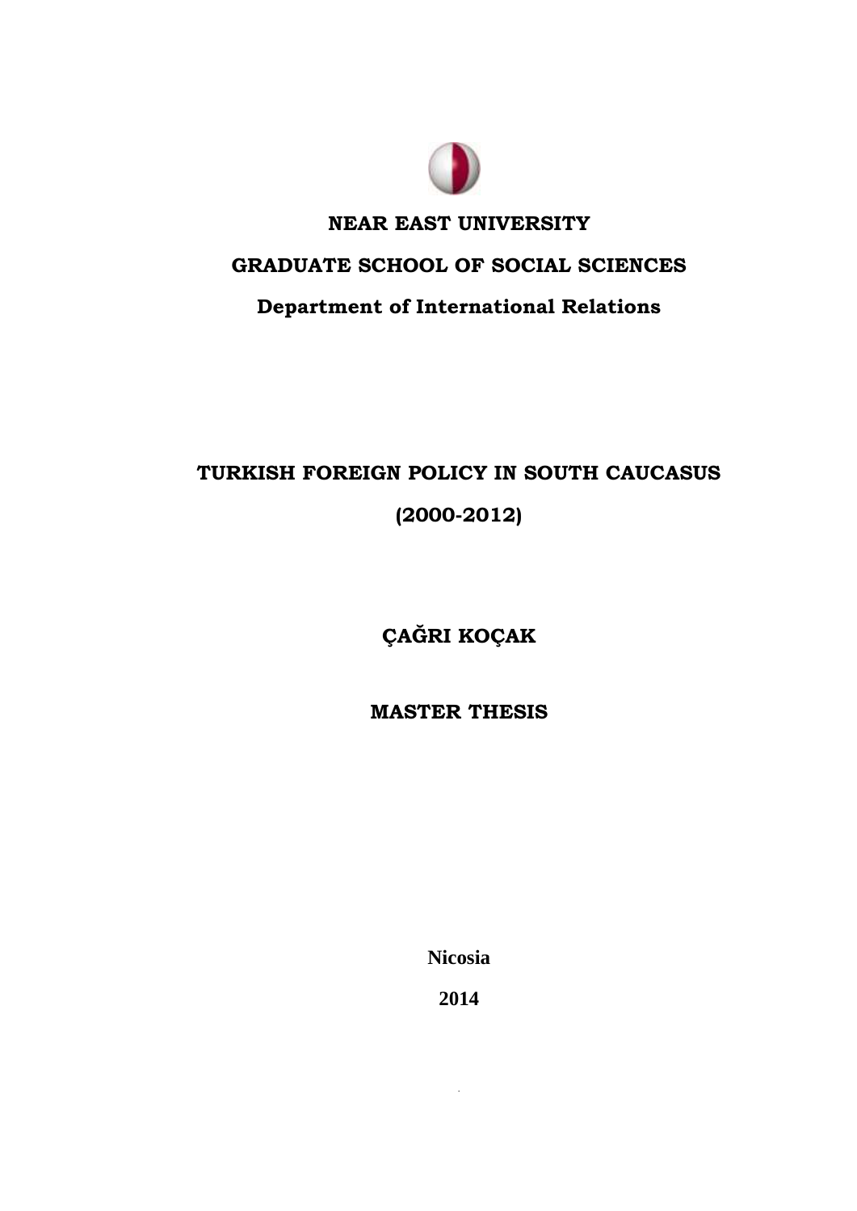**NEAR EAST UNIVERSITY**

**GRADUATE SCHOOL OF SOCIAL SCIENCES**

**Department of International Relations**

# TURKISH FOREIGN POLICY IN SOUTH CAUCASUS

# (2000-2012)

**ÇAĞRI KOÇAK**

**MASTER THESIS**

**Nicosia**

**2014**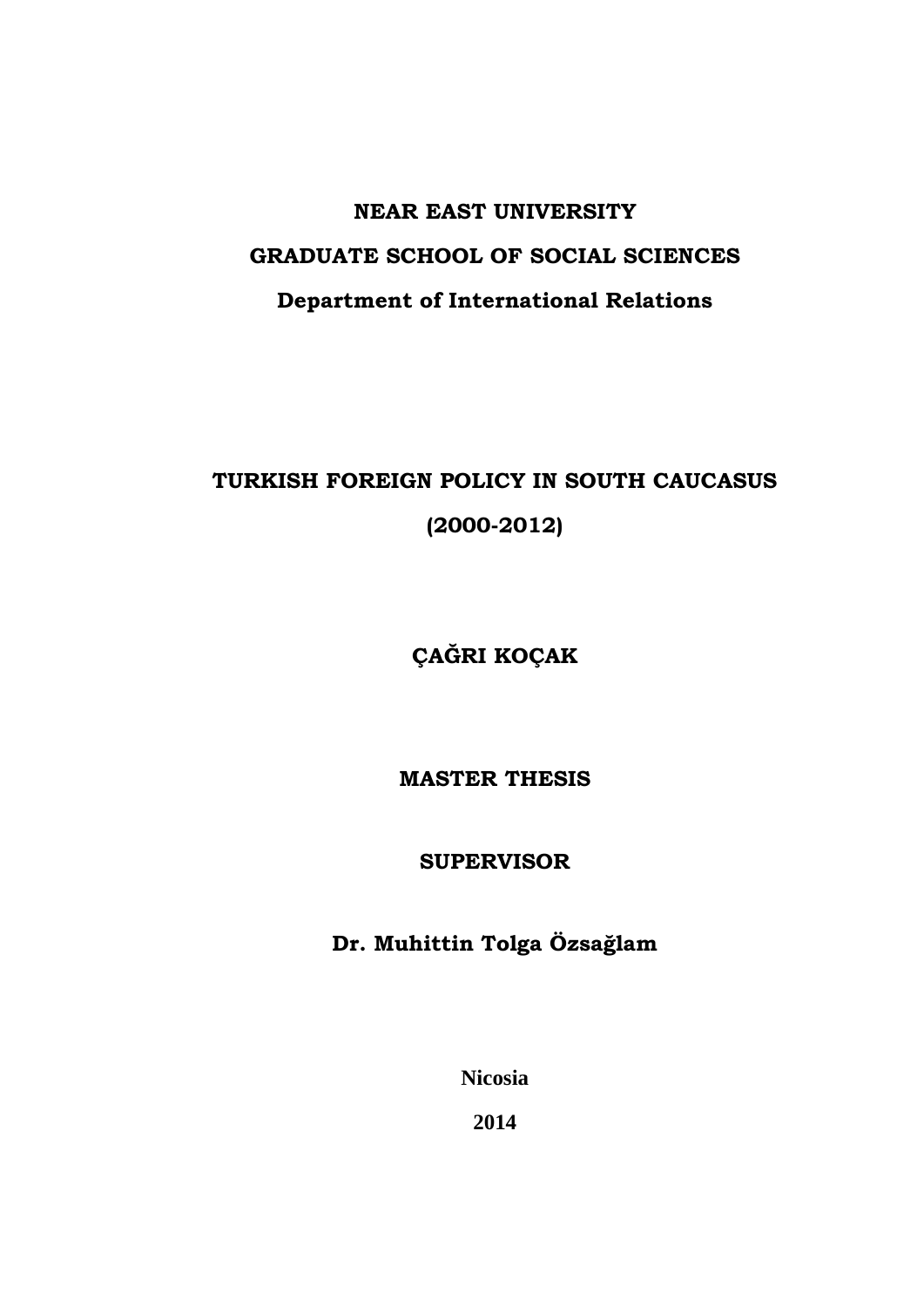**NEAR EAST UNIVERSITY**

**GRADUATE SCHOOL OF SOCIAL SCIENCES**

**Department of International Relations**

# TURKISH FOREIGN POLICY IN SOUTH CAUCASUS (2000-2012)

**ÇAĞRI KOÇAK**

**MASTER THESIS**

**SUPERVISOR**

**Dr. Muhittin Tolga Özsağlam**

**Nicosia**

**2014**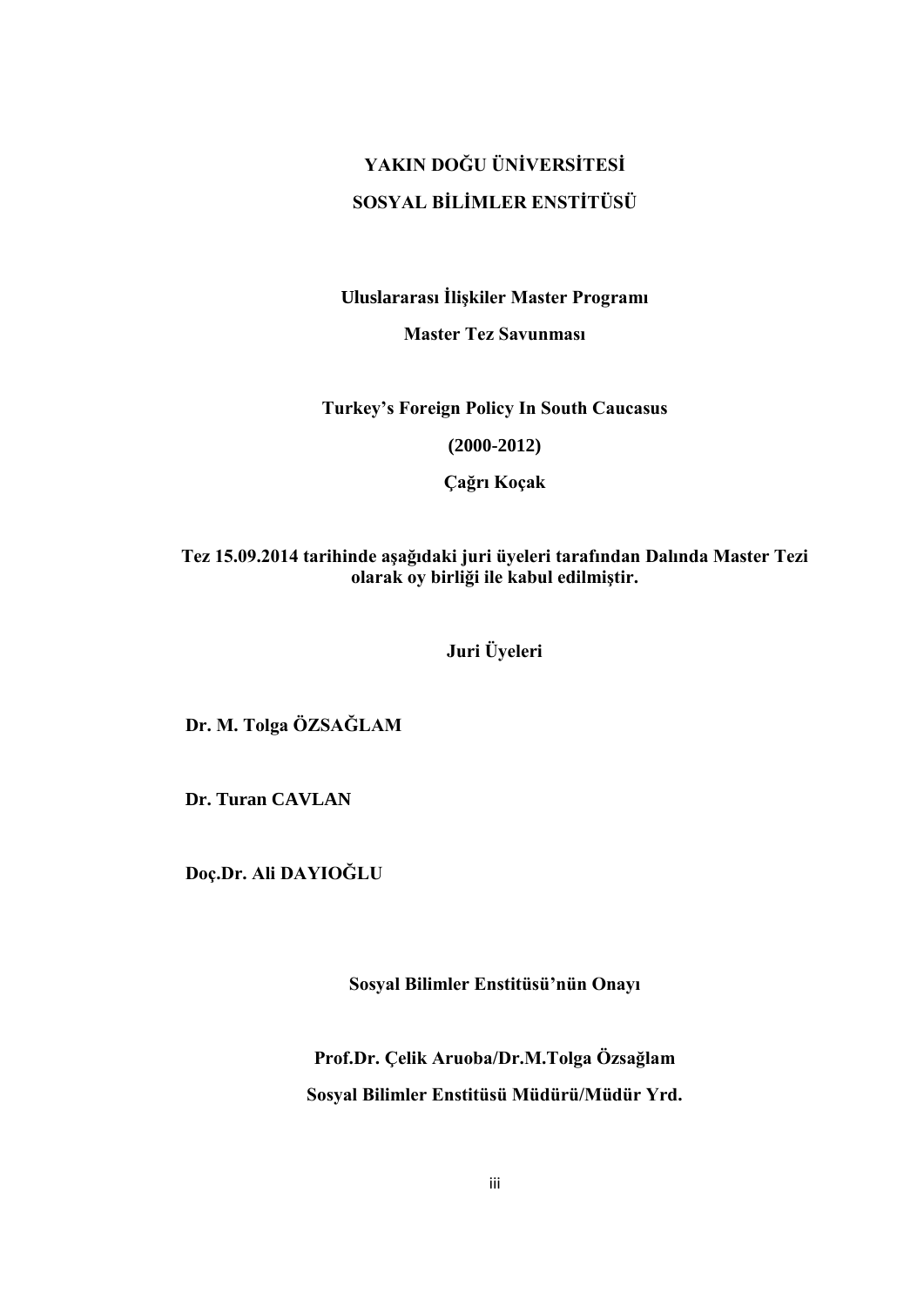**YAKIN DOĞU ÜNİVERSİTESİ**

**SOSYAL BİLİMLER ENSTİTÜSÜ**

**Uluslararası İlişkiler Master Programı**

**Master Tez Savunması**

**Turkey's Foreign Policy In South Caucasus**

**(2000-2012)**

**Çağrı Koçak**

**Tez 15.09.2014 tarihinde aşağıdaki juri üyeleri tarafından Dalında Master Tezi olarak oy birliği ile kabul edilmiştir.**

**Juri Üyeleri**

**Dr. M. Tolga ÖZSAĞLAM**

**Dr. Turan CAVLAN**

**Doç.Dr. Ali DAYIOĞLU**

**Sosyal Bilimler Enstitüsü'nün Onayı**

**Prof.Dr. Çelik Aruoba/Dr.M.Tolga Özsağlam**

**Sosyal Bilimler Enstitüsü Müdürü/Müdür Yrd.**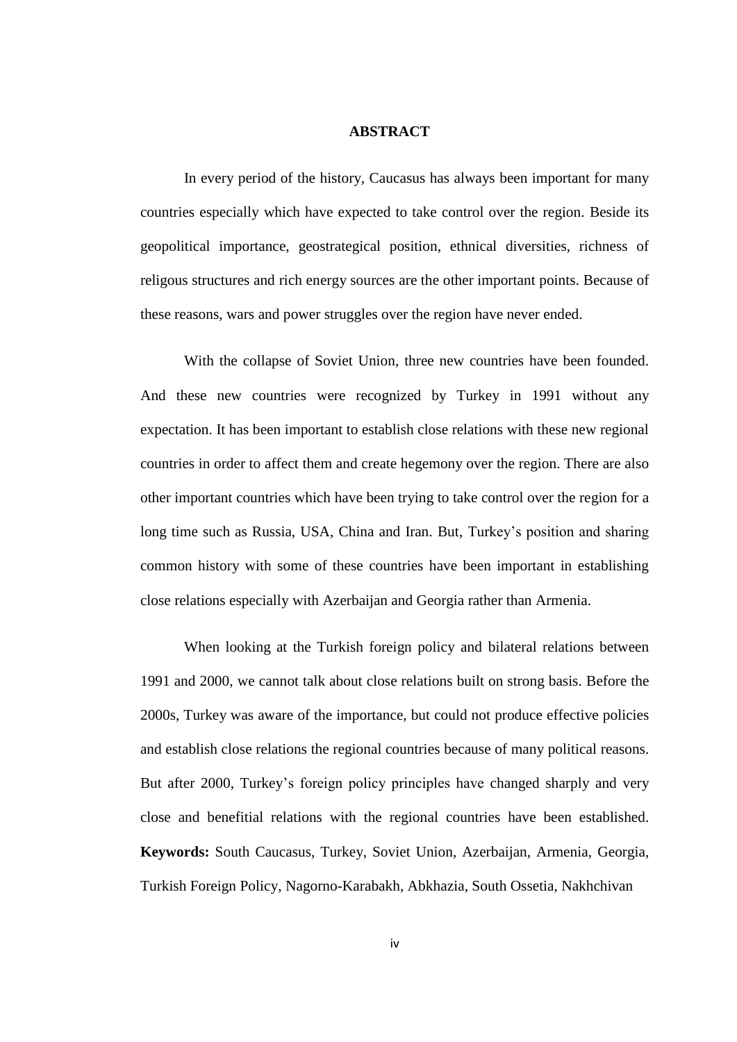# ABSTRACT

In every period of the history, Caucasus has always been important for many countries especially which have expected to take control over the region. Beside its geopolitical importance, geostrategical position, ethnical diversities, richness of religous structures and rich energy sources are the other important points. Because of these reasons, wars and power struggles over the region have never ended.

With the collapse of Soviet Union, three new countries have been founded. And these new countries were recognized by Turkey in 1991 without any expectation. It has been important to establish close relations with these new regional countries in order to affect them and create hegemony over the region. There are also other important countries which have been trying to take control over the region for a long time such as Russia, USA, China and Iran. But, Turkey's position and sharing common history with some of these countries have been important in establishing close relations especially with Azerbaijan and Georgia rather than Armenia.

When looking at the Turkish foreign policy and bilateral relations between 1991 and 2000, we cannot talk about close relations built on strong basis. Before the 2000s, Turkey was aware of the importance, but could not produce effective policies and establish close relations the regional countries because of many political reasons. But after 2000, Turkey's foreign policy principles have changed sharply and very close and benefitial relations with the regional countries have been established.

**Keywords:** South Caucasus, Turkey, Soviet Union, Azerbaijan, Armenia, Georgia, Turkish Foreign Policy, Nagorno-Karabakh, Abkhazia, South Ossetia, Nakhchivan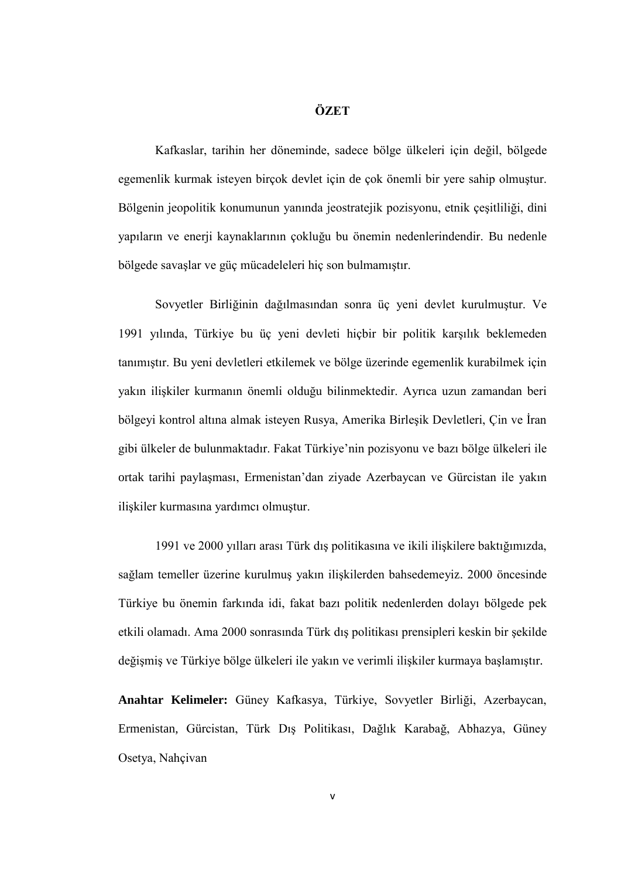# ÖZET

Kafkaslar, tarihin her döneminde, sadece bölge ülkeleri için değil, bölgede egemenlik kurmak isteyen birçok devlet için de çok önemli bir yere sahip olmuştur. Bölgenin jeopolitik konumunun yanında jeostratejik pozisyonu, etnik çeşitliliği, dini yapıların ve enerji kaynaklarının çokluğu bu önemin nedenlerindendir. Bu nedenle bölgede savaşlar ve güç mücadeleleri hiç son bulmamıştır.

Sovyetler Birliğinin dağılmasından sonra üç yeni devlet kurulmuştur. Ve 1991 yılında, Türkiye bu üç yeni devleti hiçbir bir politik karşılık beklemeden tanımıştır. Bu yeni devletleri etkilemek ve bölge üzerinde egemenlik kurabilmek için yakın ilişkiler kurmanın önemli olduğu bilinmektedir. Ayrıca uzun zamandan beri bölgeyi kontrol altına almak isteyen Rusya, Amerika Birleşik Devletleri, Çin ve İran gibi ülkeler de bulunmaktadır. Fakat Türkiye'nin pozisyonu ve bazı bölge ülkeleri ile ortak tarihi paylaşması, Ermenistan'dan ziyade Azerbaycan ve Gürcistan ile yakın ilişkiler kurmasına yardımcı olmuştur.

1991 ve 2000 yılları arası Türk dış politikasına ve ikili ilişkilere baktığımızda, sağlam temeller üzerine kurulmuş yakın ilişkilerden bahsedemeyiz. 2000 öncesinde Türkiye bu önemin farkında idi, fakat bazı politik nedenlerden dolayı bölgede pek etkili olamadı. Ama 2000 sonrasında Türk dış politikası prensipleri keskin bir şekilde değişmiş ve Türkiye bölge ülkeleri ile yakın ve verimli ilişkiler kurmaya başlamıştır.

**Anahtar Kelimeler:** Güney Kafkasya, Türkiye, Sovyetler Birliği, Azerbaycan, Ermenistan, Gürcistan, Türk Dış Politikası, Dağlık Karabağ, Abhazya, Güney Osetya, Nahçivan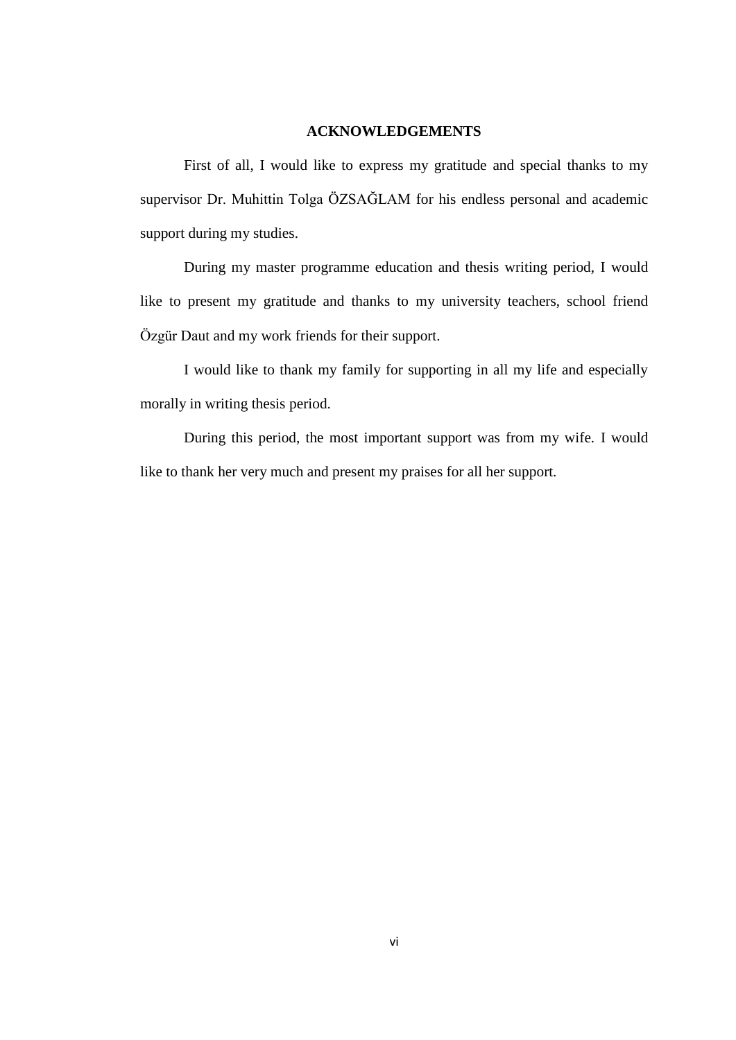# ACKNOWLEDGEMENTS

First of all, I would like to express my gratitude and special thanks to my supervisor Dr. Muhittin Tolga ÖZSAĞLAM for his endless personal and academic support during my studies.

During my master programme education and thesis writing period, I would like to present my gratitude and thanks to my university teachers, school friend Özgür Daut and my work friends for their support.

I would like to thank my family for supporting in all my life and especially morally in writing thesis period.

During this period, the most important support was from my wife. I would like to thank her very much and present my praises for all her support.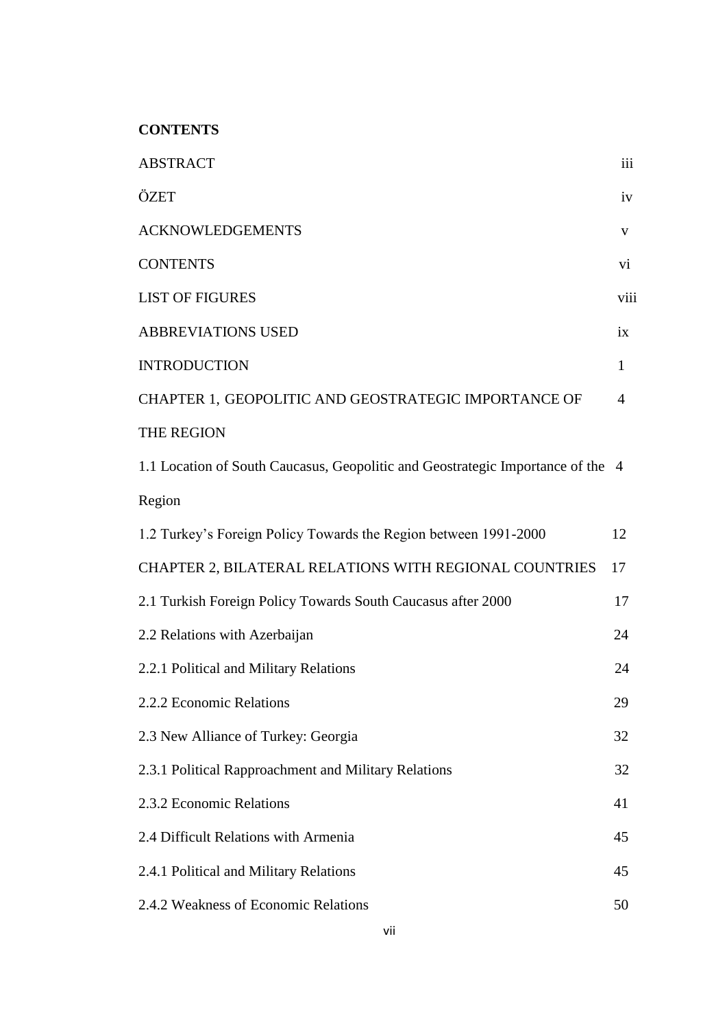**CONTENTS**

| | |
|---|---|
| ABSTRACT | iii |
| ÖZET | iv |
| ACKNOWLEDGEMENTS | v |
| CONTENTS | vi |
| LIST OF FIGURES | viii |
| ABBREVIATIONS USED | ix |
| INTRODUCTION | 1 |
| CHAPTER 1, GEOPOLITIC AND GEOSTRATEGIC IMPORTANCE OF THE REGION | 4 |
| 1.1 Location of South Caucasus, Geopolitic and Geostrategic Importance of the Region | 4 |
| 1.2 Turkey's Foreign Policy Towards the Region between 1991-2000 | 12 |
| CHAPTER 2, BILATERAL RELATIONS WITH REGIONAL COUNTRIES | 17 |
| 2.1 Turkish Foreign Policy Towards South Caucasus after 2000 | 17 |
| 2.2 Relations with Azerbaijan | 24 |
| 2.2.1 Political and Military Relations | 24 |
| 2.2.2 Economic Relations | 29 |
| 2.3 New Alliance of Turkey: Georgia | 32 |
| 2.3.1 Political Rapproachment and Military Relations | 32 |
| 2.3.2 Economic Relations | 41 |
| 2.4 Difficult Relations with Armenia | 45 |
| 2.4.1 Political and Military Relations | 45 |
| 2.4.2 Weakness of Economic Relations | 50 |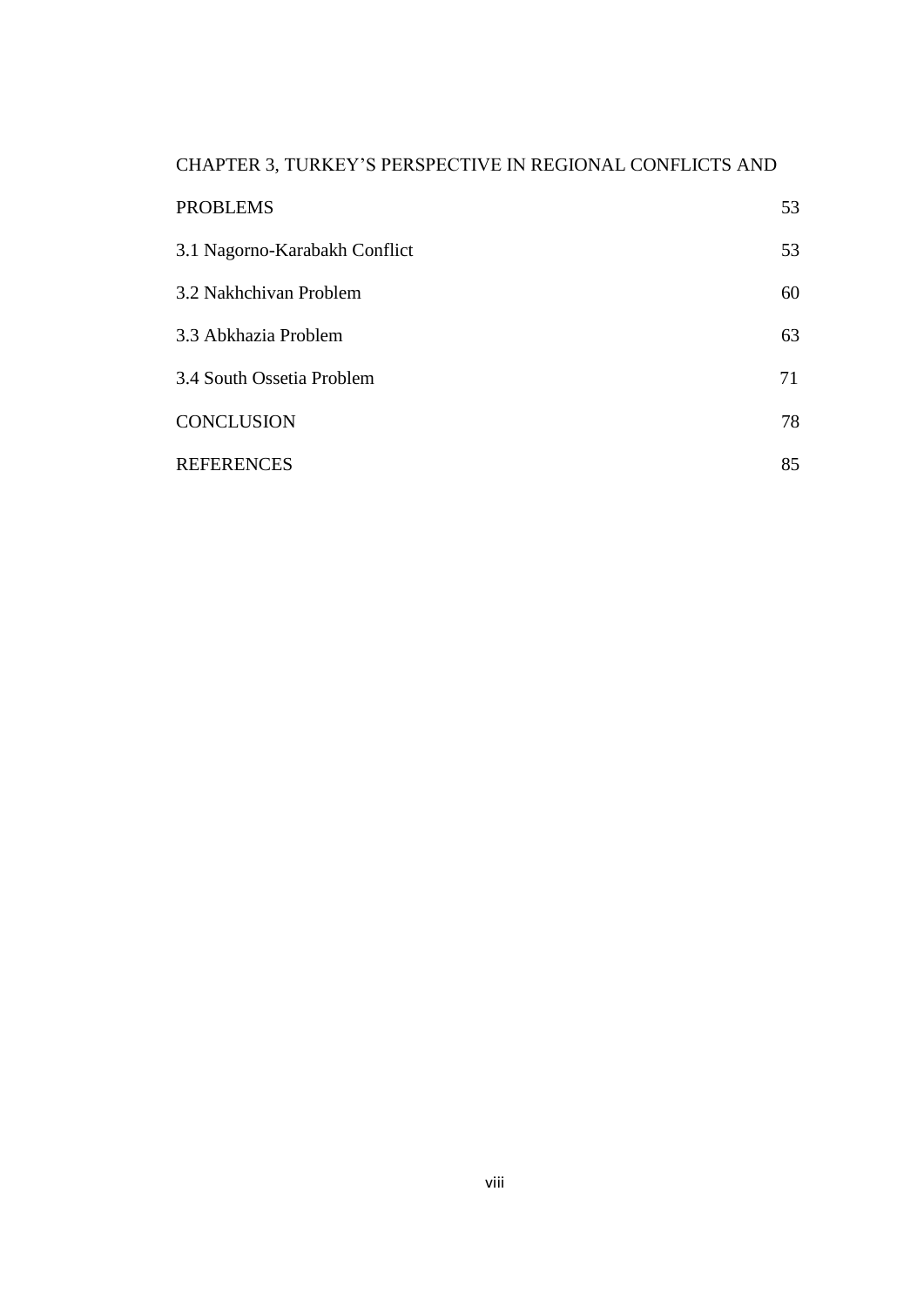CHAPTER 3, TURKEY'S PERSPECTIVE IN REGIONAL CONFLICTS AND PROBLEMS 53

3.1 Nagorno-Karabakh Conflict 53

3.2 Nakhchivan Problem 60

3.3 Abkhazia Problem 63

3.4 South Ossetia Problem 71

CONCLUSION 78

REFERENCES 85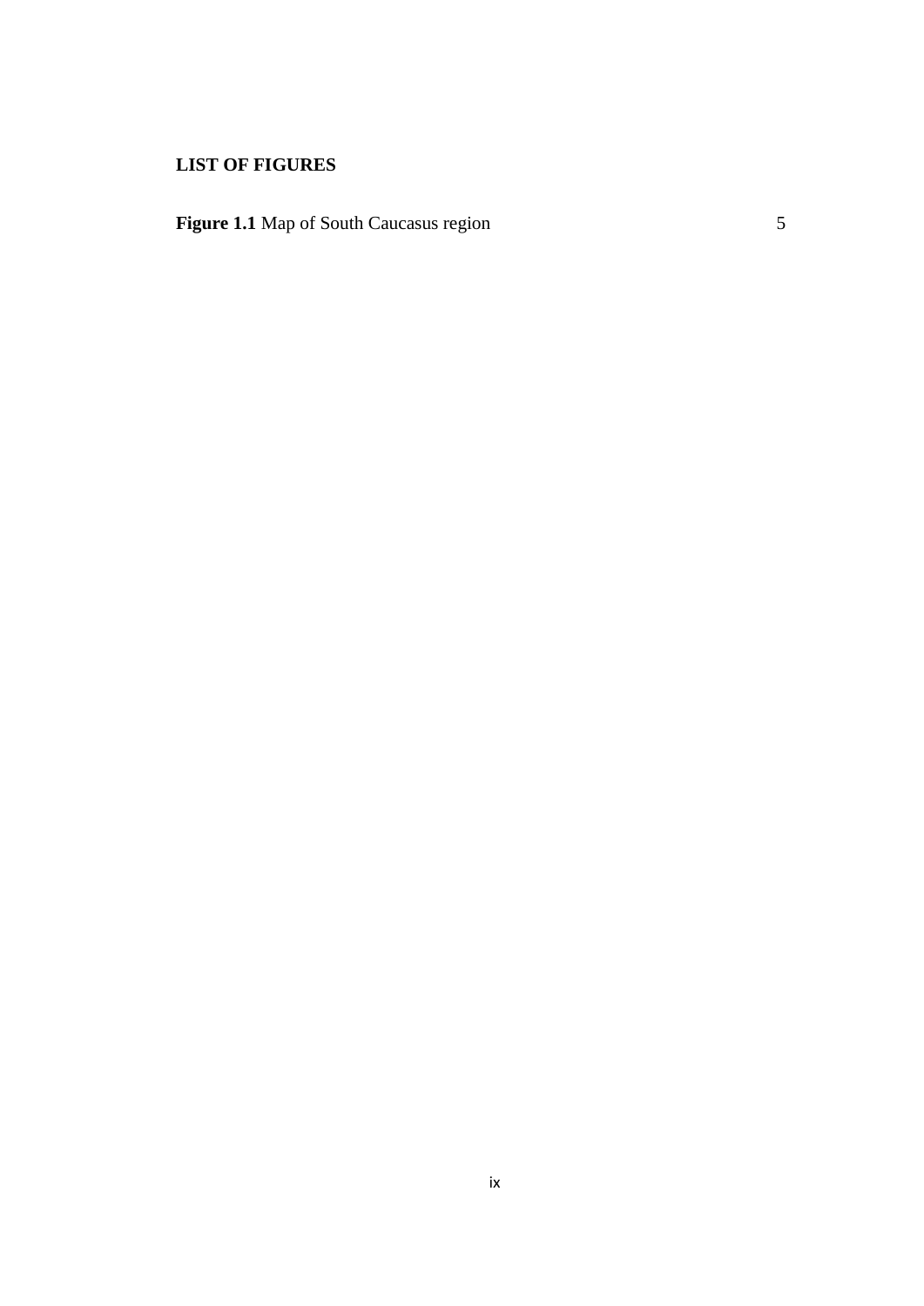## LIST OF FIGURES

**Figure 1.1** Map of South Caucasus region 5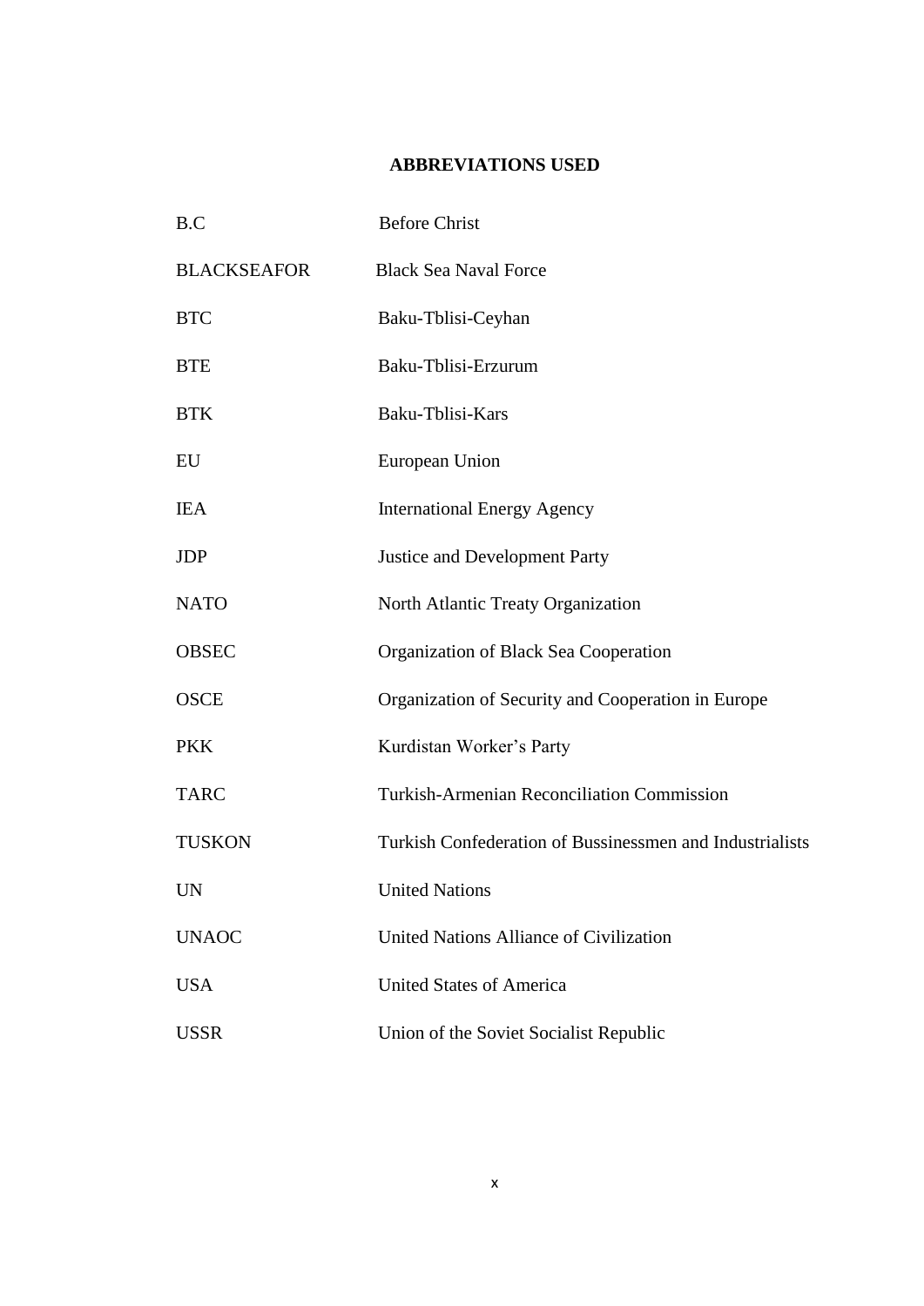# ABBREVIATIONS USED

| | |
|---|---|
| B.C | Before Christ |
| BLACKSEAFOR | Black Sea Naval Force |
| BTC | Baku-Tblisi-Ceyhan |
| BTE | Baku-Tblisi-Erzurum |
| BTK | Baku-Tblisi-Kars |
| EU | European Union |
| IEA | International Energy Agency |
| JDP | Justice and Development Party |
| NATO | North Atlantic Treaty Organization |
| OBSEC | Organization of Black Sea Cooperation |
| OSCE | Organization of Security and Cooperation in Europe |
| PKK | Kurdistan Worker's Party |
| TARC | Turkish-Armenian Reconciliation Commission |
| TUSKON | Turkish Confederation of Bussinessmen and Industrialists |
| UN | United Nations |
| UNAOC | United Nations Alliance of Civilization |
| USA | United States of America |
| USSR | Union of the Soviet Socialist Republic |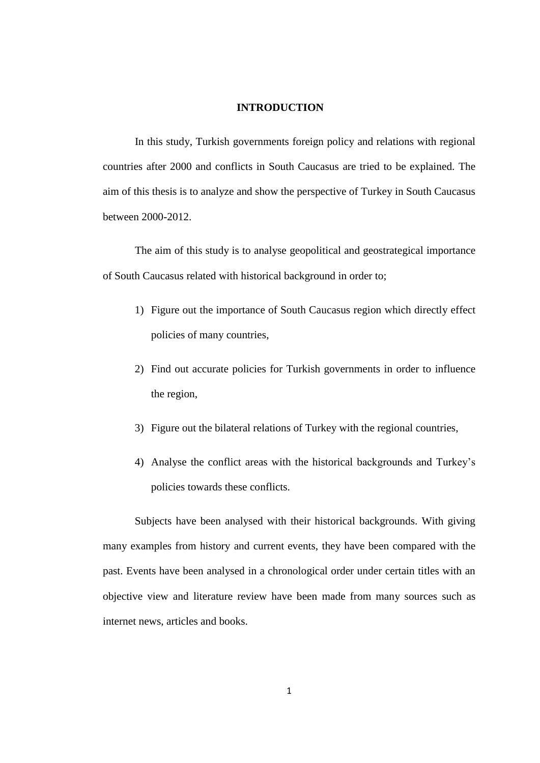# INTRODUCTION

In this study, Turkish governments foreign policy and relations with regional countries after 2000 and conflicts in South Caucasus are tried to be explained. The aim of this thesis is to analyze and show the perspective of Turkey in South Caucasus between 2000-2012.

The aim of this study is to analyse geopolitical and geostrategical importance of South Caucasus related with historical background in order to;

1) Figure out the importance of South Caucasus region which directly effect policies of many countries,
2) Find out accurate policies for Turkish governments in order to influence the region,
3) Figure out the bilateral relations of Turkey with the regional countries,
4) Analyse the conflict areas with the historical backgrounds and Turkey's policies towards these conflicts.

Subjects have been analysed with their historical backgrounds. With giving many examples from history and current events, they have been compared with the past. Events have been analysed in a chronological order under certain titles with an objective view and literature review have been made from many sources such as internet news, articles and books.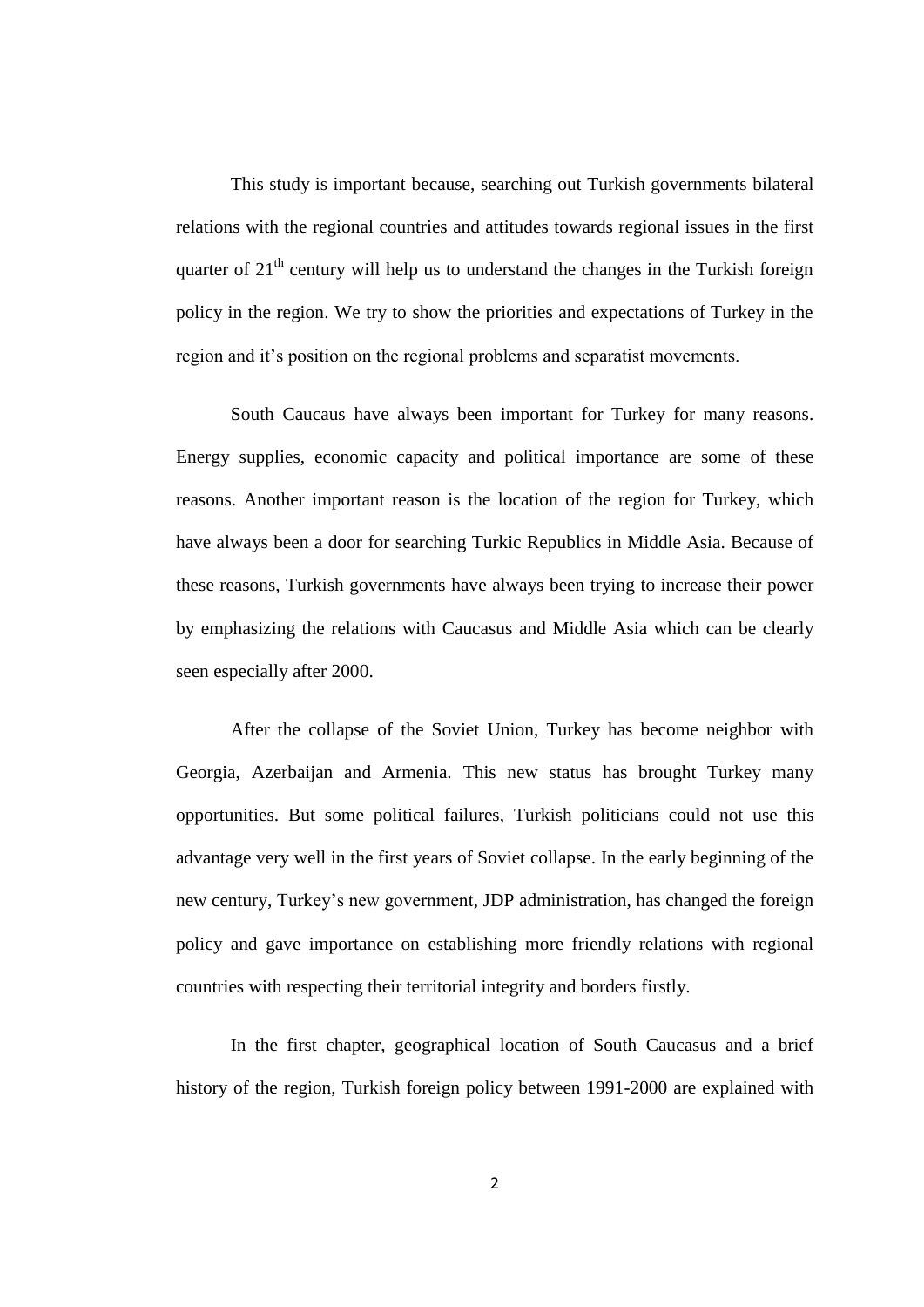This study is important because, searching out Turkish governments bilateral relations with the regional countries and attitudes towards regional issues in the first quarter of 21$^{th}$ century will help us to understand the changes in the Turkish foreign policy in the region. We try to show the priorities and expectations of Turkey in the region and it's position on the regional problems and separatist movements.

South Caucaus have always been important for Turkey for many reasons. Energy supplies, economic capacity and political importance are some of these reasons. Another important reason is the location of the region for Turkey, which have always been a door for searching Turkic Republics in Middle Asia. Because of these reasons, Turkish governments have always been trying to increase their power by emphasizing the relations with Caucasus and Middle Asia which can be clearly seen especially after 2000.

After the collapse of the Soviet Union, Turkey has become neighbor with Georgia, Azerbaijan and Armenia. This new status has brought Turkey many opportunities. But some political failures, Turkish politicians could not use this advantage very well in the first years of Soviet collapse. In the early beginning of the new century, Turkey's new government, JDP administration, has changed the foreign policy and gave importance on establishing more friendly relations with regional countries with respecting their territorial integrity and borders firstly.

In the first chapter, geographical location of South Caucasus and a brief history of the region, Turkish foreign policy between 1991-2000 are explained with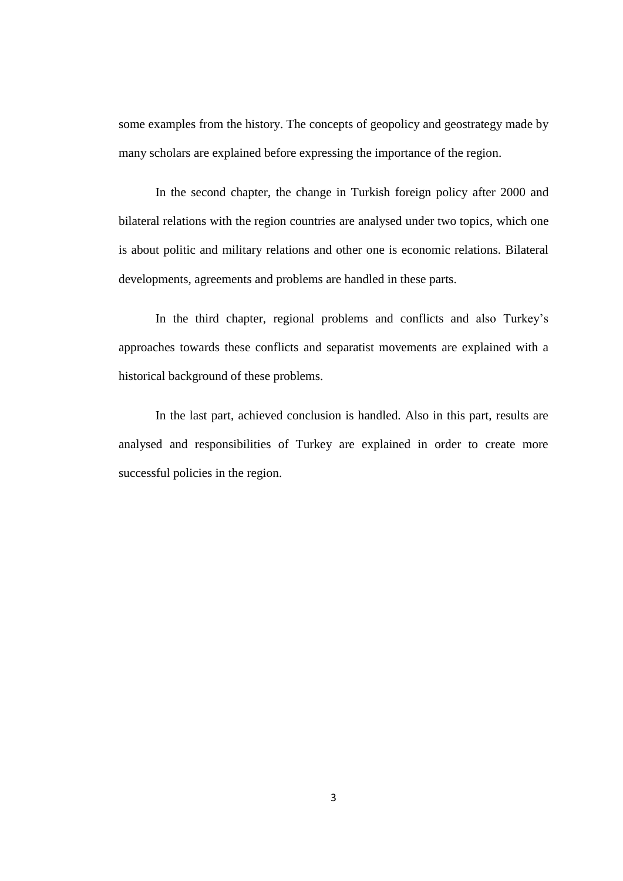some examples from the history. The concepts of geopolicy and geostrategy made by many scholars are explained before expressing the importance of the region.

In the second chapter, the change in Turkish foreign policy after 2000 and bilateral relations with the region countries are analysed under two topics, which one is about politic and military relations and other one is economic relations. Bilateral developments, agreements and problems are handled in these parts.

In the third chapter, regional problems and conflicts and also Turkey's approaches towards these conflicts and separatist movements are explained with a historical background of these problems.

In the last part, achieved conclusion is handled. Also in this part, results are analysed and responsibilities of Turkey are explained in order to create more successful policies in the region.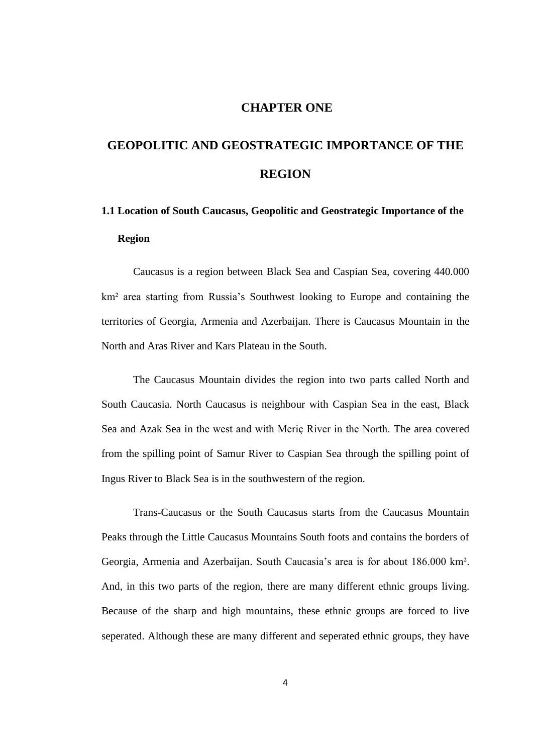# CHAPTER ONE

# GEOPOLITIC AND GEOSTRATEGIC IMPORTANCE OF THE REGION

## 1.1 Location of South Caucasus, Geopolitic and Geostrategic Importance of the Region

Caucasus is a region between Black Sea and Caspian Sea, covering 440.000 km² area starting from Russia's Southwest looking to Europe and containing the territories of Georgia, Armenia and Azerbaijan. There is Caucasus Mountain in the North and Aras River and Kars Plateau in the South.

The Caucasus Mountain divides the region into two parts called North and South Caucasia. North Caucasus is neighbour with Caspian Sea in the east, Black Sea and Azak Sea in the west and with Meriç River in the North. The area covered from the spilling point of Samur River to Caspian Sea through the spilling point of Ingus River to Black Sea is in the southwestern of the region.

Trans-Caucasus or the South Caucasus starts from the Caucasus Mountain Peaks through the Little Caucasus Mountains South foots and contains the borders of Georgia, Armenia and Azerbaijan. South Caucasia's area is for about 186.000 km². And, in this two parts of the region, there are many different ethnic groups living. Because of the sharp and high mountains, these ethnic groups are forced to live seperated. Although these are many different and seperated ethnic groups, they have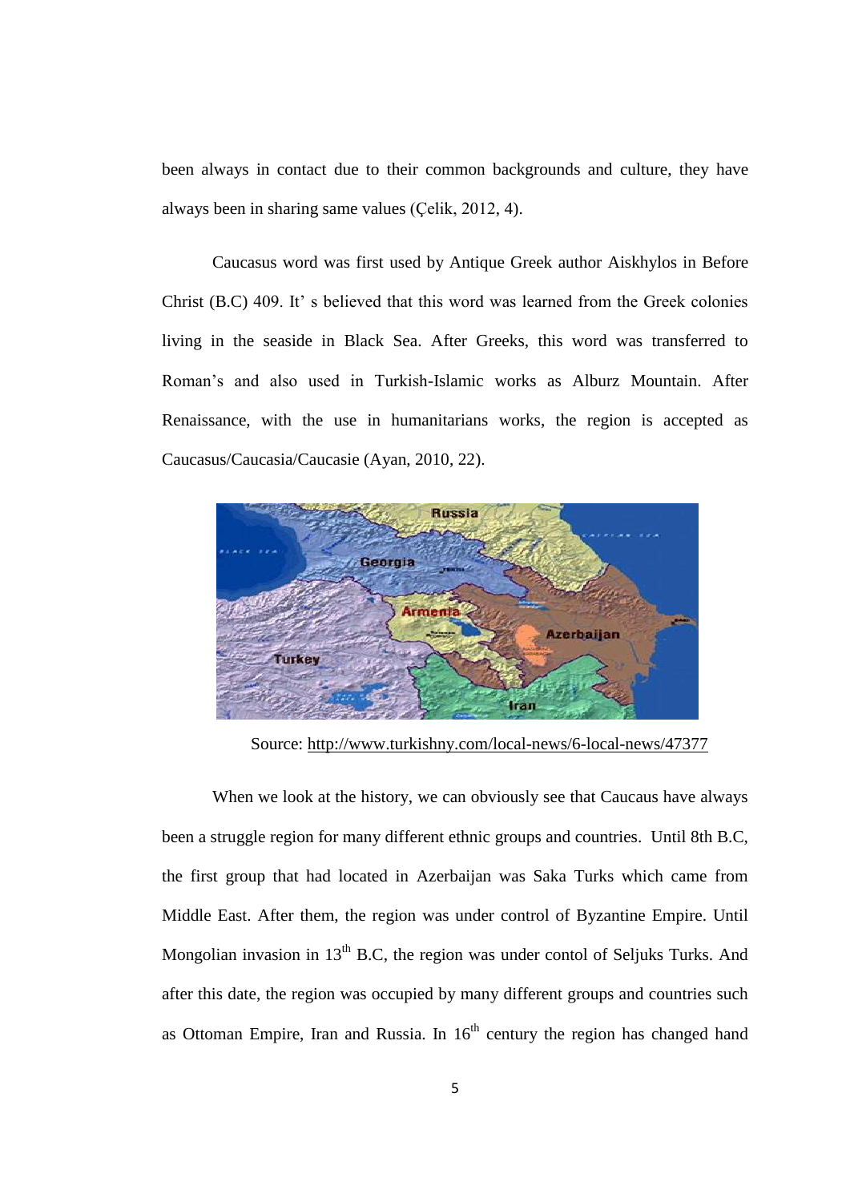been always in contact due to their common backgrounds and culture, they have always been in sharing same values (Çelik, 2012, 4).

Caucasus word was first used by Antique Greek author Aiskhylos in Before Christ (B.C) 409. It' s believed that this word was learned from the Greek colonies living in the seaside in Black Sea. After Greeks, this word was transferred to Roman's and also used in Turkish-Islamic works as Alburz Mountain. After Renaissance, with the use in humanitarians works, the region is accepted as Caucasus/Caucasia/Caucasie (Ayan, 2010, 22).

Source: http://www.turkishny.com/local-news/6-local-news/47377

When we look at the history, we can obviously see that Caucaus have always been a struggle region for many different ethnic groups and countries. Until 8th B.C, the first group that had located in Azerbaijan was Saka Turks which came from Middle East. After them, the region was under control of Byzantine Empire. Until Mongolian invasion in 13th B.C, the region was under contol of Seljuks Turks. And after this date, the region was occupied by many different groups and countries such as Ottoman Empire, Iran and Russia. In 16th century the region has changed hand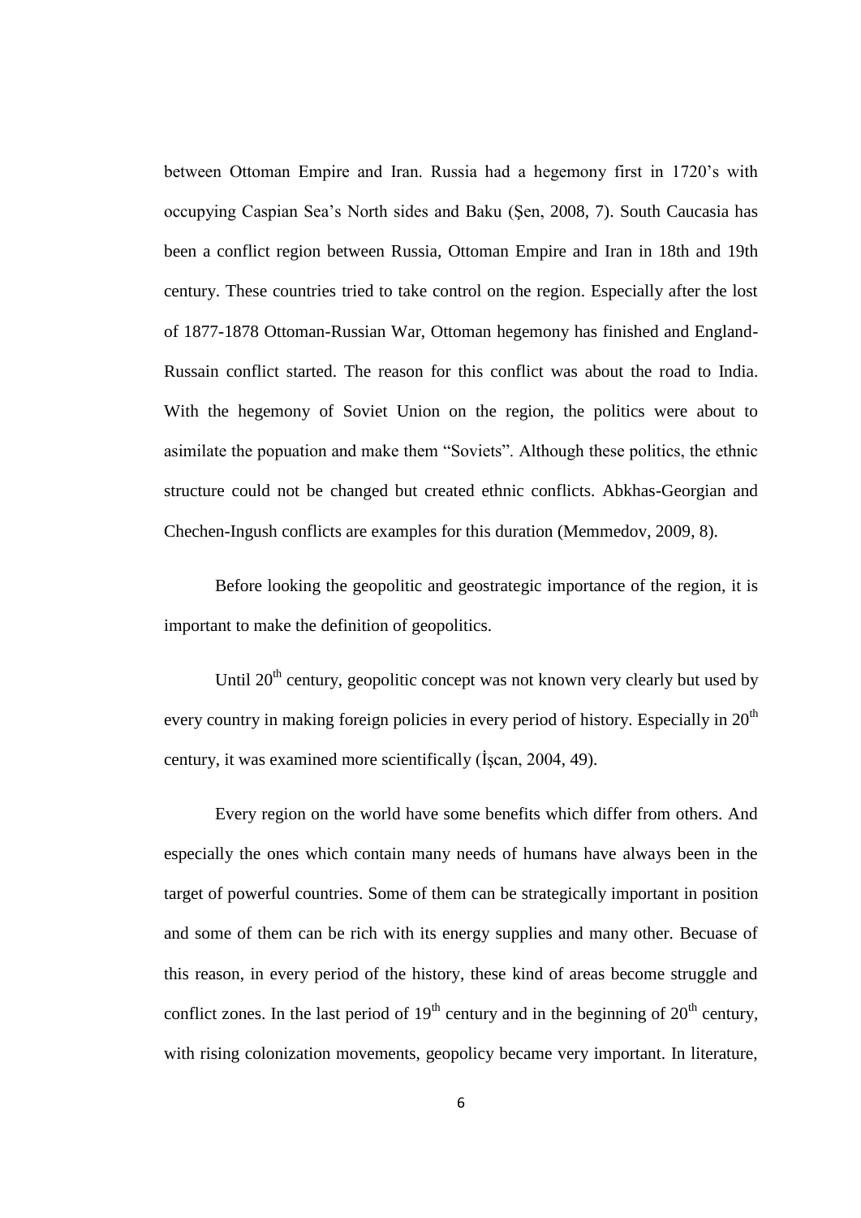between Ottoman Empire and Iran. Russia had a hegemony first in 1720's with occupying Caspian Sea's North sides and Baku (Şen, 2008, 7). South Caucasia has been a conflict region between Russia, Ottoman Empire and Iran in 18th and 19th century. These countries tried to take control on the region. Especially after the lost of 1877-1878 Ottoman-Russian War, Ottoman hegemony has finished and England-Russain conflict started. The reason for this conflict was about the road to India. With the hegemony of Soviet Union on the region, the politics were about to asimilate the popuation and make them "Soviets". Although these politics, the ethnic structure could not be changed but created ethnic conflicts. Abkhas-Georgian and Chechen-Ingush conflicts are examples for this duration (Memmedov, 2009, 8).

Before looking the geopolitic and geostrategic importance of the region, it is important to make the definition of geopolitics.

Until 20th century, geopolitic concept was not known very clearly but used by every country in making foreign policies in every period of history. Especially in 20th century, it was examined more scientifically (İşcan, 2004, 49).

Every region on the world have some benefits which differ from others. And especially the ones which contain many needs of humans have always been in the target of powerful countries. Some of them can be strategically important in position and some of them can be rich with its energy supplies and many other. Becuase of this reason, in every period of the history, these kind of areas become struggle and conflict zones. In the last period of 19th century and in the beginning of 20th century, with rising colonization movements, geopolicy became very important. In literature,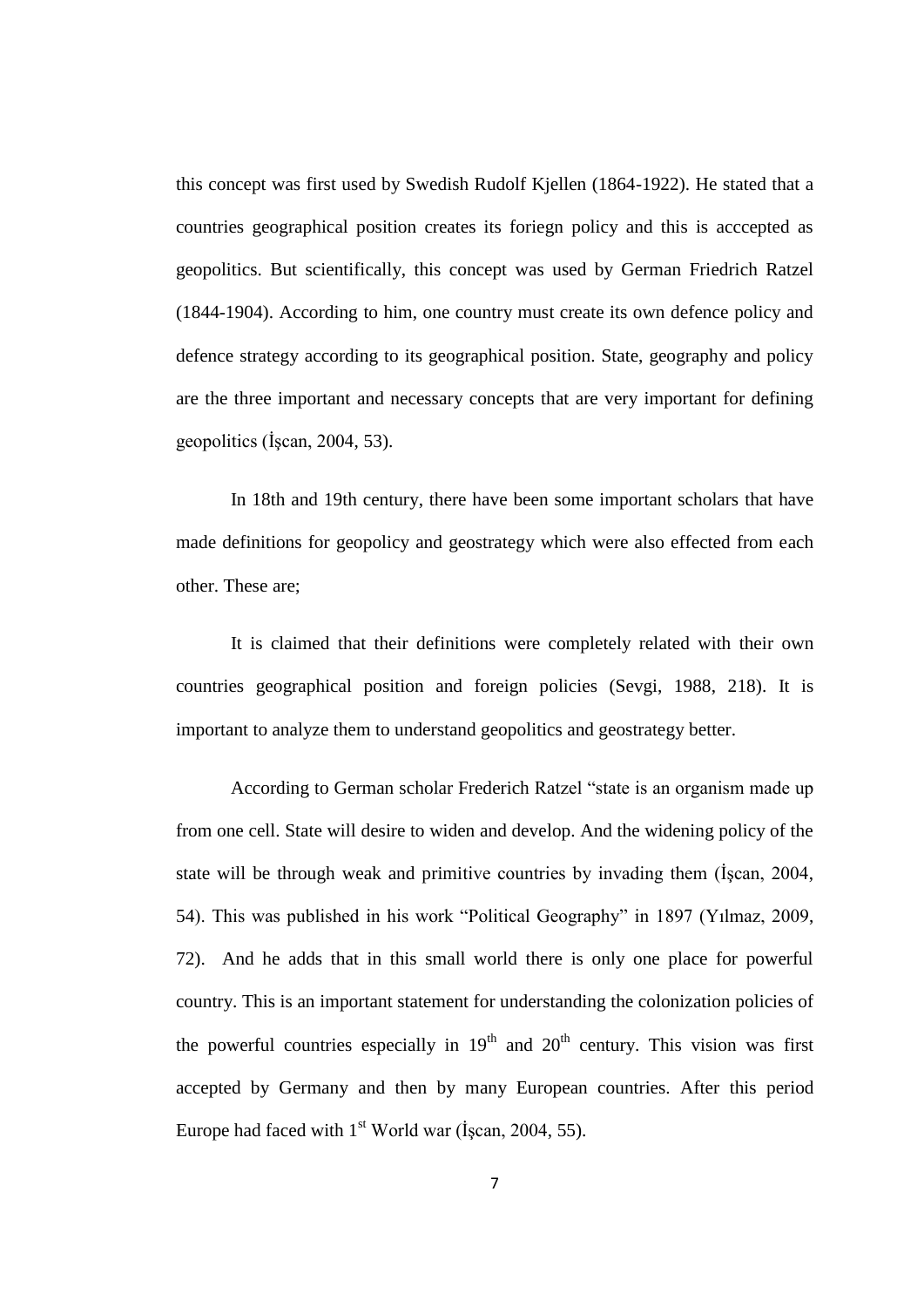this concept was first used by Swedish Rudolf Kjellen (1864-1922). He stated that a countries geographical position creates its foriegn policy and this is acccepted as geopolitics. But scientifically, this concept was used by German Friedrich Ratzel (1844-1904). According to him, one country must create its own defence policy and defence strategy according to its geographical position. State, geography and policy are the three important and necessary concepts that are very important for defining geopolitics (İşcan, 2004, 53).

In 18th and 19th century, there have been some important scholars that have made definitions for geopolicy and geostrategy which were also effected from each other. These are;

It is claimed that their definitions were completely related with their own countries geographical position and foreign policies (Sevgi, 1988, 218). It is important to analyze them to understand geopolitics and geostrategy better.

According to German scholar Frederich Ratzel "state is an organism made up from one cell. State will desire to widen and develop. And the widening policy of the state will be through weak and primitive countries by invading them (İşcan, 2004, 54). This was published in his work "Political Geography" in 1897 (Yılmaz, 2009, 72). And he adds that in this small world there is only one place for powerful country. This is an important statement for understanding the colonization policies of the powerful countries especially in 19th and 20th century. This vision was first accepted by Germany and then by many European countries. After this period Europe had faced with 1st World war (İşcan, 2004, 55).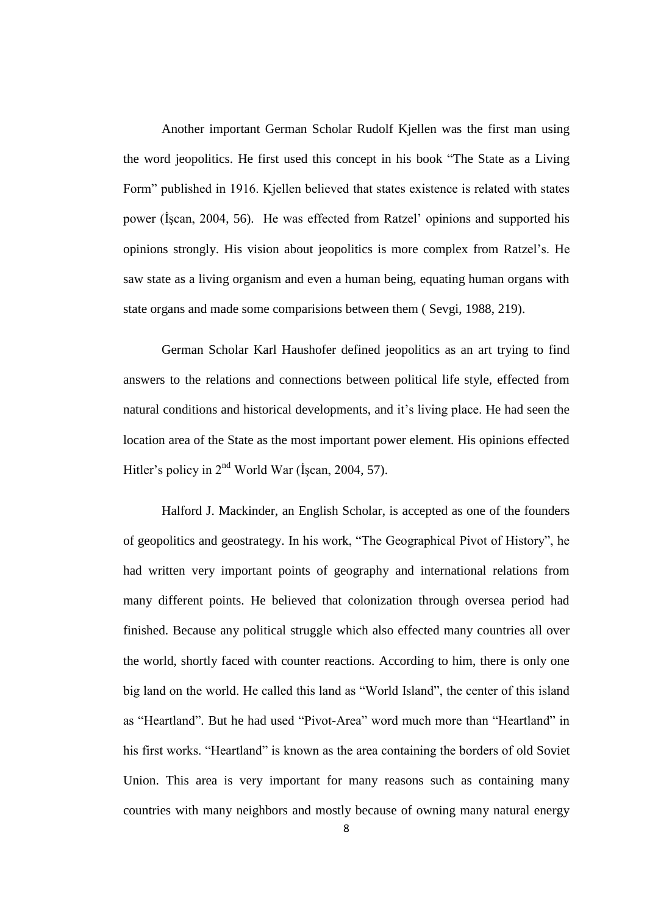Another important German Scholar Rudolf Kjellen was the first man using the word jeopolitics. He first used this concept in his book "The State as a Living Form" published in 1916. Kjellen believed that states existence is related with states power (İşcan, 2004, 56). He was effected from Ratzel' opinions and supported his opinions strongly. His vision about jeopolitics is more complex from Ratzel's. He saw state as a living organism and even a human being, equating human organs with state organs and made some comparisions between them ( Sevgi, 1988, 219).

German Scholar Karl Haushofer defined jeopolitics as an art trying to find answers to the relations and connections between political life style, effected from natural conditions and historical developments, and it's living place. He had seen the location area of the State as the most important power element. His opinions effected Hitler's policy in 2nd World War (İşcan, 2004, 57).

Halford J. Mackinder, an English Scholar, is accepted as one of the founders of geopolitics and geostrategy. In his work, "The Geographical Pivot of History", he had written very important points of geography and international relations from many different points. He believed that colonization through oversea period had finished. Because any political struggle which also effected many countries all over the world, shortly faced with counter reactions. According to him, there is only one big land on the world. He called this land as "World Island", the center of this island as "Heartland". But he had used "Pivot-Area" word much more than "Heartland" in his first works. "Heartland" is known as the area containing the borders of old Soviet Union. This area is very important for many reasons such as containing many countries with many neighbors and mostly because of owning many natural energy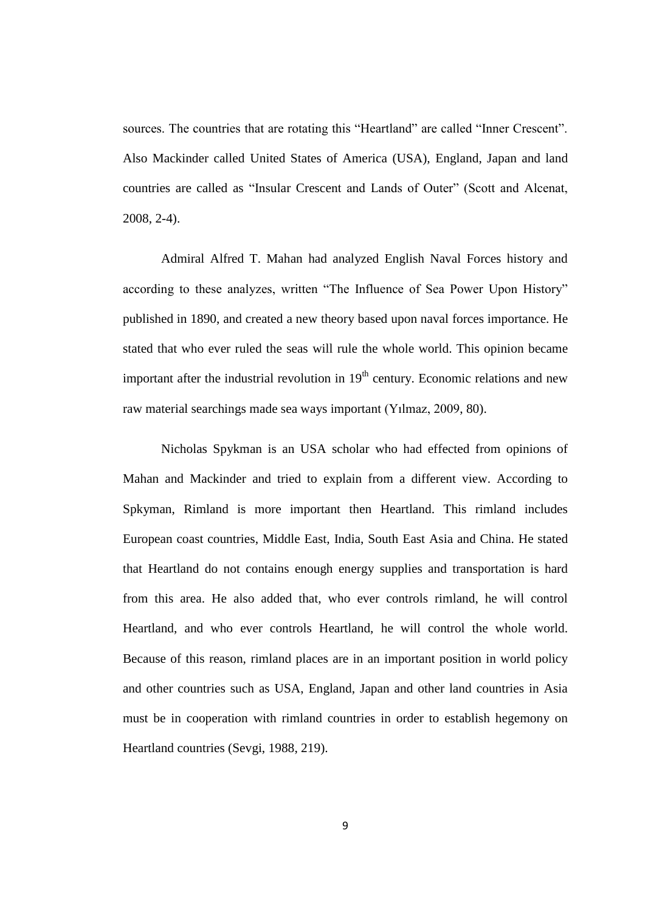sources. The countries that are rotating this "Heartland" are called "Inner Crescent". Also Mackinder called United States of America (USA), England, Japan and land countries are called as "Insular Crescent and Lands of Outer" (Scott and Alcenat, 2008, 2-4).

Admiral Alfred T. Mahan had analyzed English Naval Forces history and according to these analyzes, written "The Influence of Sea Power Upon History" published in 1890, and created a new theory based upon naval forces importance. He stated that who ever ruled the seas will rule the whole world. This opinion became important after the industrial revolution in 19th century. Economic relations and new raw material searchings made sea ways important (Yılmaz, 2009, 80).

Nicholas Spykman is an USA scholar who had effected from opinions of Mahan and Mackinder and tried to explain from a different view. According to Spkyman, Rimland is more important then Heartland. This rimland includes European coast countries, Middle East, India, South East Asia and China. He stated that Heartland do not contains enough energy supplies and transportation is hard from this area. He also added that, who ever controls rimland, he will control Heartland, and who ever controls Heartland, he will control the whole world. Because of this reason, rimland places are in an important position in world policy and other countries such as USA, England, Japan and other land countries in Asia must be in cooperation with rimland countries in order to establish hegemony on Heartland countries (Sevgi, 1988, 219).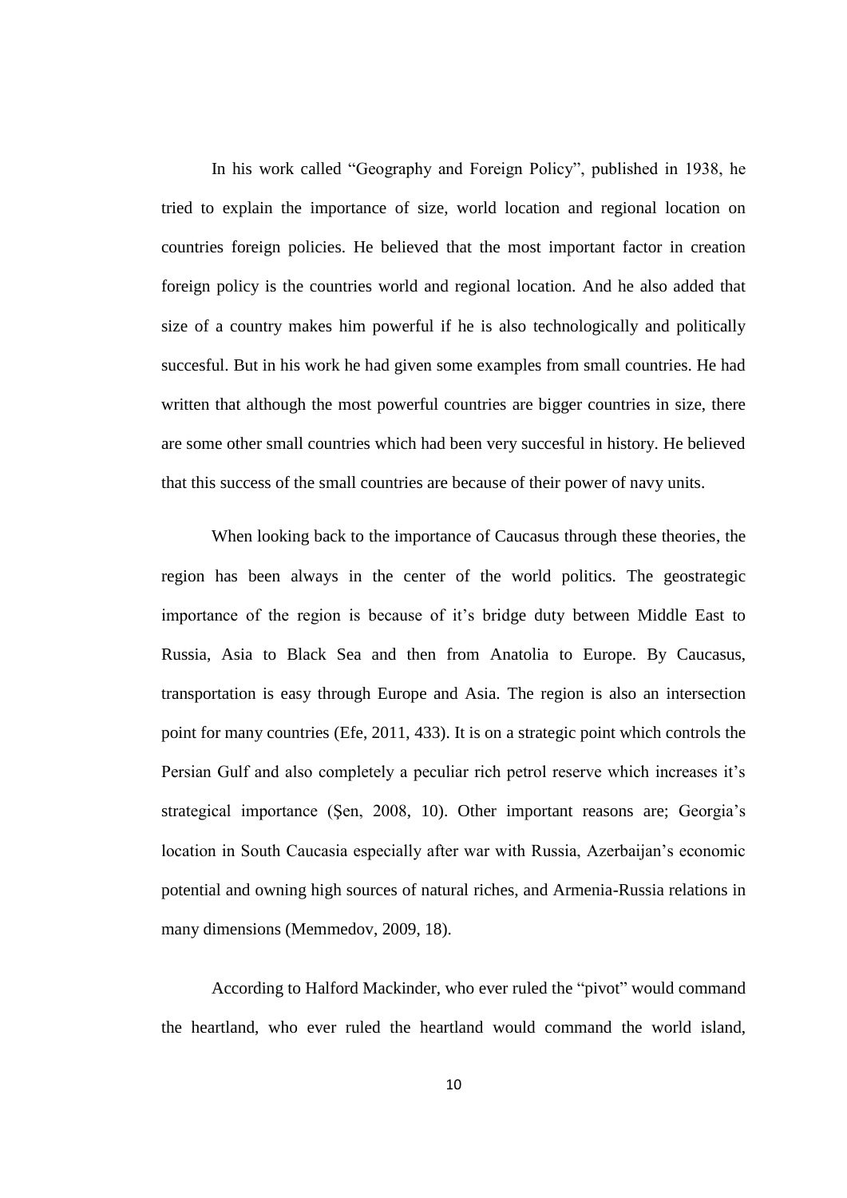In his work called "Geography and Foreign Policy", published in 1938, he tried to explain the importance of size, world location and regional location on countries foreign policies. He believed that the most important factor in creation foreign policy is the countries world and regional location. And he also added that size of a country makes him powerful if he is also technologically and politically succesful. But in his work he had given some examples from small countries. He had written that although the most powerful countries are bigger countries in size, there are some other small countries which had been very succesful in history. He believed that this success of the small countries are because of their power of navy units.

When looking back to the importance of Caucasus through these theories, the region has been always in the center of the world politics. The geostrategic importance of the region is because of it's bridge duty between Middle East to Russia, Asia to Black Sea and then from Anatolia to Europe. By Caucasus, transportation is easy through Europe and Asia. The region is also an intersection point for many countries (Efe, 2011, 433). It is on a strategic point which controls the Persian Gulf and also completely a peculiar rich petrol reserve which increases it's strategical importance (Şen, 2008, 10). Other important reasons are; Georgia's location in South Caucasia especially after war with Russia, Azerbaijan's economic potential and owning high sources of natural riches, and Armenia-Russia relations in many dimensions (Memmedov, 2009, 18).

According to Halford Mackinder, who ever ruled the "pivot" would command the heartland, who ever ruled the heartland would command the world island,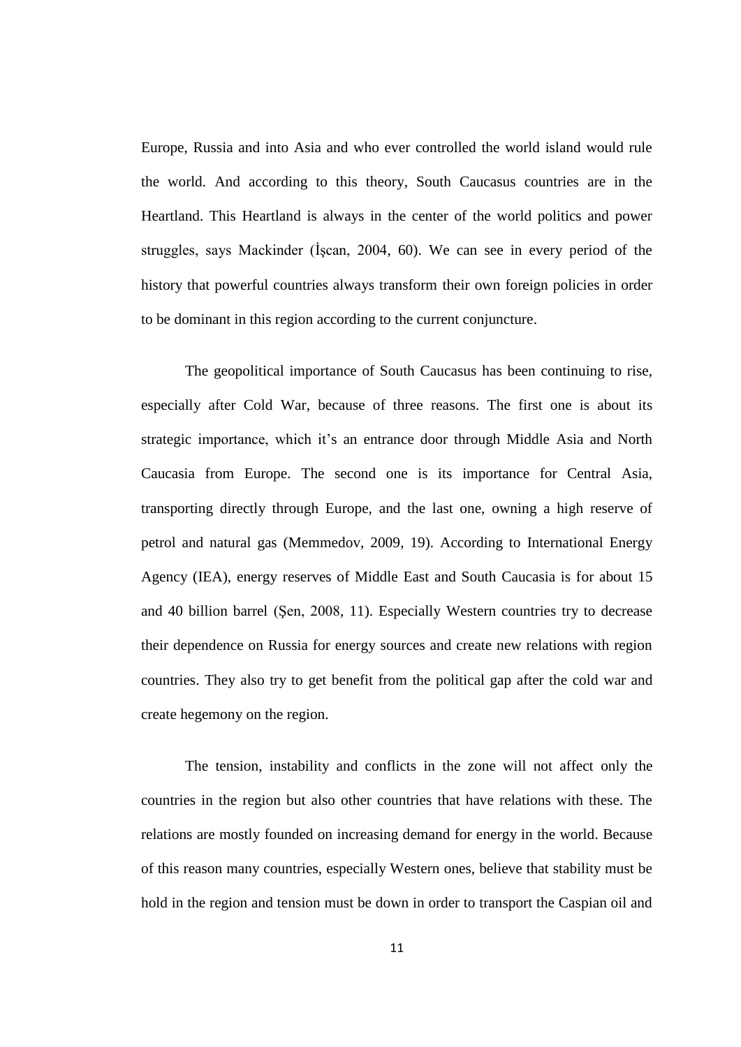Europe, Russia and into Asia and who ever controlled the world island would rule the world. And according to this theory, South Caucasus countries are in the Heartland. This Heartland is always in the center of the world politics and power struggles, says Mackinder (İşcan, 2004, 60). We can see in every period of the history that powerful countries always transform their own foreign policies in order to be dominant in this region according to the current conjuncture.

The geopolitical importance of South Caucasus has been continuing to rise, especially after Cold War, because of three reasons. The first one is about its strategic importance, which it's an entrance door through Middle Asia and North Caucasia from Europe. The second one is its importance for Central Asia, transporting directly through Europe, and the last one, owning a high reserve of petrol and natural gas (Memmedov, 2009, 19). According to International Energy Agency (IEA), energy reserves of Middle East and South Caucasia is for about 15 and 40 billion barrel (Şen, 2008, 11). Especially Western countries try to decrease their dependence on Russia for energy sources and create new relations with region countries. They also try to get benefit from the political gap after the cold war and create hegemony on the region.

The tension, instability and conflicts in the zone will not affect only the countries in the region but also other countries that have relations with these. The relations are mostly founded on increasing demand for energy in the world. Because of this reason many countries, especially Western ones, believe that stability must be hold in the region and tension must be down in order to transport the Caspian oil and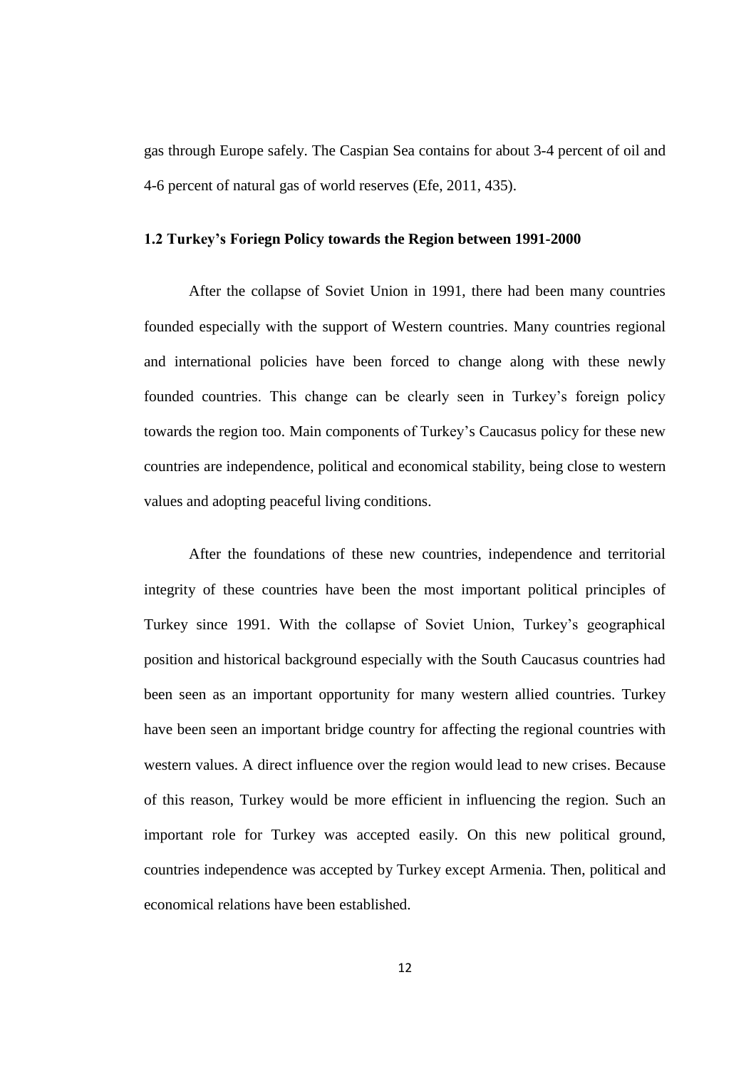gas through Europe safely. The Caspian Sea contains for about 3-4 percent of oil and 4-6 percent of natural gas of world reserves (Efe, 2011, 435).

### 1.2 Turkey's Foriegn Policy towards the Region between 1991-2000

After the collapse of Soviet Union in 1991, there had been many countries founded especially with the support of Western countries. Many countries regional and international policies have been forced to change along with these newly founded countries. This change can be clearly seen in Turkey's foreign policy towards the region too. Main components of Turkey's Caucasus policy for these new countries are independence, political and economical stability, being close to western values and adopting peaceful living conditions.

After the foundations of these new countries, independence and territorial integrity of these countries have been the most important political principles of Turkey since 1991. With the collapse of Soviet Union, Turkey's geographical position and historical background especially with the South Caucasus countries had been seen as an important opportunity for many western allied countries. Turkey have been seen an important bridge country for affecting the regional countries with western values. A direct influence over the region would lead to new crises. Because of this reason, Turkey would be more efficient in influencing the region. Such an important role for Turkey was accepted easily. On this new political ground, countries independence was accepted by Turkey except Armenia. Then, political and economical relations have been established.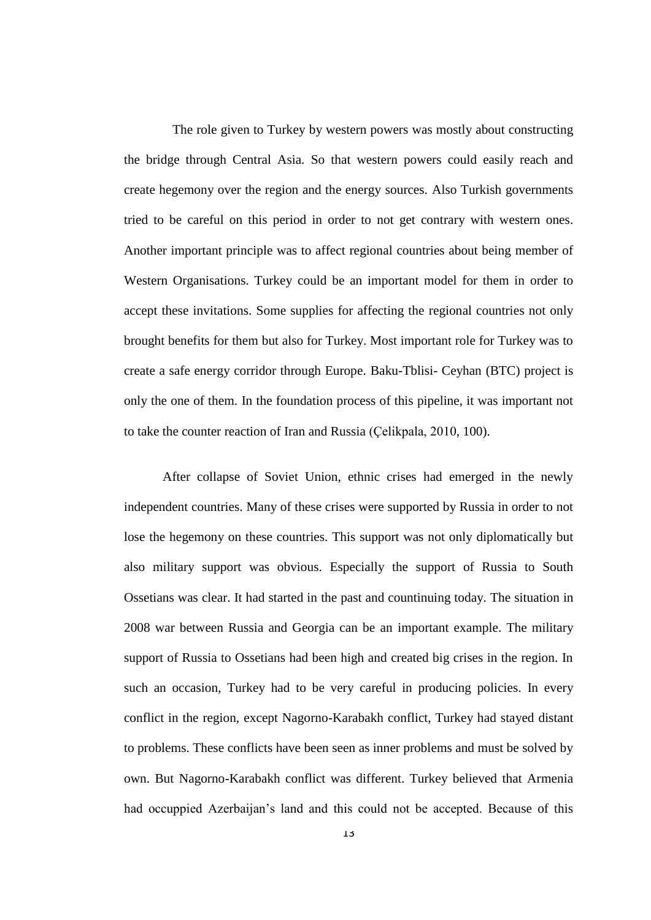The role given to Turkey by western powers was mostly about constructing the bridge through Central Asia. So that western powers could easily reach and create hegemony over the region and the energy sources. Also Turkish governments tried to be careful on this period in order to not get contrary with western ones. Another important principle was to affect regional countries about being member of Western Organisations. Turkey could be an important model for them in order to accept these invitations. Some supplies for affecting the regional countries not only brought benefits for them but also for Turkey. Most important role for Turkey was to create a safe energy corridor through Europe. Baku-Tblisi- Ceyhan (BTC) project is only the one of them. In the foundation process of this pipeline, it was important not to take the counter reaction of Iran and Russia (Çelikpala, 2010, 100).

After collapse of Soviet Union, ethnic crises had emerged in the newly independent countries. Many of these crises were supported by Russia in order to not lose the hegemony on these countries. This support was not only diplomatically but also military support was obvious. Especially the support of Russia to South Ossetians was clear. It had started in the past and countinuing today. The situation in 2008 war between Russia and Georgia can be an important example. The military support of Russia to Ossetians had been high and created big crises in the region. In such an occasion, Turkey had to be very careful in producing policies. In every conflict in the region, except Nagorno-Karabakh conflict, Turkey had stayed distant to problems. These conflicts have been seen as inner problems and must be solved by own. But Nagorno-Karabakh conflict was different. Turkey believed that Armenia had occuppied Azerbaijan's land and this could not be accepted. Because of this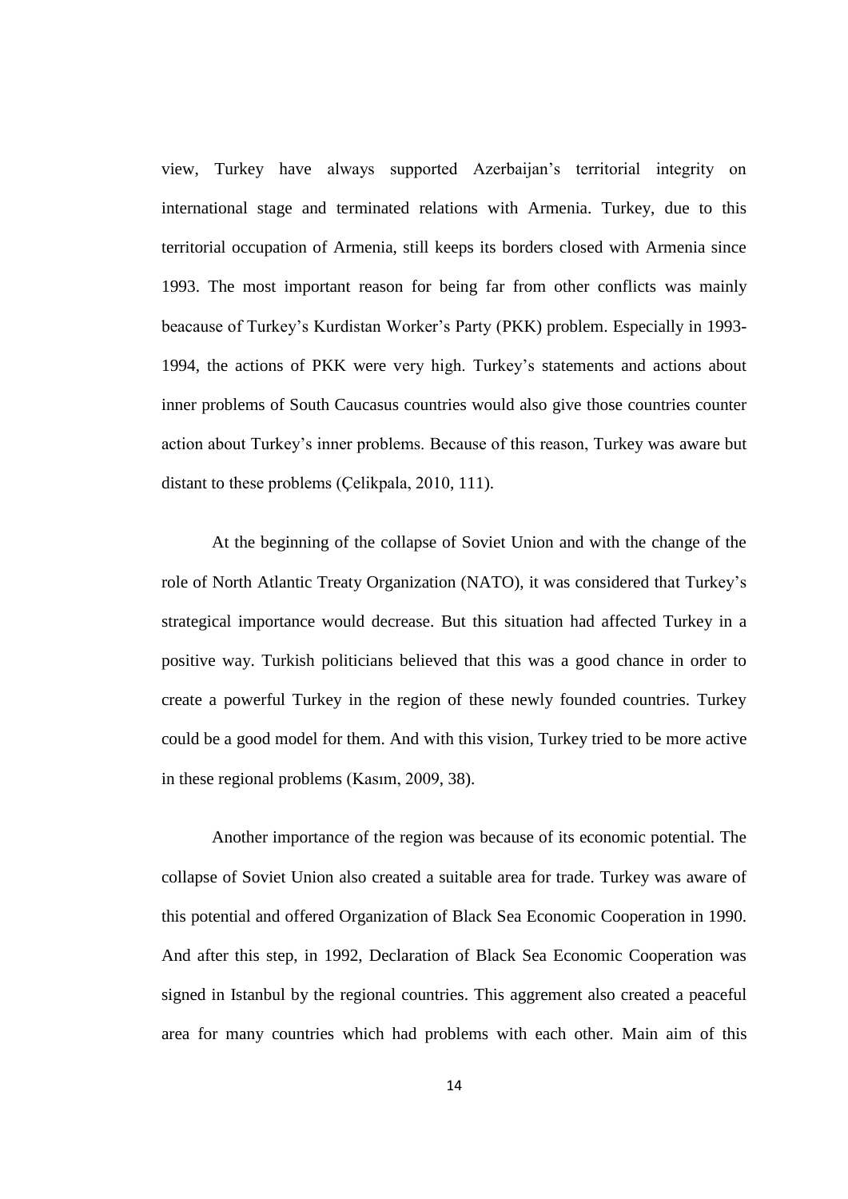view, Turkey have always supported Azerbaijan's territorial integrity on international stage and terminated relations with Armenia. Turkey, due to this territorial occupation of Armenia, still keeps its borders closed with Armenia since 1993. The most important reason for being far from other conflicts was mainly beacause of Turkey's Kurdistan Worker's Party (PKK) problem. Especially in 1993-1994, the actions of PKK were very high. Turkey's statements and actions about inner problems of South Caucasus countries would also give those countries counter action about Turkey's inner problems. Because of this reason, Turkey was aware but distant to these problems (Çelikpala, 2010, 111).

At the beginning of the collapse of Soviet Union and with the change of the role of North Atlantic Treaty Organization (NATO), it was considered that Turkey's strategical importance would decrease. But this situation had affected Turkey in a positive way. Turkish politicians believed that this was a good chance in order to create a powerful Turkey in the region of these newly founded countries. Turkey could be a good model for them. And with this vision, Turkey tried to be more active in these regional problems (Kasım, 2009, 38).

Another importance of the region was because of its economic potential. The collapse of Soviet Union also created a suitable area for trade. Turkey was aware of this potential and offered Organization of Black Sea Economic Cooperation in 1990. And after this step, in 1992, Declaration of Black Sea Economic Cooperation was signed in Istanbul by the regional countries. This aggrement also created a peaceful area for many countries which had problems with each other. Main aim of this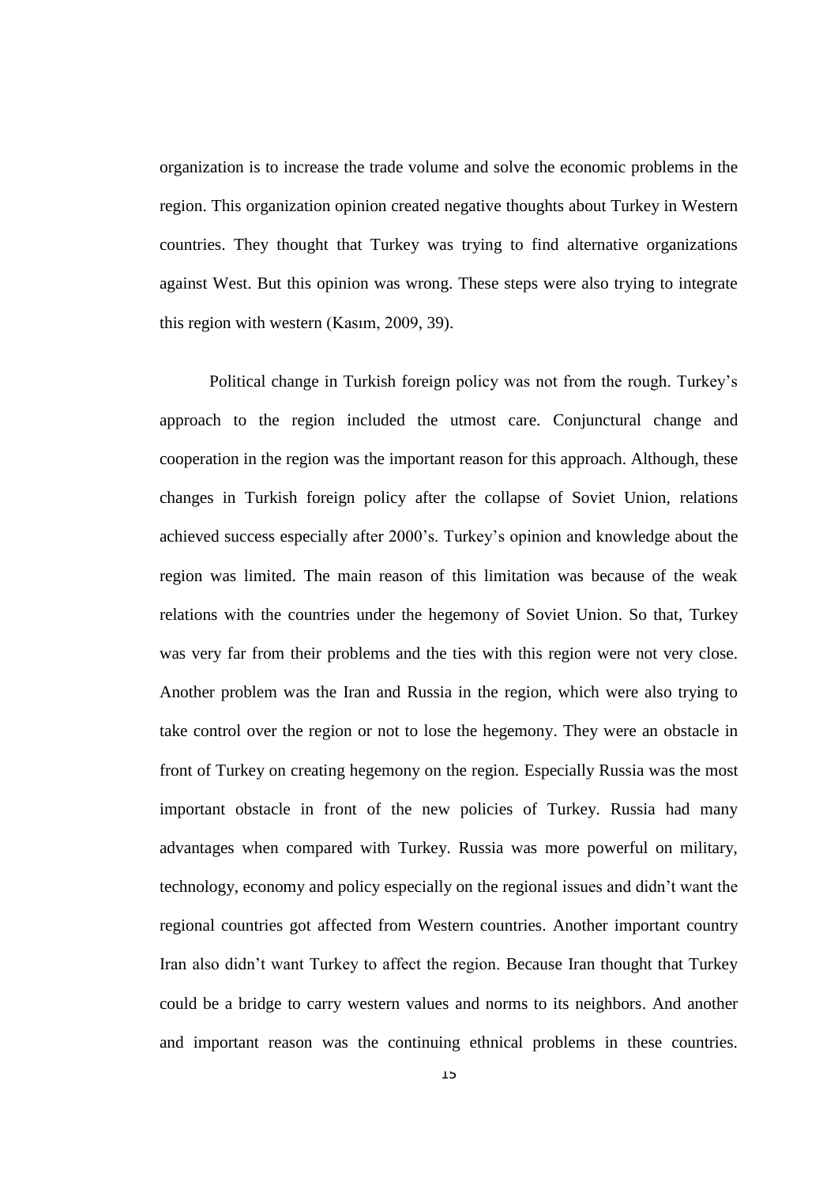organization is to increase the trade volume and solve the economic problems in the region. This organization opinion created negative thoughts about Turkey in Western countries. They thought that Turkey was trying to find alternative organizations against West. But this opinion was wrong. These steps were also trying to integrate this region with western (Kasım, 2009, 39).

Political change in Turkish foreign policy was not from the rough. Turkey's approach to the region included the utmost care. Conjunctural change and cooperation in the region was the important reason for this approach. Although, these changes in Turkish foreign policy after the collapse of Soviet Union, relations achieved success especially after 2000's. Turkey's opinion and knowledge about the region was limited. The main reason of this limitation was because of the weak relations with the countries under the hegemony of Soviet Union. So that, Turkey was very far from their problems and the ties with this region were not very close. Another problem was the Iran and Russia in the region, which were also trying to take control over the region or not to lose the hegemony. They were an obstacle in front of Turkey on creating hegemony on the region. Especially Russia was the most important obstacle in front of the new policies of Turkey. Russia had many advantages when compared with Turkey. Russia was more powerful on military, technology, economy and policy especially on the regional issues and didn't want the regional countries got affected from Western countries. Another important country Iran also didn't want Turkey to affect the region. Because Iran thought that Turkey could be a bridge to carry western values and norms to its neighbors. And another and important reason was the continuing ethnical problems in these countries.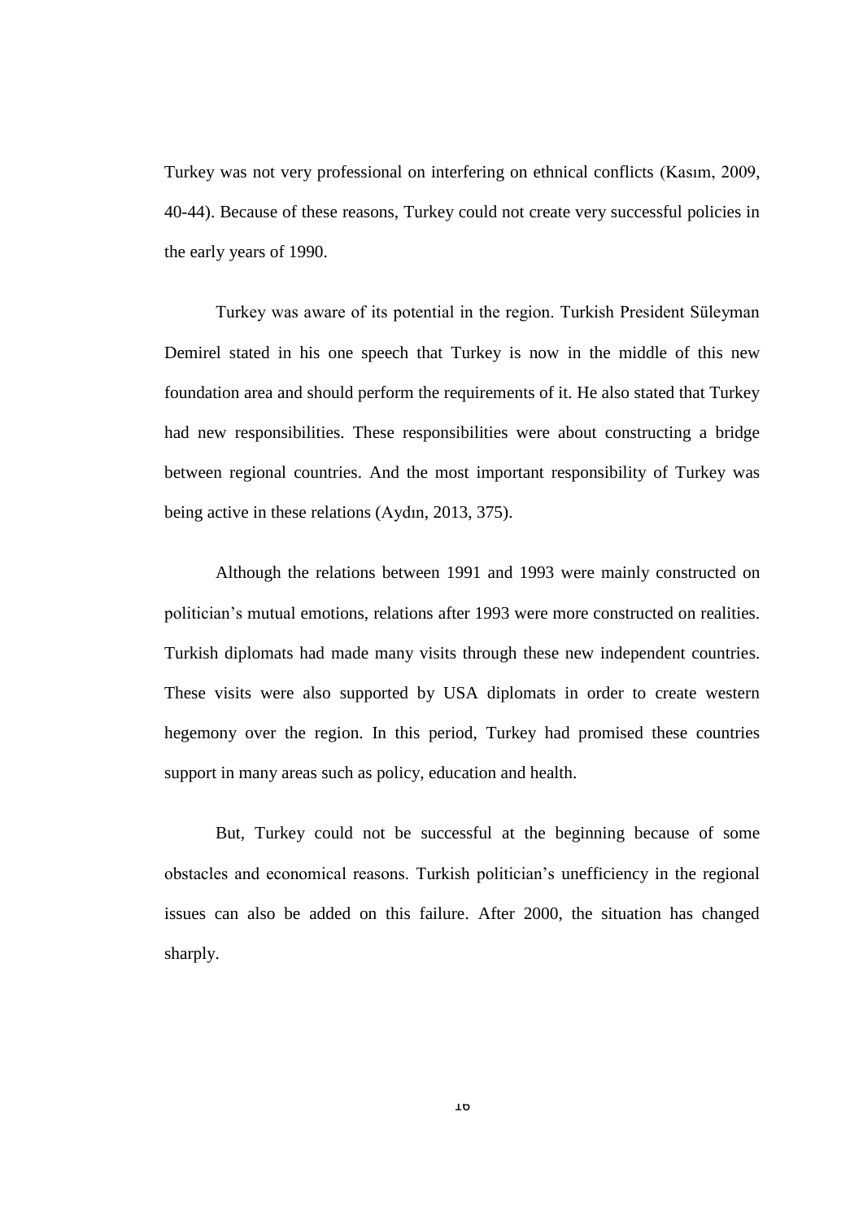Turkey was not very professional on interfering on ethnical conflicts (Kasım, 2009, 40-44). Because of these reasons, Turkey could not create very successful policies in the early years of 1990.

Turkey was aware of its potential in the region. Turkish President Süleyman Demirel stated in his one speech that Turkey is now in the middle of this new foundation area and should perform the requirements of it. He also stated that Turkey had new responsibilities. These responsibilities were about constructing a bridge between regional countries. And the most important responsibility of Turkey was being active in these relations (Aydın, 2013, 375).

Although the relations between 1991 and 1993 were mainly constructed on politician's mutual emotions, relations after 1993 were more constructed on realities. Turkish diplomats had made many visits through these new independent countries. These visits were also supported by USA diplomats in order to create western hegemony over the region. In this period, Turkey had promised these countries support in many areas such as policy, education and health.

But, Turkey could not be successful at the beginning because of some obstacles and economical reasons. Turkish politician's unefficiency in the regional issues can also be added on this failure. After 2000, the situation has changed sharply.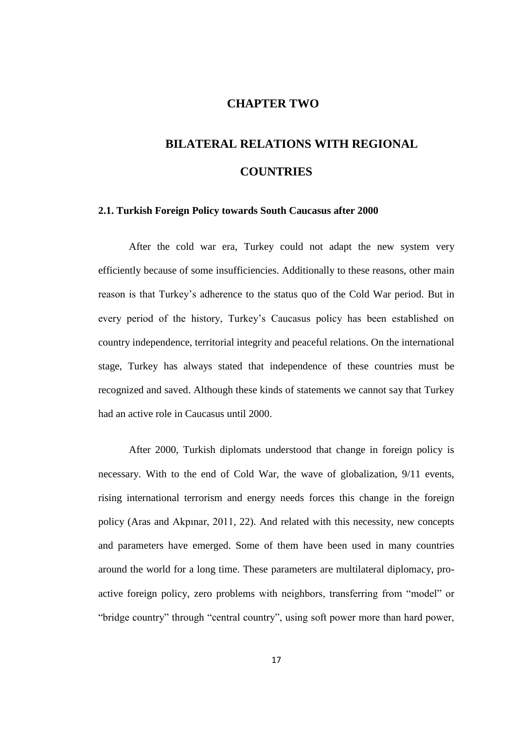# CHAPTER TWO

# BILATERAL RELATIONS WITH REGIONAL COUNTRIES

## 2.1. Turkish Foreign Policy towards South Caucasus after 2000

After the cold war era, Turkey could not adapt the new system very efficiently because of some insufficiencies. Additionally to these reasons, other main reason is that Turkey's adherence to the status quo of the Cold War period. But in every period of the history, Turkey's Caucasus policy has been established on country independence, territorial integrity and peaceful relations. On the international stage, Turkey has always stated that independence of these countries must be recognized and saved. Although these kinds of statements we cannot say that Turkey had an active role in Caucasus until 2000.

After 2000, Turkish diplomats understood that change in foreign policy is necessary. With to the end of Cold War, the wave of globalization, 9/11 events, rising international terrorism and energy needs forces this change in the foreign policy (Aras and Akpınar, 2011, 22). And related with this necessity, new concepts and parameters have emerged. Some of them have been used in many countries around the world for a long time. These parameters are multilateral diplomacy, pro-active foreign policy, zero problems with neighbors, transferring from "model" or "bridge country" through "central country", using soft power more than hard power,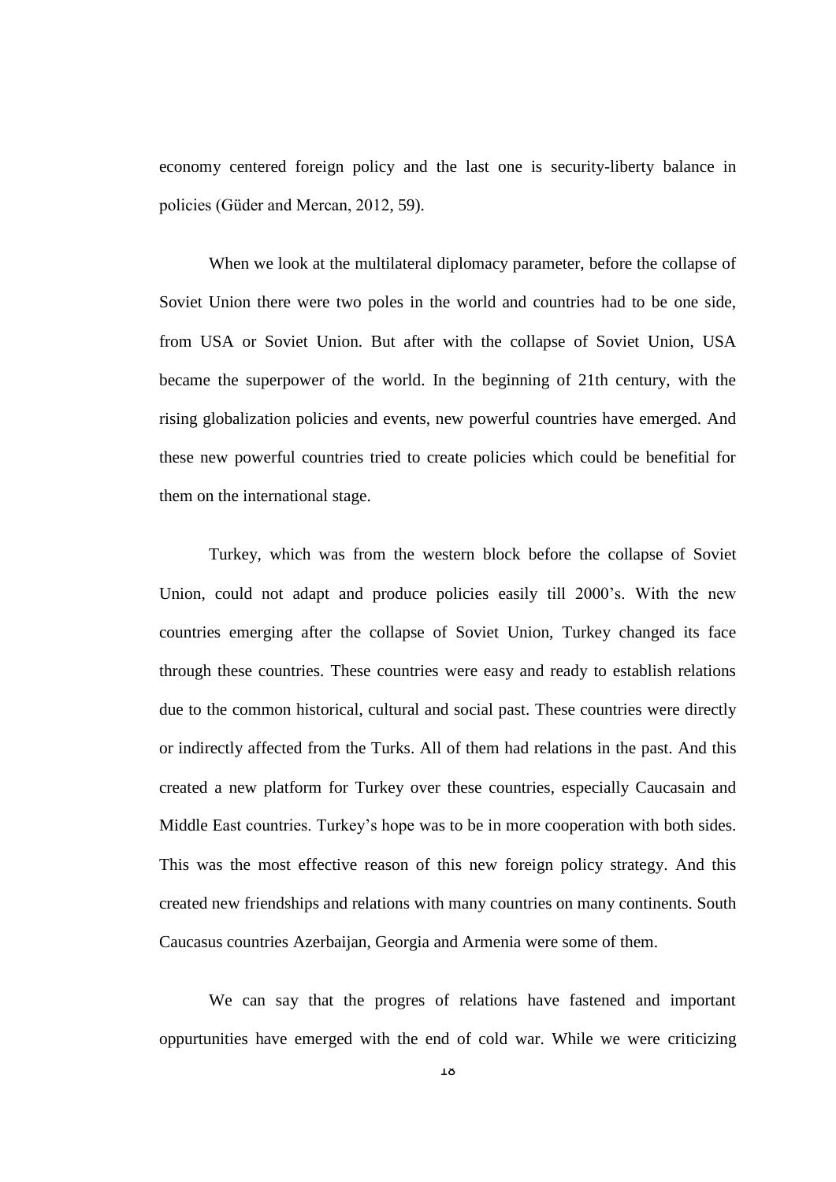economy centered foreign policy and the last one is security-liberty balance in policies (Güder and Mercan, 2012, 59).

When we look at the multilateral diplomacy parameter, before the collapse of Soviet Union there were two poles in the world and countries had to be one side, from USA or Soviet Union. But after with the collapse of Soviet Union, USA became the superpower of the world. In the beginning of 21th century, with the rising globalization policies and events, new powerful countries have emerged. And these new powerful countries tried to create policies which could be benefitial for them on the international stage.

Turkey, which was from the western block before the collapse of Soviet Union, could not adapt and produce policies easily till 2000's. With the new countries emerging after the collapse of Soviet Union, Turkey changed its face through these countries. These countries were easy and ready to establish relations due to the common historical, cultural and social past. These countries were directly or indirectly affected from the Turks. All of them had relations in the past. And this created a new platform for Turkey over these countries, especially Caucasain and Middle East countries. Turkey's hope was to be in more cooperation with both sides. This was the most effective reason of this new foreign policy strategy. And this created new friendships and relations with many countries on many continents. South Caucasus countries Azerbaijan, Georgia and Armenia were some of them.

We can say that the progres of relations have fastened and important oppurtunities have emerged with the end of cold war. While we were criticizing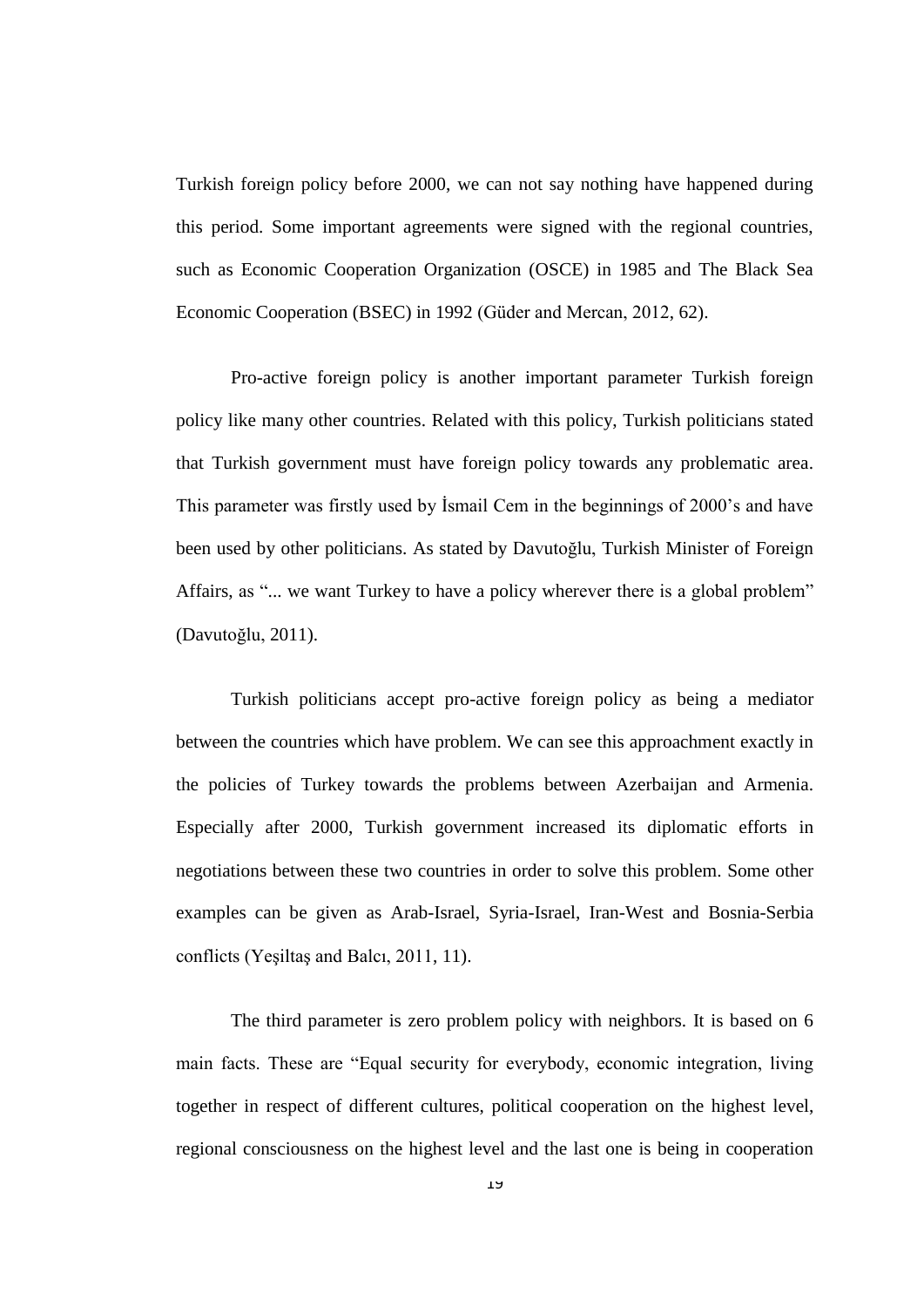Turkish foreign policy before 2000, we can not say nothing have happened during this period. Some important agreements were signed with the regional countries, such as Economic Cooperation Organization (OSCE) in 1985 and The Black Sea Economic Cooperation (BSEC) in 1992 (Güder and Mercan, 2012, 62).

Pro-active foreign policy is another important parameter Turkish foreign policy like many other countries. Related with this policy, Turkish politicians stated that Turkish government must have foreign policy towards any problematic area. This parameter was firstly used by İsmail Cem in the beginnings of 2000's and have been used by other politicians. As stated by Davutoğlu, Turkish Minister of Foreign Affairs, as "... we want Turkey to have a policy wherever there is a global problem" (Davutoğlu, 2011).

Turkish politicians accept pro-active foreign policy as being a mediator between the countries which have problem. We can see this approachment exactly in the policies of Turkey towards the problems between Azerbaijan and Armenia. Especially after 2000, Turkish government increased its diplomatic efforts in negotiations between these two countries in order to solve this problem. Some other examples can be given as Arab-Israel, Syria-Israel, Iran-West and Bosnia-Serbia conflicts (Yeşiltaş and Balcı, 2011, 11).

The third parameter is zero problem policy with neighbors. It is based on 6 main facts. These are "Equal security for everybody, economic integration, living together in respect of different cultures, political cooperation on the highest level, regional consciousness on the highest level and the last one is being in cooperation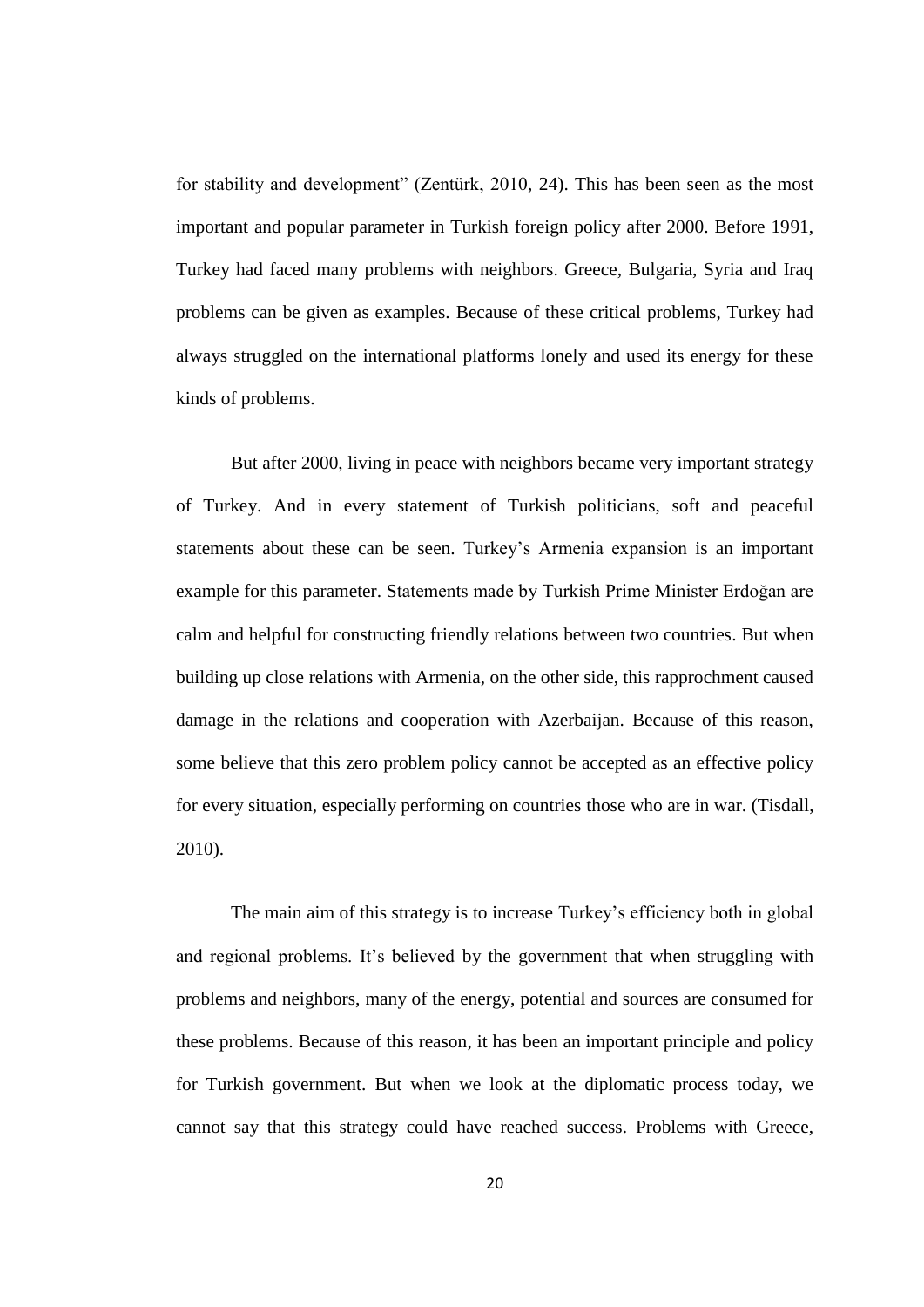for stability and development" (Zentürk, 2010, 24). This has been seen as the most important and popular parameter in Turkish foreign policy after 2000. Before 1991, Turkey had faced many problems with neighbors. Greece, Bulgaria, Syria and Iraq problems can be given as examples. Because of these critical problems, Turkey had always struggled on the international platforms lonely and used its energy for these kinds of problems.

But after 2000, living in peace with neighbors became very important strategy of Turkey. And in every statement of Turkish politicians, soft and peaceful statements about these can be seen. Turkey's Armenia expansion is an important example for this parameter. Statements made by Turkish Prime Minister Erdoğan are calm and helpful for constructing friendly relations between two countries. But when building up close relations with Armenia, on the other side, this rapprochment caused damage in the relations and cooperation with Azerbaijan. Because of this reason, some believe that this zero problem policy cannot be accepted as an effective policy for every situation, especially performing on countries those who are in war. (Tisdall, 2010).

The main aim of this strategy is to increase Turkey's efficiency both in global and regional problems. It's believed by the government that when struggling with problems and neighbors, many of the energy, potential and sources are consumed for these problems. Because of this reason, it has been an important principle and policy for Turkish government. But when we look at the diplomatic process today, we cannot say that this strategy could have reached success. Problems with Greece,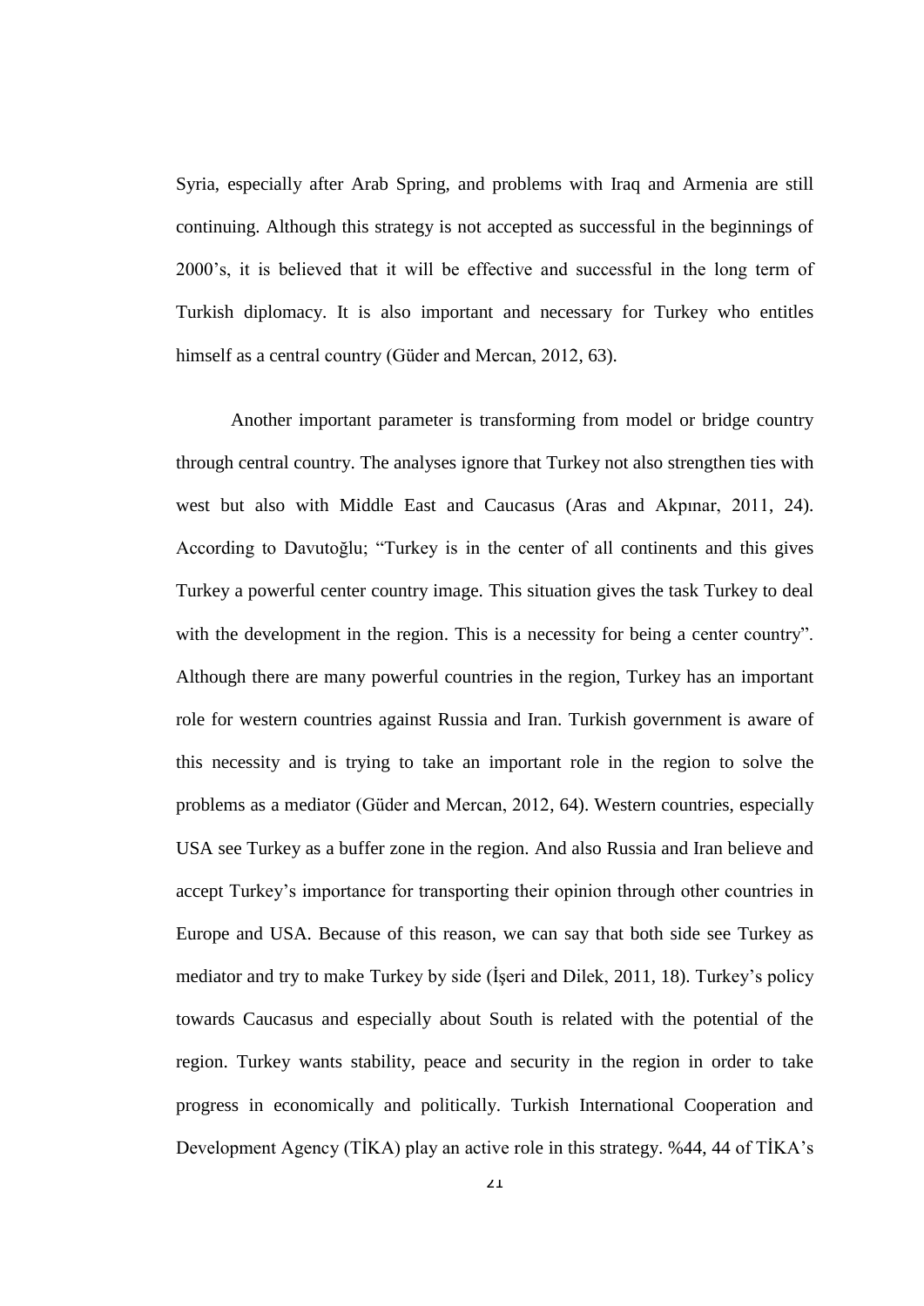Syria, especially after Arab Spring, and problems with Iraq and Armenia are still continuing. Although this strategy is not accepted as successful in the beginnings of 2000's, it is believed that it will be effective and successful in the long term of Turkish diplomacy. It is also important and necessary for Turkey who entitles himself as a central country (Güder and Mercan, 2012, 63).

Another important parameter is transforming from model or bridge country through central country. The analyses ignore that Turkey not also strengthen ties with west but also with Middle East and Caucasus (Aras and Akpınar, 2011, 24). According to Davutoğlu; "Turkey is in the center of all continents and this gives Turkey a powerful center country image. This situation gives the task Turkey to deal with the development in the region. This is a necessity for being a center country". Although there are many powerful countries in the region, Turkey has an important role for western countries against Russia and Iran. Turkish government is aware of this necessity and is trying to take an important role in the region to solve the problems as a mediator (Güder and Mercan, 2012, 64). Western countries, especially USA see Turkey as a buffer zone in the region. And also Russia and Iran believe and accept Turkey's importance for transporting their opinion through other countries in Europe and USA. Because of this reason, we can say that both side see Turkey as mediator and try to make Turkey by side (İşeri and Dilek, 2011, 18). Turkey's policy towards Caucasus and especially about South is related with the potential of the region. Turkey wants stability, peace and security in the region in order to take progress in economically and politically. Turkish International Cooperation and Development Agency (TİKA) play an active role in this strategy. %44, 44 of TİKA's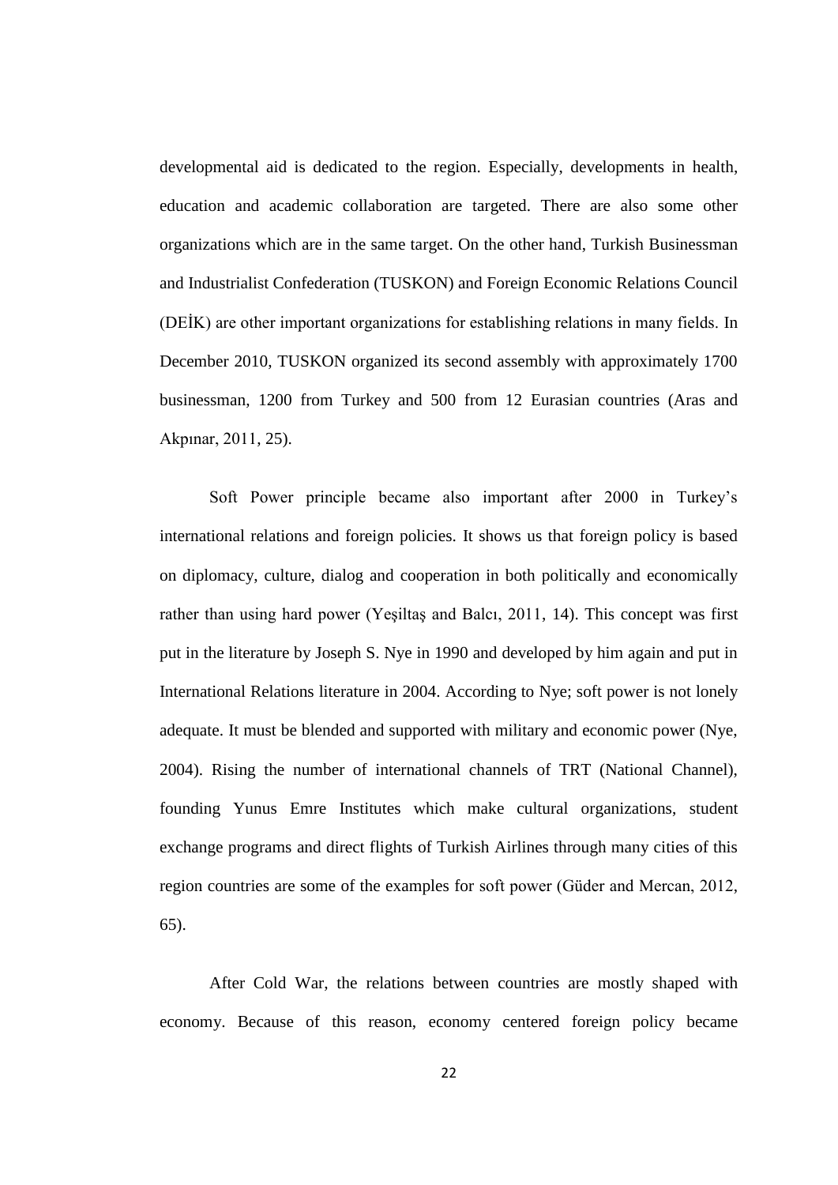developmental aid is dedicated to the region. Especially, developments in health, education and academic collaboration are targeted. There are also some other organizations which are in the same target. On the other hand, Turkish Businessman and Industrialist Confederation (TUSKON) and Foreign Economic Relations Council (DEİK) are other important organizations for establishing relations in many fields. In December 2010, TUSKON organized its second assembly with approximately 1700 businessman, 1200 from Turkey and 500 from 12 Eurasian countries (Aras and Akpınar, 2011, 25).

Soft Power principle became also important after 2000 in Turkey's international relations and foreign policies. It shows us that foreign policy is based on diplomacy, culture, dialog and cooperation in both politically and economically rather than using hard power (Yeşiltaş and Balcı, 2011, 14). This concept was first put in the literature by Joseph S. Nye in 1990 and developed by him again and put in International Relations literature in 2004. According to Nye; soft power is not lonely adequate. It must be blended and supported with military and economic power (Nye, 2004). Rising the number of international channels of TRT (National Channel), founding Yunus Emre Institutes which make cultural organizations, student exchange programs and direct flights of Turkish Airlines through many cities of this region countries are some of the examples for soft power (Güder and Mercan, 2012, 65).

After Cold War, the relations between countries are mostly shaped with economy. Because of this reason, economy centered foreign policy became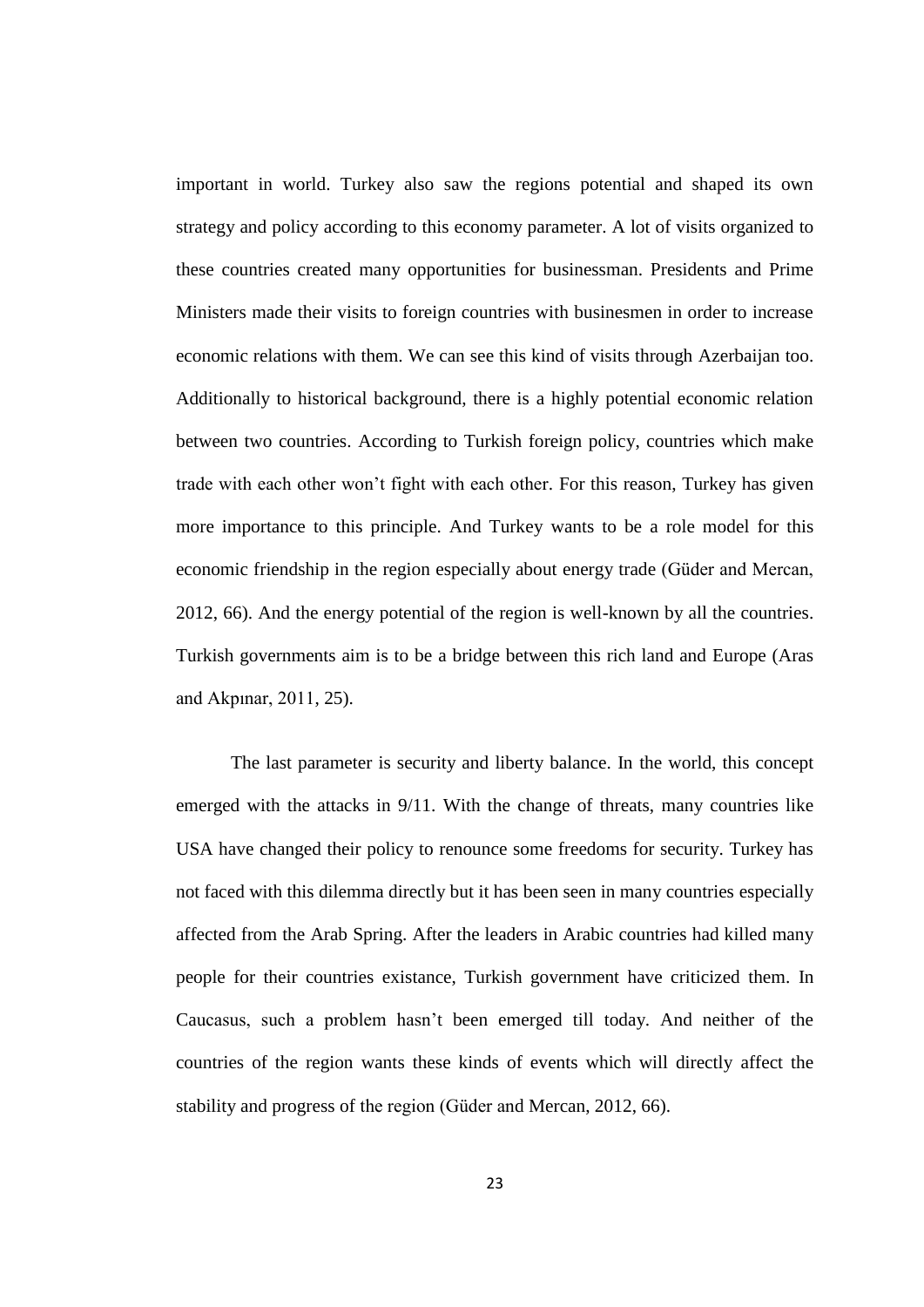important in world. Turkey also saw the regions potential and shaped its own strategy and policy according to this economy parameter. A lot of visits organized to these countries created many opportunities for businessman. Presidents and Prime Ministers made their visits to foreign countries with businessmen in order to increase economic relations with them. We can see this kind of visits through Azerbaijan too. Additionally to historical background, there is a highly potential economic relation between two countries. According to Turkish foreign policy, countries which make trade with each other won't fight with each other. For this reason, Turkey has given more importance to this principle. And Turkey wants to be a role model for this economic friendship in the region especially about energy trade (Güder and Mercan, 2012, 66). And the energy potential of the region is well-known by all the countries. Turkish governments aim is to be a bridge between this rich land and Europe (Aras and Akpınar, 2011, 25).

The last parameter is security and liberty balance. In the world, this concept emerged with the attacks in 9/11. With the change of threats, many countries like USA have changed their policy to renounce some freedoms for security. Turkey has not faced with this dilemma directly but it has been seen in many countries especially affected from the Arab Spring. After the leaders in Arabic countries had killed many people for their countries existance, Turkish government have criticized them. In Caucasus, such a problem hasn't been emerged till today. And neither of the countries of the region wants these kinds of events which will directly affect the stability and progress of the region (Güder and Mercan, 2012, 66).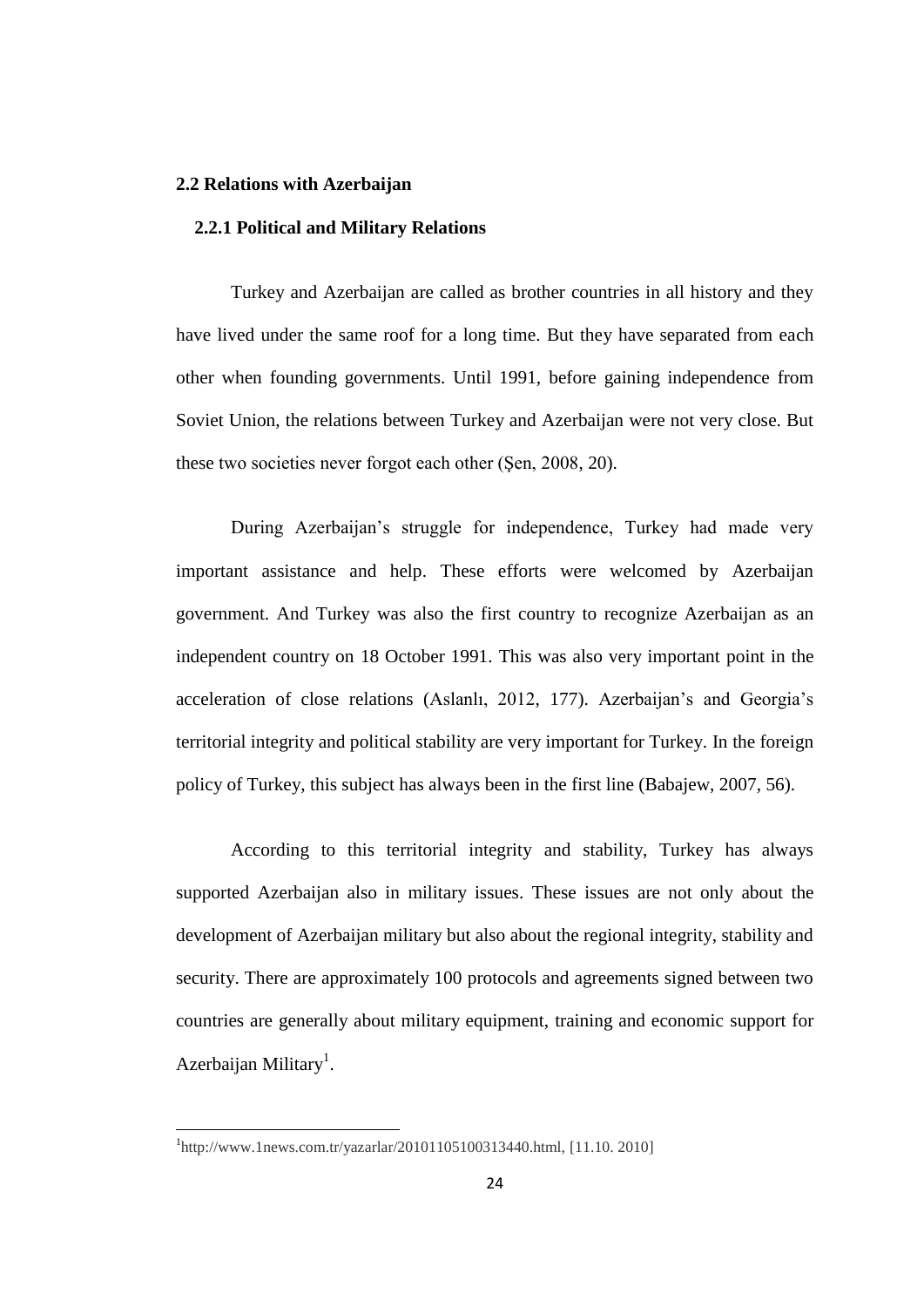## 2.2 Relations with Azerbaijan

### 2.2.1 Political and Military Relations

Turkey and Azerbaijan are called as brother countries in all history and they have lived under the same roof for a long time. But they have separated from each other when founding governments. Until 1991, before gaining independence from Soviet Union, the relations between Turkey and Azerbaijan were not very close. But these two societies never forgot each other (Şen, 2008, 20).

During Azerbaijan's struggle for independence, Turkey had made very important assistance and help. These efforts were welcomed by Azerbaijan government. And Turkey was also the first country to recognize Azerbaijan as an independent country on 18 October 1991. This was also very important point in the acceleration of close relations (Aslanlı, 2012, 177). Azerbaijan's and Georgia's territorial integrity and political stability are very important for Turkey. In the foreign policy of Turkey, this subject has always been in the first line (Babajew, 2007, 56).

According to this territorial integrity and stability, Turkey has always supported Azerbaijan also in military issues. These issues are not only about the development of Azerbaijan military but also about the regional integrity, stability and security. There are approximately 100 protocols and agreements signed between two countries are generally about military equipment, training and economic support for Azerbaijan Military[1].

---

[1] http://www.1news.com.tr/yazarlar/20101105100313440.html, [11.10. 2010]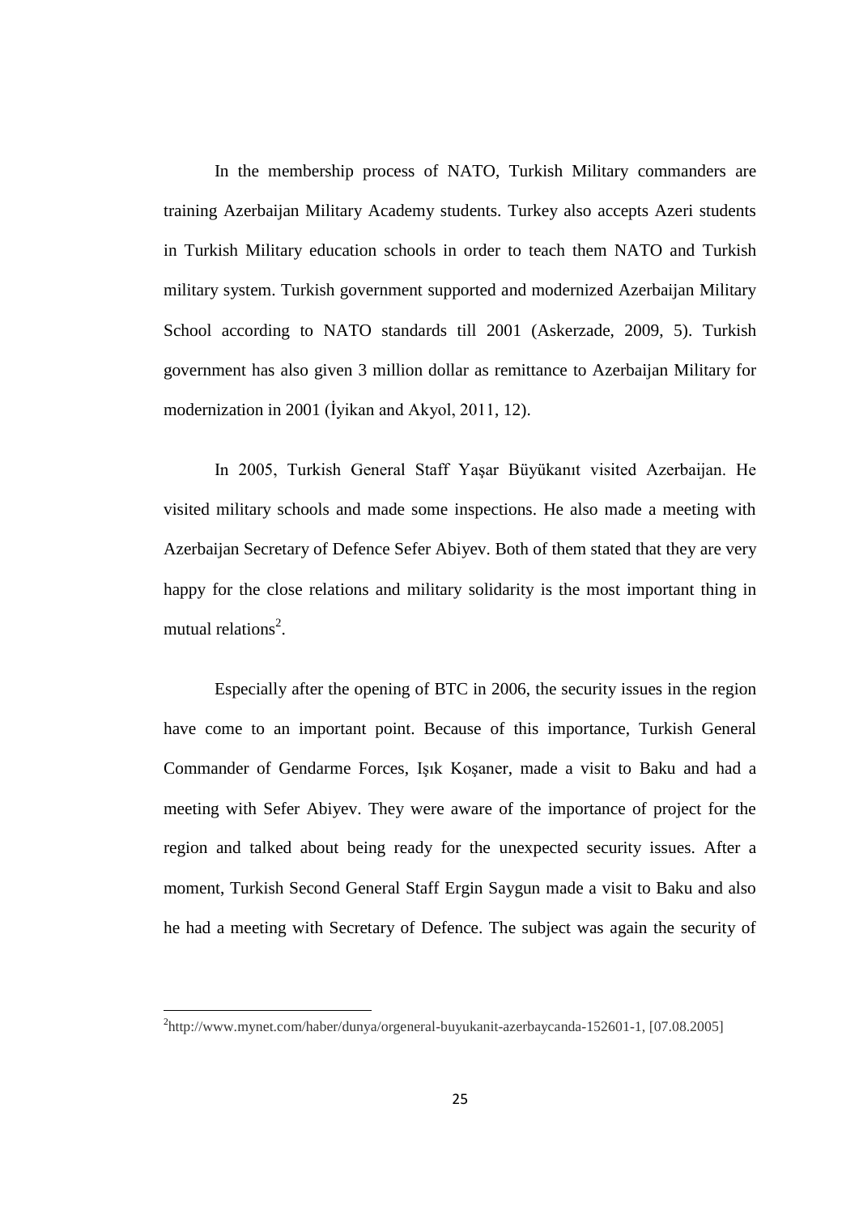In the membership process of NATO, Turkish Military commanders are training Azerbaijan Military Academy students. Turkey also accepts Azeri students in Turkish Military education schools in order to teach them NATO and Turkish military system. Turkish government supported and modernized Azerbaijan Military School according to NATO standards till 2001 (Askerzade, 2009, 5). Turkish government has also given 3 million dollar as remittance to Azerbaijan Military for modernization in 2001 (İyikan and Akyol, 2011, 12).

In 2005, Turkish General Staff Yaşar Büyükanıt visited Azerbaijan. He visited military schools and made some inspections. He also made a meeting with Azerbaijan Secretary of Defence Sefer Abiyev. Both of them stated that they are very happy for the close relations and military solidarity is the most important thing in mutual relations[2].

Especially after the opening of BTC in 2006, the security issues in the region have come to an important point. Because of this importance, Turkish General Commander of Gendarme Forces, Işık Koşaner, made a visit to Baku and had a meeting with Sefer Abiyev. They were aware of the importance of project for the region and talked about being ready for the unexpected security issues. After a moment, Turkish Second General Staff Ergin Saygun made a visit to Baku and also he had a meeting with Secretary of Defence. The subject was again the security of

---

[2]http://www.mynet.com/haber/dunya/orgeneral-buyukanit-azerbaycanda-152601-1, [07.08.2005]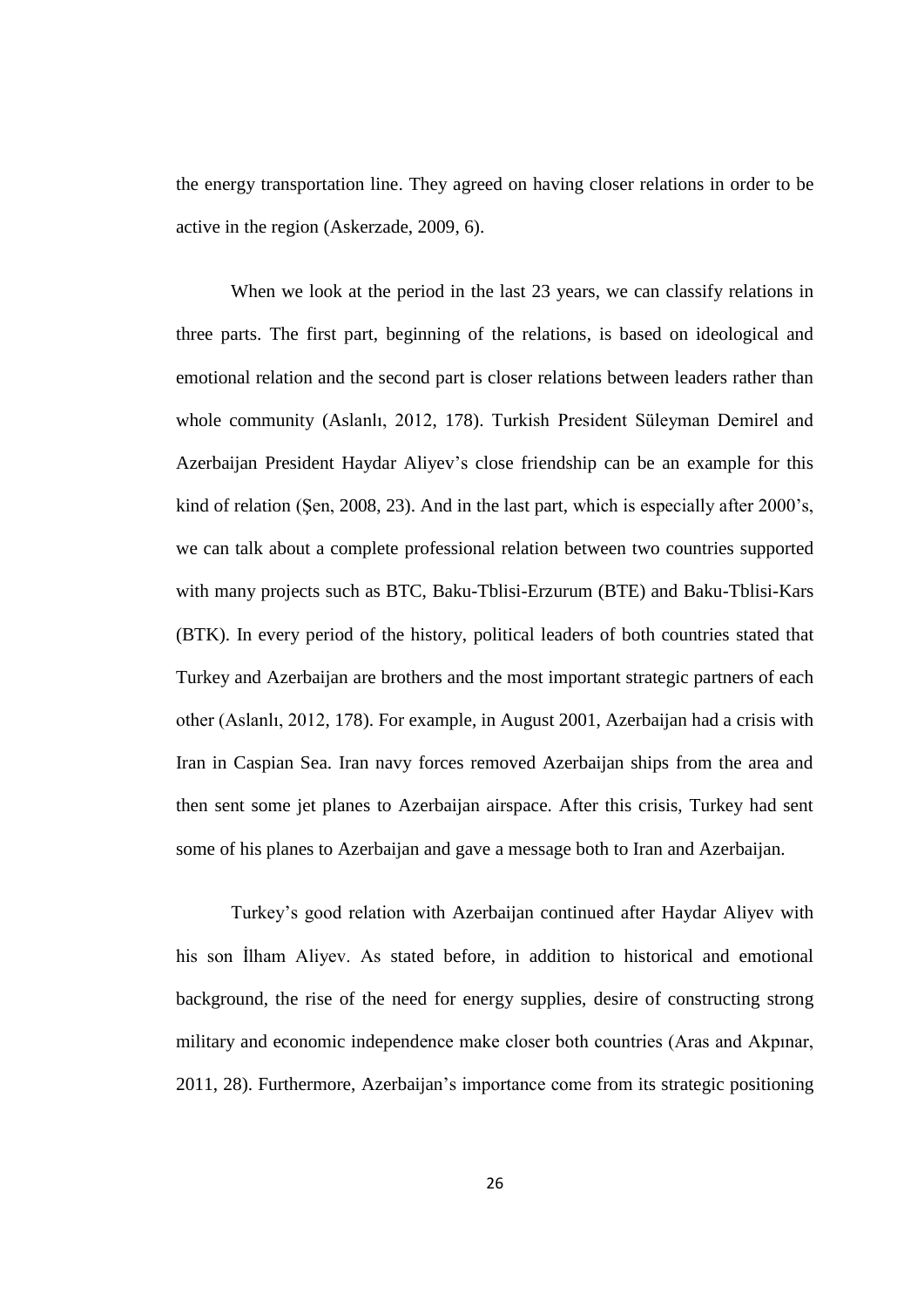the energy transportation line. They agreed on having closer relations in order to be active in the region (Askerzade, 2009, 6).

When we look at the period in the last 23 years, we can classify relations in three parts. The first part, beginning of the relations, is based on ideological and emotional relation and the second part is closer relations between leaders rather than whole community (Aslanlı, 2012, 178). Turkish President Süleyman Demirel and Azerbaijan President Haydar Aliyev's close friendship can be an example for this kind of relation (Şen, 2008, 23). And in the last part, which is especially after 2000's, we can talk about a complete professional relation between two countries supported with many projects such as BTC, Baku-Tblisi-Erzurum (BTE) and Baku-Tblisi-Kars (BTK). In every period of the history, political leaders of both countries stated that Turkey and Azerbaijan are brothers and the most important strategic partners of each other (Aslanlı, 2012, 178). For example, in August 2001, Azerbaijan had a crisis with Iran in Caspian Sea. Iran navy forces removed Azerbaijan ships from the area and then sent some jet planes to Azerbaijan airspace. After this crisis, Turkey had sent some of his planes to Azerbaijan and gave a message both to Iran and Azerbaijan.

Turkey's good relation with Azerbaijan continued after Haydar Aliyev with his son İlham Aliyev. As stated before, in addition to historical and emotional background, the rise of the need for energy supplies, desire of constructing strong military and economic independence make closer both countries (Aras and Akpınar, 2011, 28). Furthermore, Azerbaijan's importance come from its strategic positioning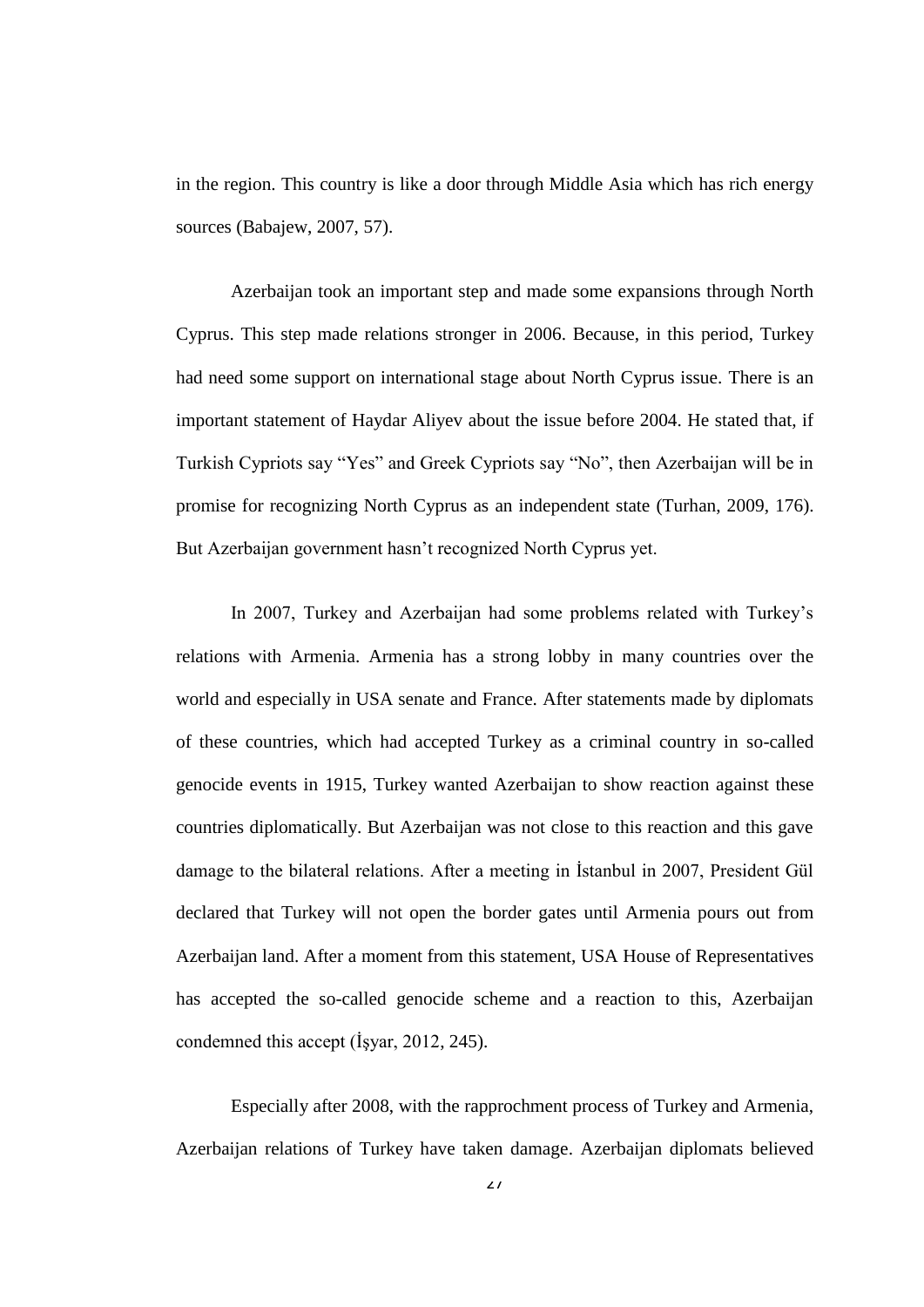in the region. This country is like a door through Middle Asia which has rich energy sources (Babajew, 2007, 57).

Azerbaijan took an important step and made some expansions through North Cyprus. This step made relations stronger in 2006. Because, in this period, Turkey had need some support on international stage about North Cyprus issue. There is an important statement of Haydar Aliyev about the issue before 2004. He stated that, if Turkish Cypriots say "Yes" and Greek Cypriots say "No", then Azerbaijan will be in promise for recognizing North Cyprus as an independent state (Turhan, 2009, 176). But Azerbaijan government hasn't recognized North Cyprus yet.

In 2007, Turkey and Azerbaijan had some problems related with Turkey's relations with Armenia. Armenia has a strong lobby in many countries over the world and especially in USA senate and France. After statements made by diplomats of these countries, which had accepted Turkey as a criminal country in so-called genocide events in 1915, Turkey wanted Azerbaijan to show reaction against these countries diplomatically. But Azerbaijan was not close to this reaction and this gave damage to the bilateral relations. After a meeting in İstanbul in 2007, President Gül declared that Turkey will not open the border gates until Armenia pours out from Azerbaijan land. After a moment from this statement, USA House of Representatives has accepted the so-called genocide scheme and a reaction to this, Azerbaijan condemned this accept (İşyar, 2012, 245).

Especially after 2008, with the rapprochment process of Turkey and Armenia, Azerbaijan relations of Turkey have taken damage. Azerbaijan diplomats believed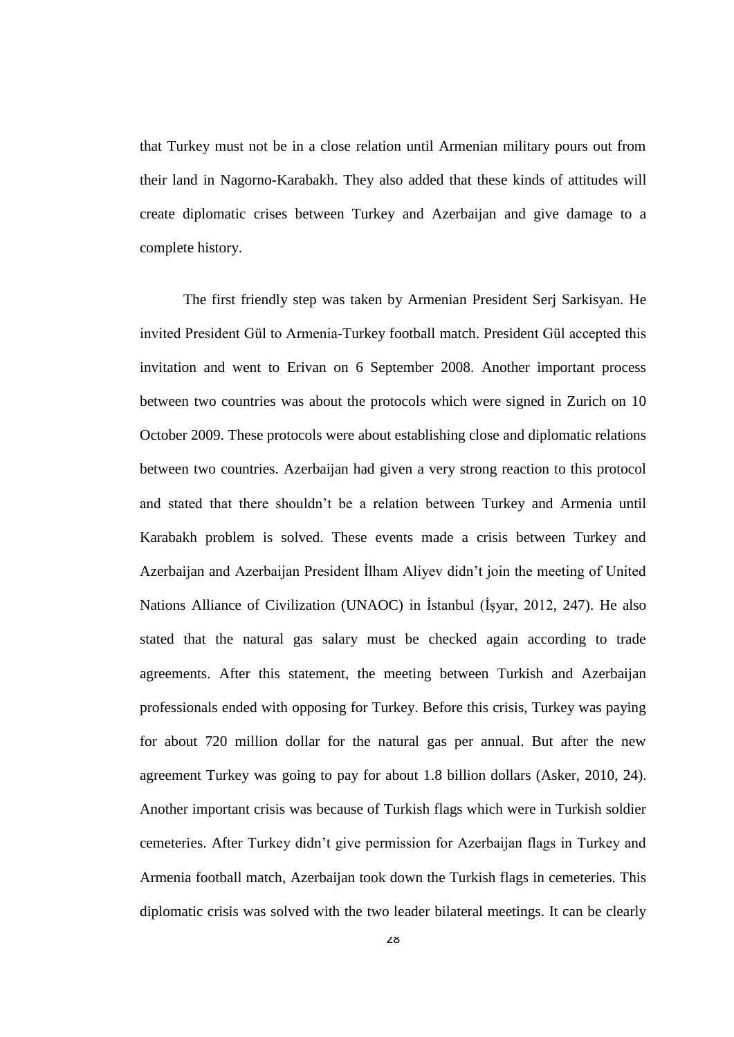that Turkey must not be in a close relation until Armenian military pours out from their land in Nagorno-Karabakh. They also added that these kinds of attitudes will create diplomatic crises between Turkey and Azerbaijan and give damage to a complete history.

The first friendly step was taken by Armenian President Serj Sarkisyan. He invited President Gül to Armenia-Turkey football match. President Gül accepted this invitation and went to Erivan on 6 September 2008. Another important process between two countries was about the protocols which were signed in Zurich on 10 October 2009. These protocols were about establishing close and diplomatic relations between two countries. Azerbaijan had given a very strong reaction to this protocol and stated that there shouldn't be a relation between Turkey and Armenia until Karabakh problem is solved. These events made a crisis between Turkey and Azerbaijan and Azerbaijan President İlham Aliyev didn't join the meeting of United Nations Alliance of Civilization (UNAOC) in İstanbul (İşyar, 2012, 247). He also stated that the natural gas salary must be checked again according to trade agreements. After this statement, the meeting between Turkish and Azerbaijan professionals ended with opposing for Turkey. Before this crisis, Turkey was paying for about 720 million dollar for the natural gas per annual. But after the new agreement Turkey was going to pay for about 1.8 billion dollars (Asker, 2010, 24). Another important crisis was because of Turkish flags which were in Turkish soldier cemeteries. After Turkey didn't give permission for Azerbaijan flags in Turkey and Armenia football match, Azerbaijan took down the Turkish flags in cemeteries. This diplomatic crisis was solved with the two leader bilateral meetings. It can be clearly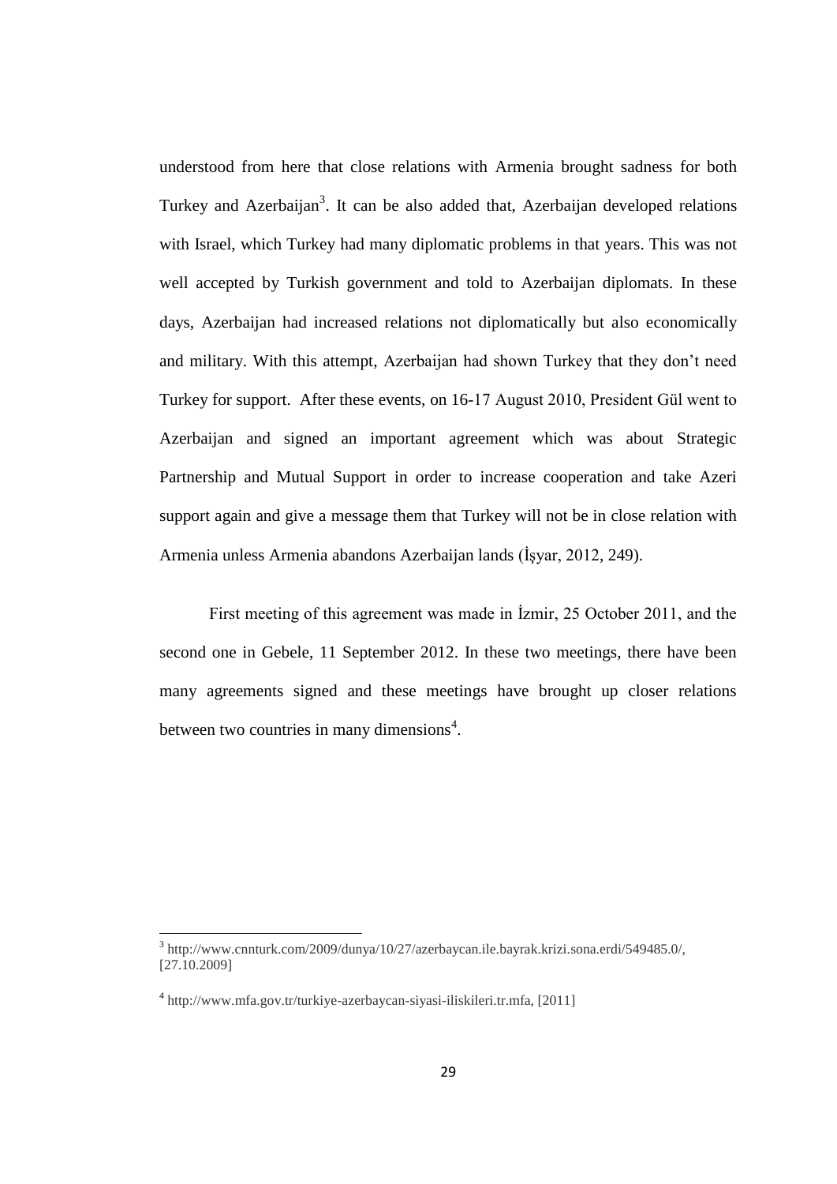understood from here that close relations with Armenia brought sadness for both Turkey and Azerbaijan[3]. It can be also added that, Azerbaijan developed relations with Israel, which Turkey had many diplomatic problems in that years. This was not well accepted by Turkish government and told to Azerbaijan diplomats. In these days, Azerbaijan had increased relations not diplomatically but also economically and military. With this attempt, Azerbaijan had shown Turkey that they don't need Turkey for support. After these events, on 16-17 August 2010, President Gül went to Azerbaijan and signed an important agreement which was about Strategic Partnership and Mutual Support in order to increase cooperation and take Azeri support again and give a message them that Turkey will not be in close relation with Armenia unless Armenia abandons Azerbaijan lands (İşyar, 2012, 249).

First meeting of this agreement was made in İzmir, 25 October 2011, and the second one in Gebele, 11 September 2012. In these two meetings, there have been many agreements signed and these meetings have brought up closer relations between two countries in many dimensions[4].

---

[3] http://www.cnnturk.com/2009/dunya/10/27/azerbaycan.ile.bayrak.krizi.sona.erdi/549485.0/, [27.10.2009]

[4] http://www.mfa.gov.tr/turkiye-azerbaycan-siyasi-iliskileri.tr.mfa, [2011]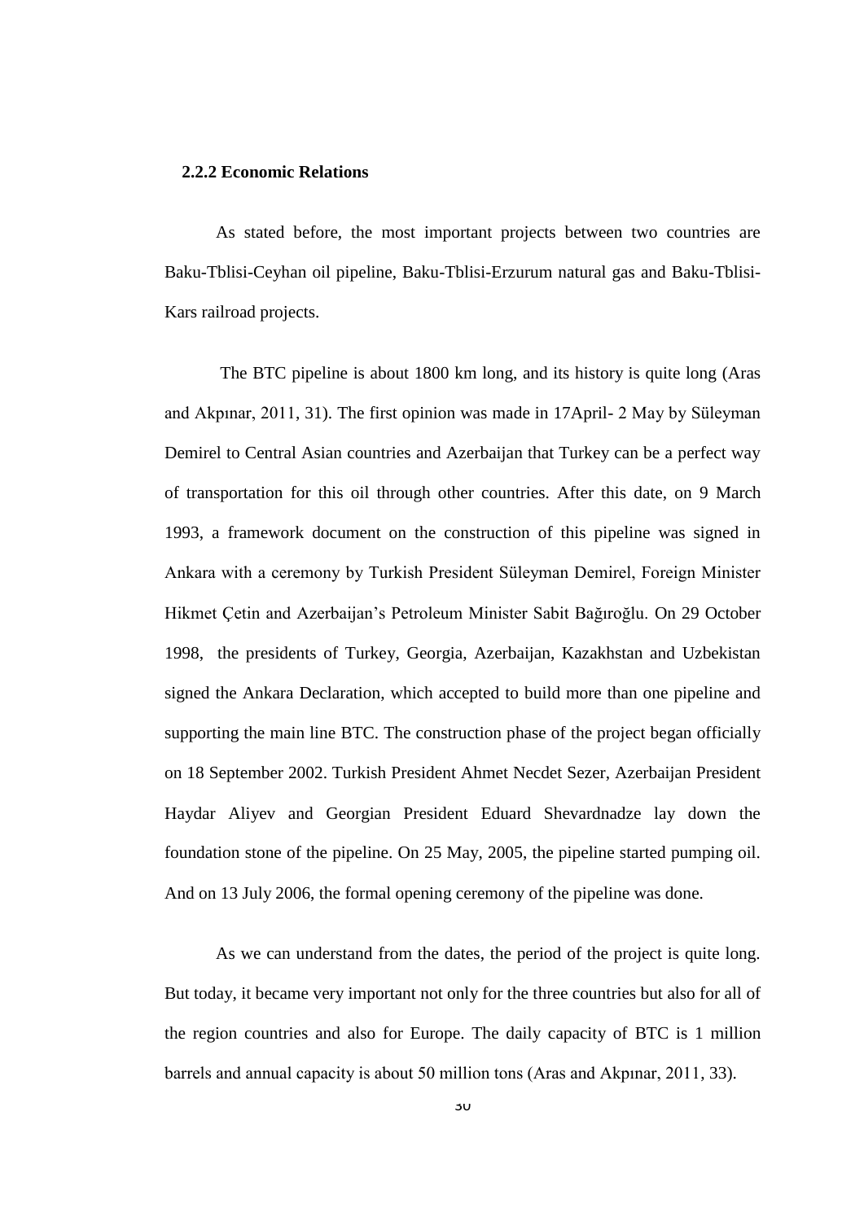### 2.2.2 Economic Relations

As stated before, the most important projects between two countries are Baku-Tblisi-Ceyhan oil pipeline, Baku-Tblisi-Erzurum natural gas and Baku-Tblisi-Kars railroad projects.

The BTC pipeline is about 1800 km long, and its history is quite long (Aras and Akpınar, 2011, 31). The first opinion was made in 17April- 2 May by Süleyman Demirel to Central Asian countries and Azerbaijan that Turkey can be a perfect way of transportation for this oil through other countries. After this date, on 9 March 1993, a framework document on the construction of this pipeline was signed in Ankara with a ceremony by Turkish President Süleyman Demirel, Foreign Minister Hikmet Çetin and Azerbaijan's Petroleum Minister Sabit Bağıroğlu. On 29 October 1998, the presidents of Turkey, Georgia, Azerbaijan, Kazakhstan and Uzbekistan signed the Ankara Declaration, which accepted to build more than one pipeline and supporting the main line BTC. The construction phase of the project began officially on 18 September 2002. Turkish President Ahmet Necdet Sezer, Azerbaijan President Haydar Aliyev and Georgian President Eduard Shevardnadze lay down the foundation stone of the pipeline. On 25 May, 2005, the pipeline started pumping oil. And on 13 July 2006, the formal opening ceremony of the pipeline was done.

As we can understand from the dates, the period of the project is quite long. But today, it became very important not only for the three countries but also for all of the region countries and also for Europe. The daily capacity of BTC is 1 million barrels and annual capacity is about 50 million tons (Aras and Akpınar, 2011, 33).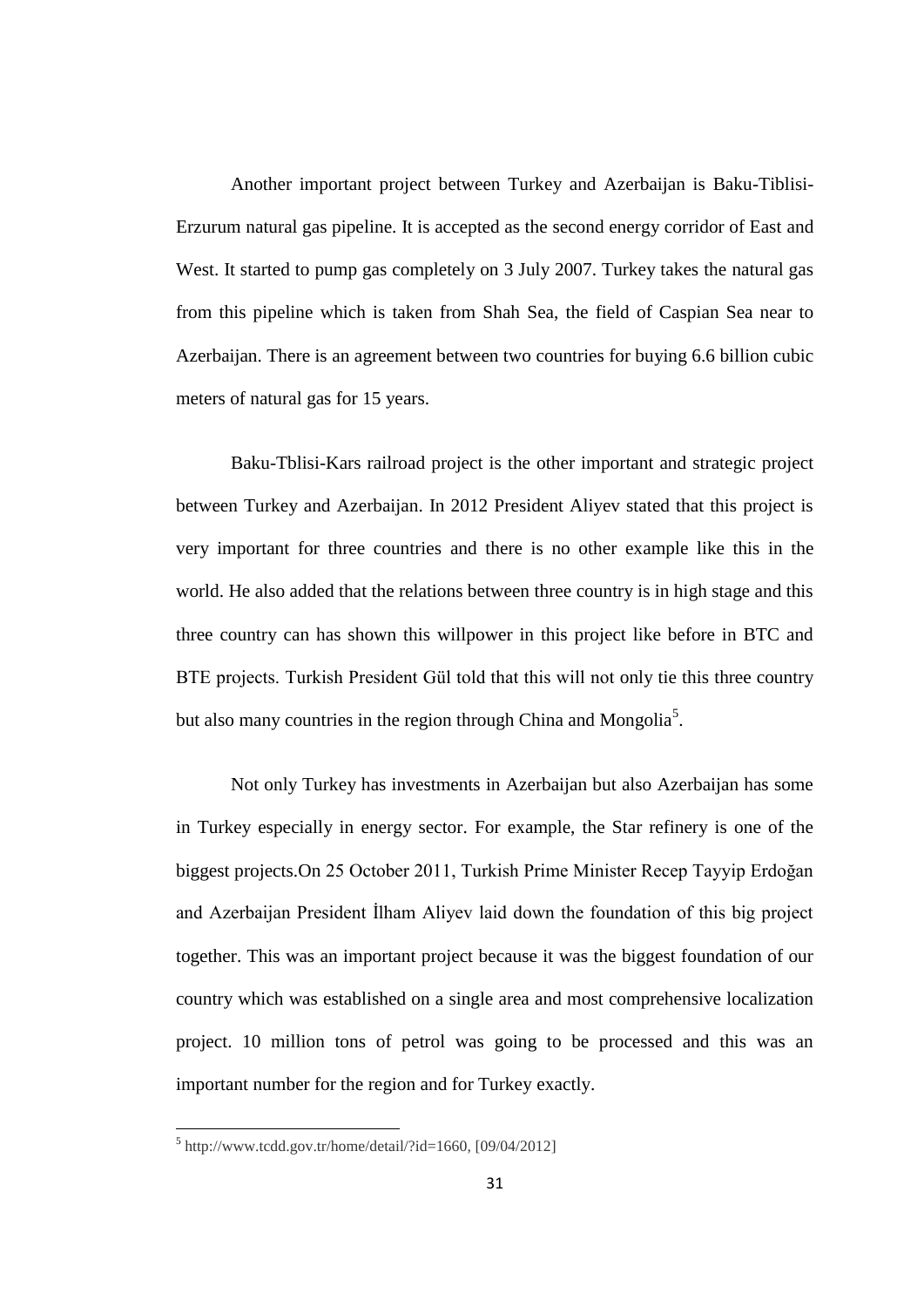Another important project between Turkey and Azerbaijan is Baku-Tiblisi-Erzurum natural gas pipeline. It is accepted as the second energy corridor of East and West. It started to pump gas completely on 3 July 2007. Turkey takes the natural gas from this pipeline which is taken from Shah Sea, the field of Caspian Sea near to Azerbaijan. There is an agreement between two countries for buying 6.6 billion cubic meters of natural gas for 15 years.

Baku-Tblisi-Kars railroad project is the other important and strategic project between Turkey and Azerbaijan. In 2012 President Aliyev stated that this project is very important for three countries and there is no other example like this in the world. He also added that the relations between three country is in high stage and this three country can has shown this willpower in this project like before in BTC and BTE projects. Turkish President Gül told that this will not only tie this three country but also many countries in the region through China and Mongolia[5].

Not only Turkey has investments in Azerbaijan but also Azerbaijan has some in Turkey especially in energy sector. For example, the Star refinery is one of the biggest projects.On 25 October 2011, Turkish Prime Minister Recep Tayyip Erdoğan and Azerbaijan President İlham Aliyev laid down the foundation of this big project together. This was an important project because it was the biggest foundation of our country which was established on a single area and most comprehensive localization project. 10 million tons of petrol was going to be processed and this was an important number for the region and for Turkey exactly.

---

[5] http://www.tcdd.gov.tr/home/detail/?id=1660, [09/04/2012]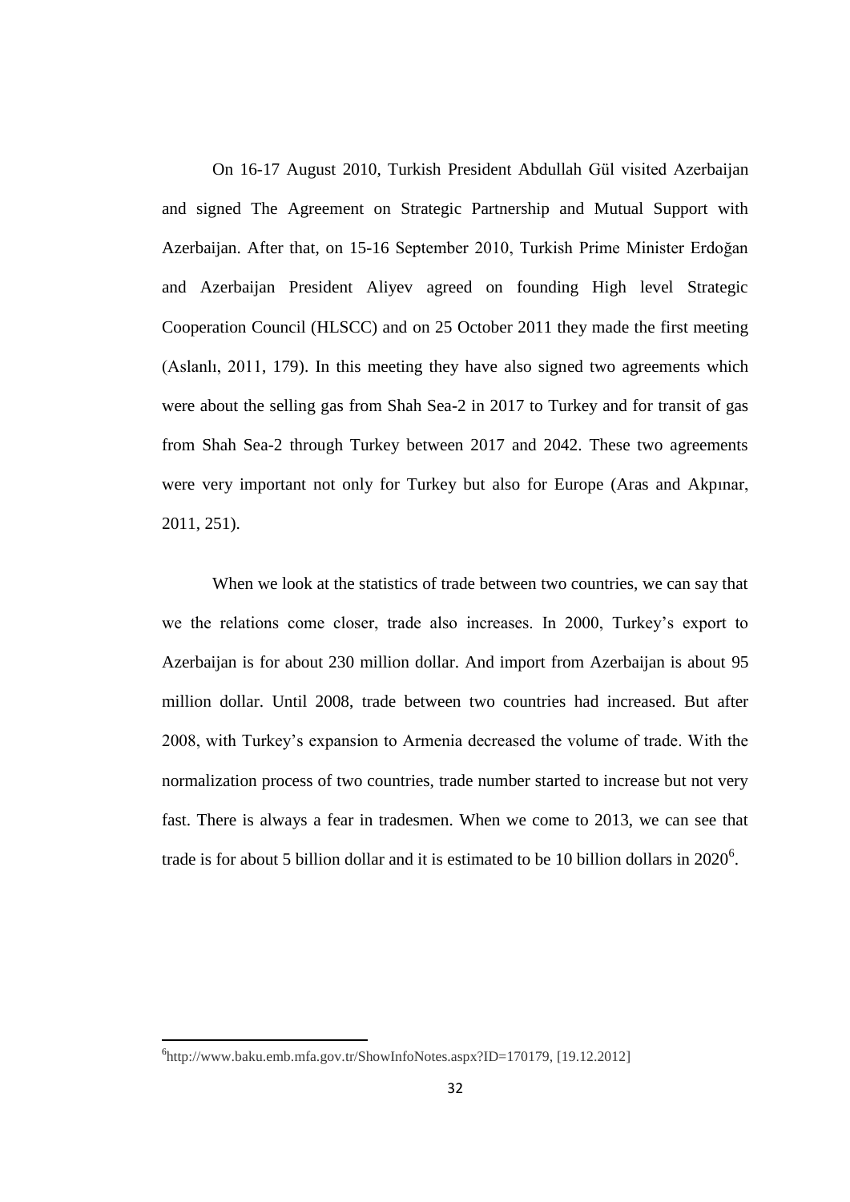On 16-17 August 2010, Turkish President Abdullah Gül visited Azerbaijan and signed The Agreement on Strategic Partnership and Mutual Support with Azerbaijan. After that, on 15-16 September 2010, Turkish Prime Minister Erdoğan and Azerbaijan President Aliyev agreed on founding High level Strategic Cooperation Council (HLSCC) and on 25 October 2011 they made the first meeting (Aslanlı, 2011, 179). In this meeting they have also signed two agreements which were about the selling gas from Shah Sea-2 in 2017 to Turkey and for transit of gas from Shah Sea-2 through Turkey between 2017 and 2042. These two agreements were very important not only for Turkey but also for Europe (Aras and Akpınar, 2011, 251).

When we look at the statistics of trade between two countries, we can say that we the relations come closer, trade also increases. In 2000, Turkey's export to Azerbaijan is for about 230 million dollar. And import from Azerbaijan is about 95 million dollar. Until 2008, trade between two countries had increased. But after 2008, with Turkey's expansion to Armenia decreased the volume of trade. With the normalization process of two countries, trade number started to increase but not very fast. There is always a fear in tradesmen. When we come to 2013, we can see that trade is for about 5 billion dollar and it is estimated to be 10 billion dollars in 2020[6].

---

[6]http://www.baku.emb.mfa.gov.tr/ShowInfoNotes.aspx?ID=170179, [19.12.2012]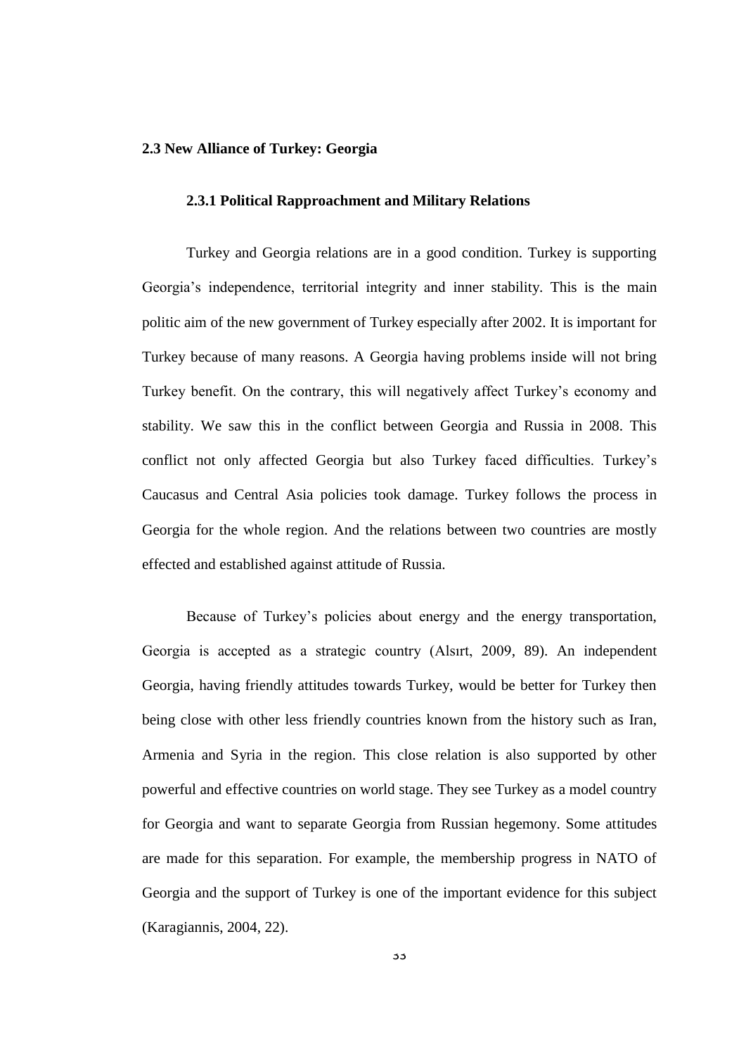## 2.3 New Alliance of Turkey: Georgia

### 2.3.1 Political Rapproachment and Military Relations

Turkey and Georgia relations are in a good condition. Turkey is supporting Georgia's independence, territorial integrity and inner stability. This is the main politic aim of the new government of Turkey especially after 2002. It is important for Turkey because of many reasons. A Georgia having problems inside will not bring Turkey benefit. On the contrary, this will negatively affect Turkey's economy and stability. We saw this in the conflict between Georgia and Russia in 2008. This conflict not only affected Georgia but also Turkey faced difficulties. Turkey's Caucasus and Central Asia policies took damage. Turkey follows the process in Georgia for the whole region. And the relations between two countries are mostly effected and established against attitude of Russia.

Because of Turkey's policies about energy and the energy transportation, Georgia is accepted as a strategic country (Alsırt, 2009, 89). An independent Georgia, having friendly attitudes towards Turkey, would be better for Turkey then being close with other less friendly countries known from the history such as Iran, Armenia and Syria in the region. This close relation is also supported by other powerful and effective countries on world stage. They see Turkey as a model country for Georgia and want to separate Georgia from Russian hegemony. Some attitudes are made for this separation. For example, the membership progress in NATO of Georgia and the support of Turkey is one of the important evidence for this subject (Karagiannis, 2004, 22).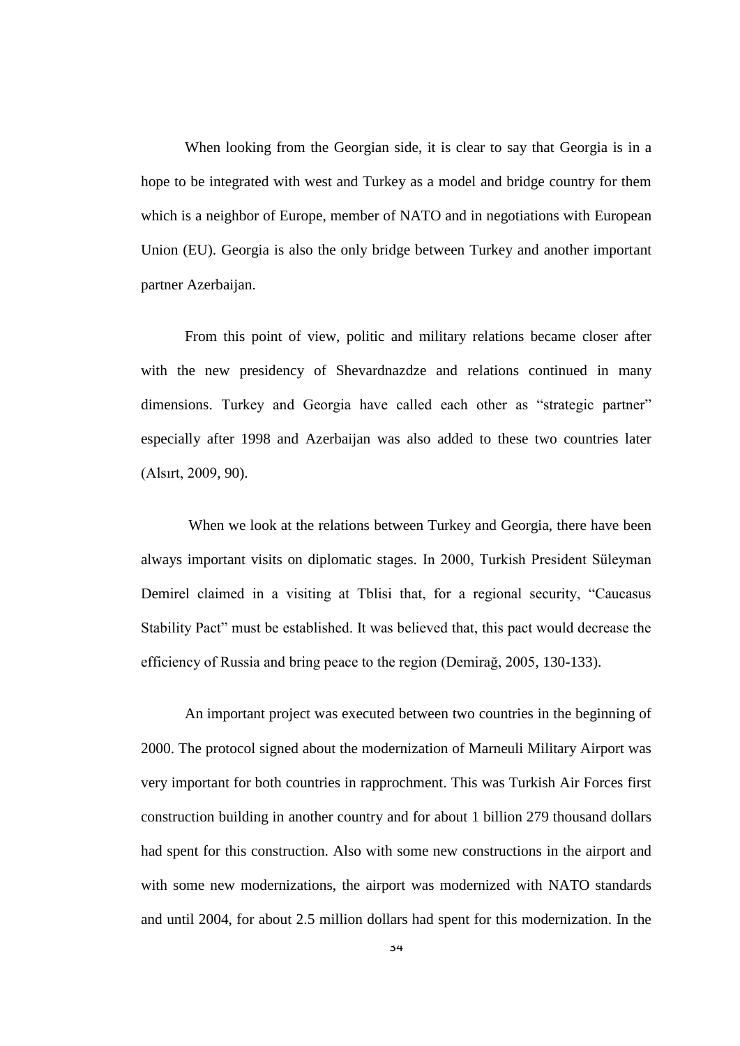When looking from the Georgian side, it is clear to say that Georgia is in a hope to be integrated with west and Turkey as a model and bridge country for them which is a neighbor of Europe, member of NATO and in negotiations with European Union (EU). Georgia is also the only bridge between Turkey and another important partner Azerbaijan.

From this point of view, politic and military relations became closer after with the new presidency of Shevardnazdze and relations continued in many dimensions. Turkey and Georgia have called each other as "strategic partner" especially after 1998 and Azerbaijan was also added to these two countries later (Alsırt, 2009, 90).

When we look at the relations between Turkey and Georgia, there have been always important visits on diplomatic stages. In 2000, Turkish President Süleyman Demirel claimed in a visiting at Tblisi that, for a regional security, "Caucasus Stability Pact" must be established. It was believed that, this pact would decrease the efficiency of Russia and bring peace to the region (Demirağ, 2005, 130-133).

An important project was executed between two countries in the beginning of 2000. The protocol signed about the modernization of Marneuli Military Airport was very important for both countries in rapprochment. This was Turkish Air Forces first construction building in another country and for about 1 billion 279 thousand dollars had spent for this construction. Also with some new constructions in the airport and with some new modernizations, the airport was modernized with NATO standards and until 2004, for about 2.5 million dollars had spent for this modernization. In the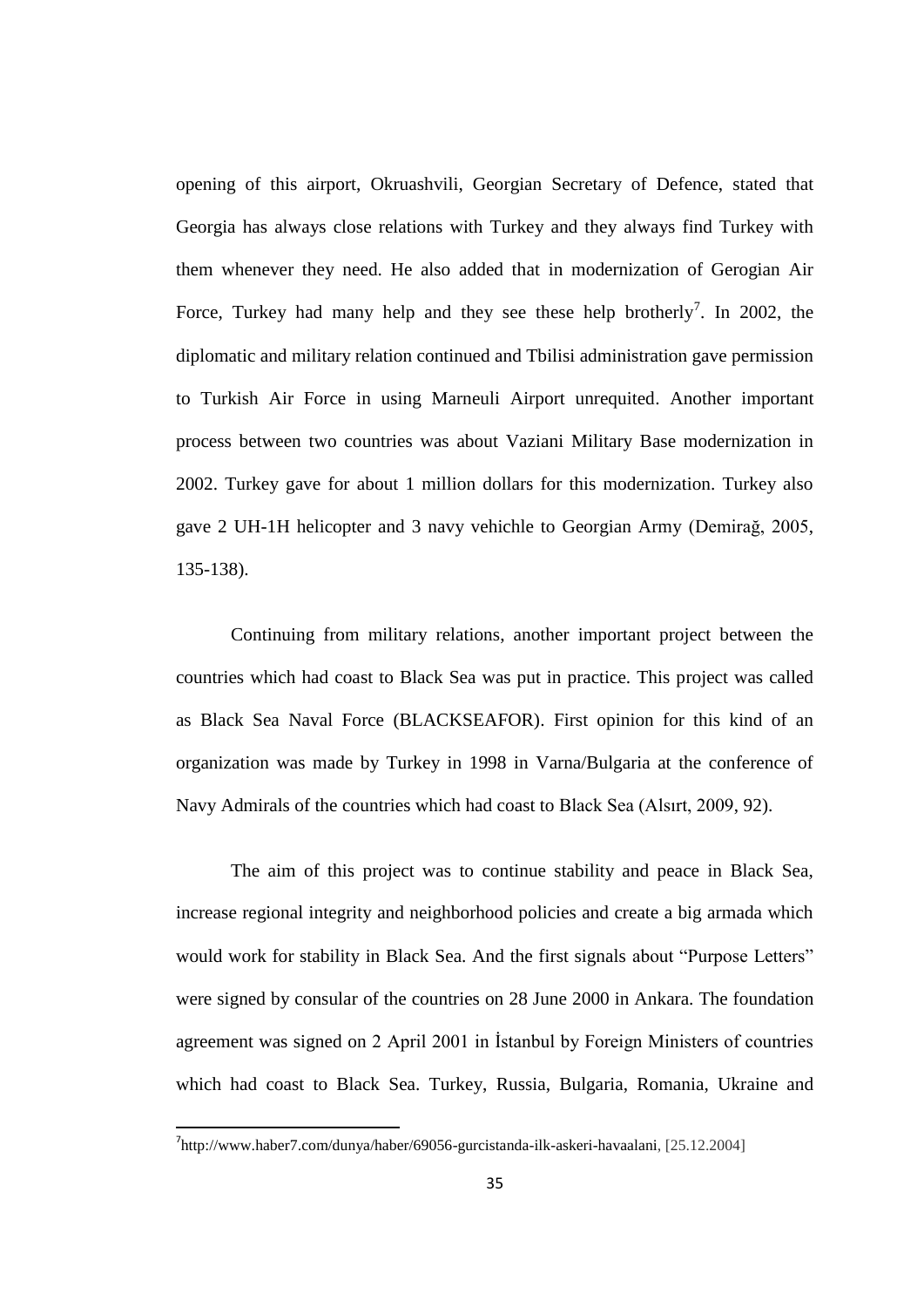opening of this airport, Okruashvili, Georgian Secretary of Defence, stated that Georgia has always close relations with Turkey and they always find Turkey with them whenever they need. He also added that in modernization of Gerogian Air Force, Turkey had many help and they see these help brotherly[7]. In 2002, the diplomatic and military relation continued and Tbilisi administration gave permission to Turkish Air Force in using Marneuli Airport unrequited. Another important process between two countries was about Vaziani Military Base modernization in 2002. Turkey gave for about 1 million dollars for this modernization. Turkey also gave 2 UH-1H helicopter and 3 navy vehichle to Georgian Army (Demirağ, 2005, 135-138).

Continuing from military relations, another important project between the countries which had coast to Black Sea was put in practice. This project was called as Black Sea Naval Force (BLACKSEAFOR). First opinion for this kind of an organization was made by Turkey in 1998 in Varna/Bulgaria at the conference of Navy Admirals of the countries which had coast to Black Sea (Alsırt, 2009, 92).

The aim of this project was to continue stability and peace in Black Sea, increase regional integrity and neighborhood policies and create a big armada which would work for stability in Black Sea. And the first signals about "Purpose Letters" were signed by consular of the countries on 28 June 2000 in Ankara. The foundation agreement was signed on 2 April 2001 in İstanbul by Foreign Ministers of countries which had coast to Black Sea. Turkey, Russia, Bulgaria, Romania, Ukraine and

---

[7] http://www.haber7.com/dunya/haber/69056-gurcistanda-ilk-askeri-havaalani, [25.12.2004]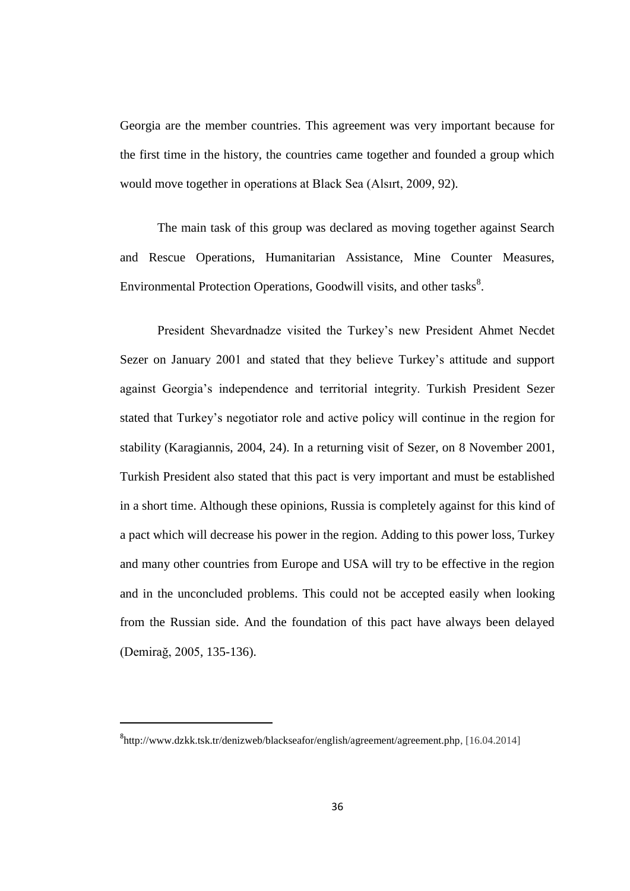Georgia are the member countries. This agreement was very important because for the first time in the history, the countries came together and founded a group which would move together in operations at Black Sea (Alsırt, 2009, 92).

The main task of this group was declared as moving together against Search and Rescue Operations, Humanitarian Assistance, Mine Counter Measures, Environmental Protection Operations, Goodwill visits, and other tasks[8].

President Shevardnadze visited the Turkey's new President Ahmet Necdet Sezer on January 2001 and stated that they believe Turkey's attitude and support against Georgia's independence and territorial integrity. Turkish President Sezer stated that Turkey's negotiator role and active policy will continue in the region for stability (Karagiannis, 2004, 24). In a returning visit of Sezer, on 8 November 2001, Turkish President also stated that this pact is very important and must be established in a short time. Although these opinions, Russia is completely against for this kind of a pact which will decrease his power in the region. Adding to this power loss, Turkey and many other countries from Europe and USA will try to be effective in the region and in the unconcluded problems. This could not be accepted easily when looking from the Russian side. And the foundation of this pact have always been delayed (Demirağ, 2005, 135-136).

[8] http://www.dzkk.tsk.tr/denizweb/blackseafor/english/agreement/agreement.php, [16.04.2014]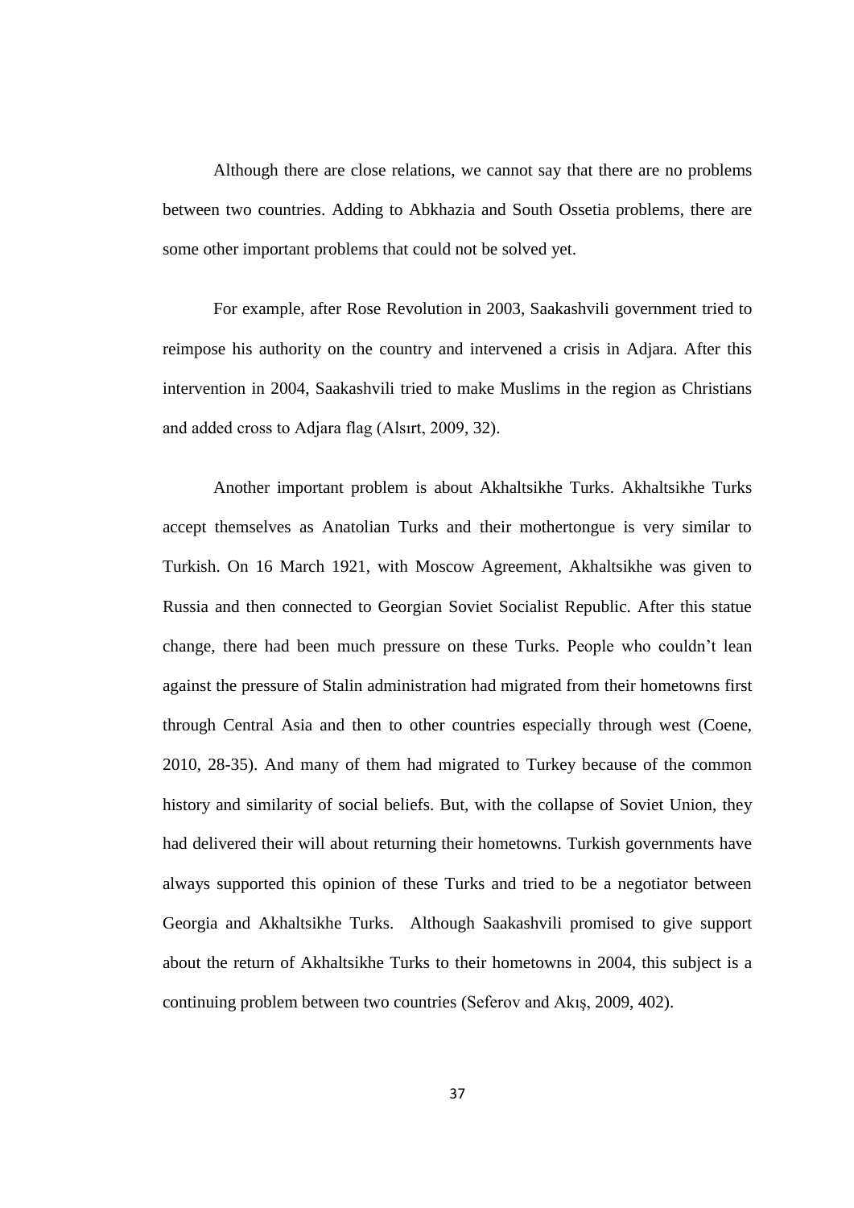Although there are close relations, we cannot say that there are no problems between two countries. Adding to Abkhazia and South Ossetia problems, there are some other important problems that could not be solved yet.

For example, after Rose Revolution in 2003, Saakashvili government tried to reimpose his authority on the country and intervened a crisis in Adjara. After this intervention in 2004, Saakashvili tried to make Muslims in the region as Christians and added cross to Adjara flag (Alsırt, 2009, 32).

Another important problem is about Akhaltsikhe Turks. Akhaltsikhe Turks accept themselves as Anatolian Turks and their mothertongue is very similar to Turkish. On 16 March 1921, with Moscow Agreement, Akhaltsikhe was given to Russia and then connected to Georgian Soviet Socialist Republic. After this statue change, there had been much pressure on these Turks. People who couldn't lean against the pressure of Stalin administration had migrated from their hometowns first through Central Asia and then to other countries especially through west (Coene, 2010, 28-35). And many of them had migrated to Turkey because of the common history and similarity of social beliefs. But, with the collapse of Soviet Union, they had delivered their will about returning their hometowns. Turkish governments have always supported this opinion of these Turks and tried to be a negotiator between Georgia and Akhaltsikhe Turks. Although Saakashvili promised to give support about the return of Akhaltsikhe Turks to their hometowns in 2004, this subject is a continuing problem between two countries (Seferov and Akış, 2009, 402).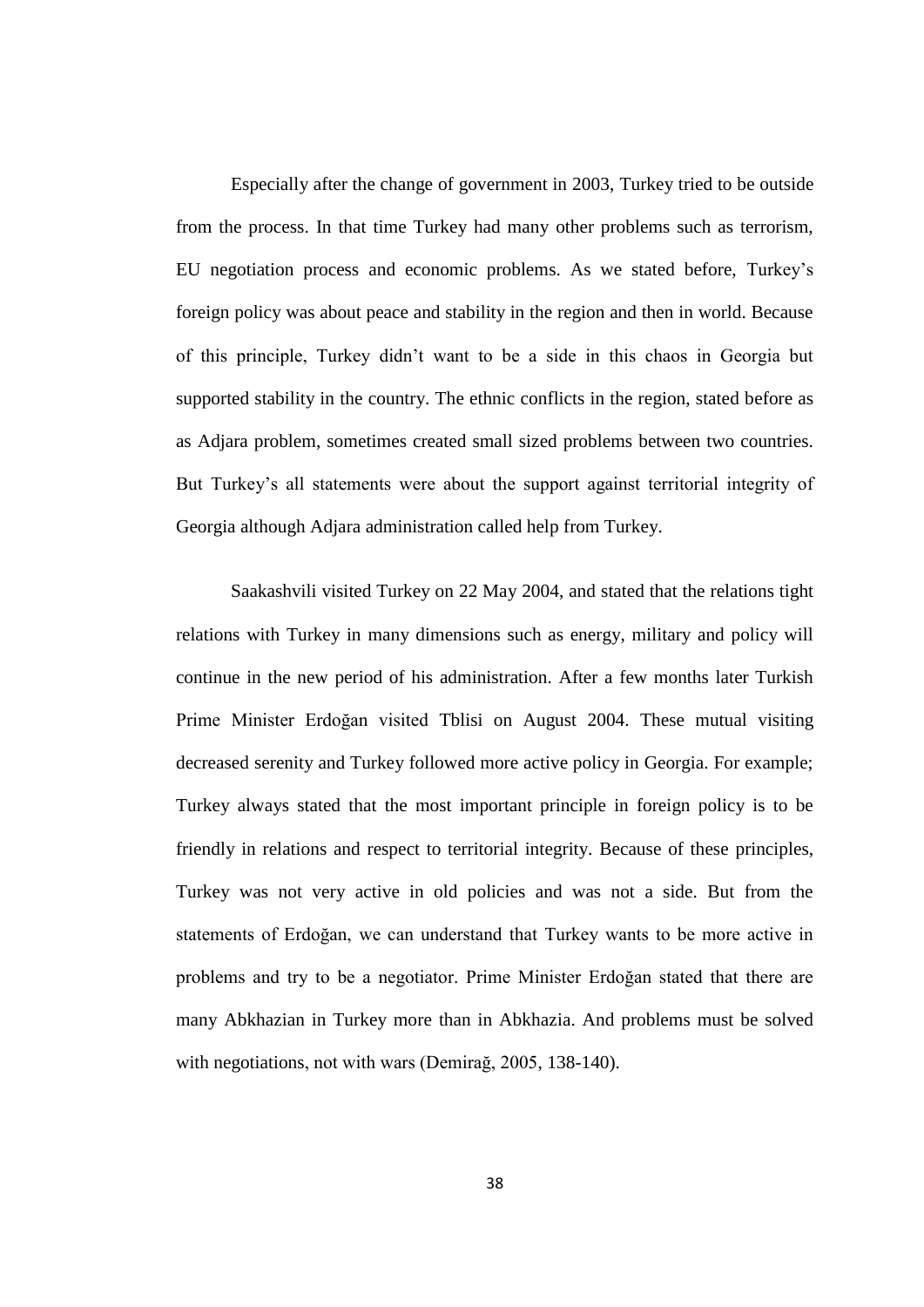Especially after the change of government in 2003, Turkey tried to be outside from the process. In that time Turkey had many other problems such as terrorism, EU negotiation process and economic problems. As we stated before, Turkey's foreign policy was about peace and stability in the region and then in world. Because of this principle, Turkey didn't want to be a side in this chaos in Georgia but supported stability in the country. The ethnic conflicts in the region, stated before as as Adjara problem, sometimes created small sized problems between two countries. But Turkey's all statements were about the support against territorial integrity of Georgia although Adjara administration called help from Turkey.

Saakashvili visited Turkey on 22 May 2004, and stated that the relations tight relations with Turkey in many dimensions such as energy, military and policy will continue in the new period of his administration. After a few months later Turkish Prime Minister Erdoğan visited Tblisi on August 2004. These mutual visiting decreased serenity and Turkey followed more active policy in Georgia. For example; Turkey always stated that the most important principle in foreign policy is to be friendly in relations and respect to territorial integrity. Because of these principles, Turkey was not very active in old policies and was not a side. But from the statements of Erdoğan, we can understand that Turkey wants to be more active in problems and try to be a negotiator. Prime Minister Erdoğan stated that there are many Abkhazian in Turkey more than in Abkhazia. And problems must be solved with negotiations, not with wars (Demirağ, 2005, 138-140).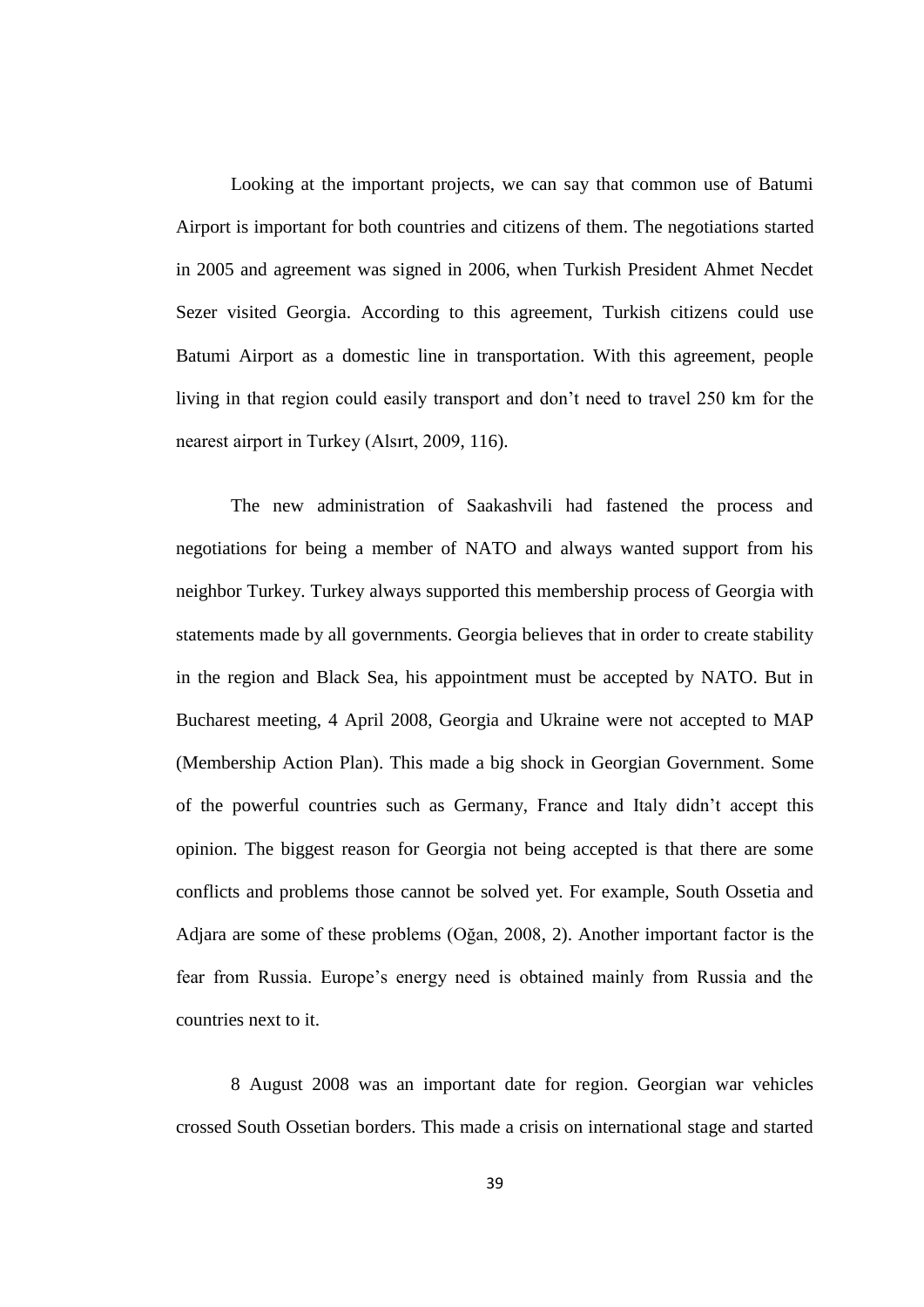Looking at the important projects, we can say that common use of Batumi Airport is important for both countries and citizens of them. The negotiations started in 2005 and agreement was signed in 2006, when Turkish President Ahmet Necdet Sezer visited Georgia. According to this agreement, Turkish citizens could use Batumi Airport as a domestic line in transportation. With this agreement, people living in that region could easily transport and don't need to travel 250 km for the nearest airport in Turkey (Alsırt, 2009, 116).

The new administration of Saakashvili had fastened the process and negotiations for being a member of NATO and always wanted support from his neighbor Turkey. Turkey always supported this membership process of Georgia with statements made by all governments. Georgia believes that in order to create stability in the region and Black Sea, his appointment must be accepted by NATO. But in Bucharest meeting, 4 April 2008, Georgia and Ukraine were not accepted to MAP (Membership Action Plan). This made a big shock in Georgian Government. Some of the powerful countries such as Germany, France and Italy didn't accept this opinion. The biggest reason for Georgia not being accepted is that there are some conflicts and problems those cannot be solved yet. For example, South Ossetia and Adjara are some of these problems (Oğan, 2008, 2). Another important factor is the fear from Russia. Europe's energy need is obtained mainly from Russia and the countries next to it.

8 August 2008 was an important date for region. Georgian war vehicles crossed South Ossetian borders. This made a crisis on international stage and started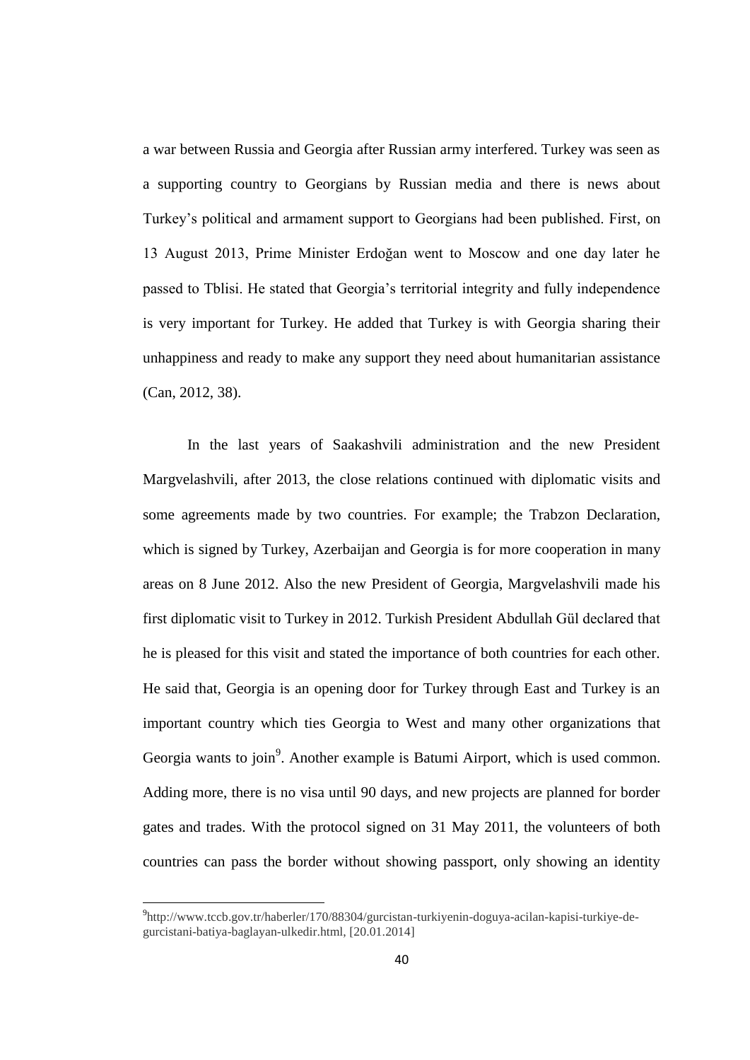a war between Russia and Georgia after Russian army interfered. Turkey was seen as a supporting country to Georgians by Russian media and there is news about Turkey's political and armament support to Georgians had been published. First, on 13 August 2013, Prime Minister Erdoğan went to Moscow and one day later he passed to Tblisi. He stated that Georgia's territorial integrity and fully independence is very important for Turkey. He added that Turkey is with Georgia sharing their unhappiness and ready to make any support they need about humanitarian assistance (Can, 2012, 38).

In the last years of Saakashvili administration and the new President Margvelashvili, after 2013, the close relations continued with diplomatic visits and some agreements made by two countries. For example; the Trabzon Declaration, which is signed by Turkey, Azerbaijan and Georgia is for more cooperation in many areas on 8 June 2012. Also the new President of Georgia, Margvelashvili made his first diplomatic visit to Turkey in 2012. Turkish President Abdullah Gül declared that he is pleased for this visit and stated the importance of both countries for each other. He said that, Georgia is an opening door for Turkey through East and Turkey is an important country which ties Georgia to West and many other organizations that Georgia wants to join[9]. Another example is Batumi Airport, which is used common. Adding more, there is no visa until 90 days, and new projects are planned for border gates and trades. With the protocol signed on 31 May 2011, the volunteers of both countries can pass the border without showing passport, only showing an identity

[9]http://www.tccb.gov.tr/haberler/170/88304/gurcistan-turkiyenin-doguya-acilan-kapisi-turkiye-de-gurcistani-batiya-baglayan-ulkedir.html, [20.01.2014]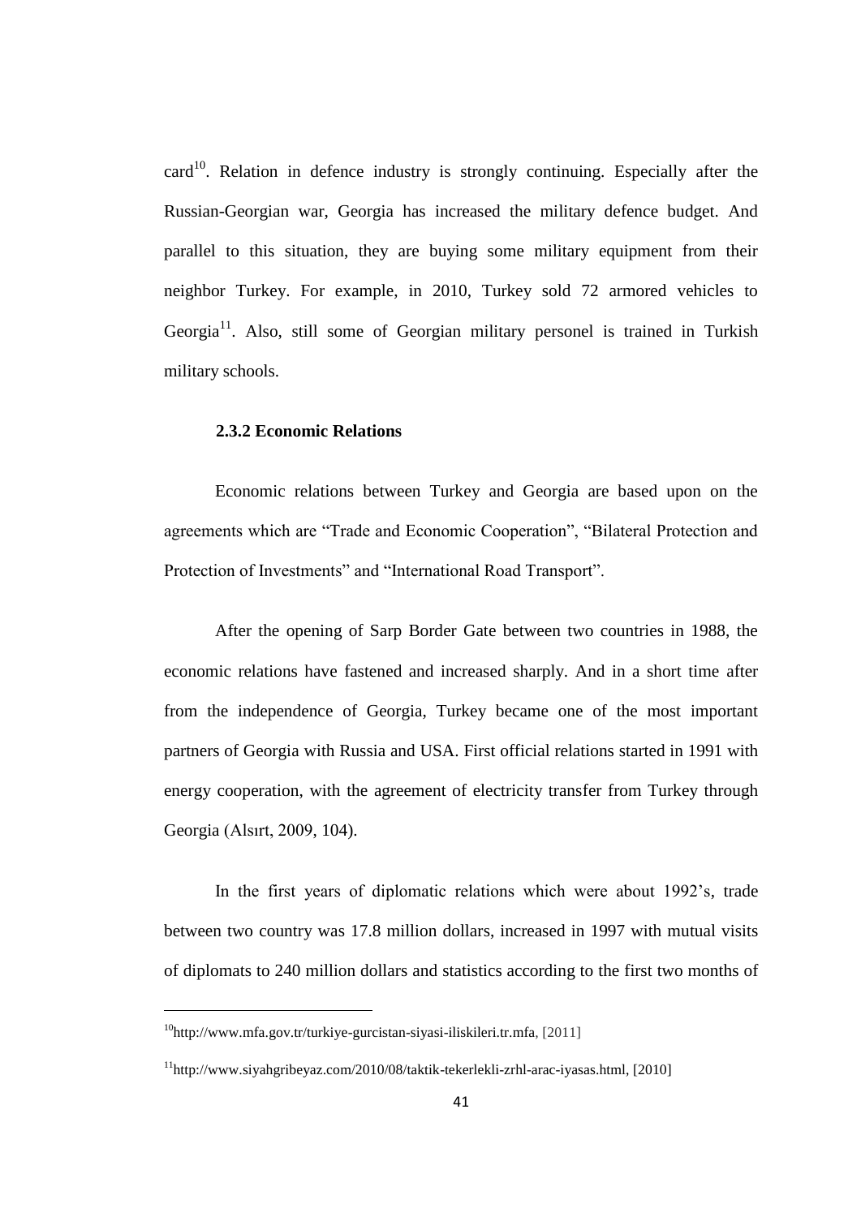card[10]. Relation in defence industry is strongly continuing. Especially after the Russian-Georgian war, Georgia has increased the military defence budget. And parallel to this situation, they are buying some military equipment from their neighbor Turkey. For example, in 2010, Turkey sold 72 armored vehicles to Georgia[11]. Also, still some of Georgian military personel is trained in Turkish military schools.

### 2.3.2 Economic Relations

Economic relations between Turkey and Georgia are based upon on the agreements which are "Trade and Economic Cooperation", "Bilateral Protection and Protection of Investments" and "International Road Transport".

After the opening of Sarp Border Gate between two countries in 1988, the economic relations have fastened and increased sharply. And in a short time after from the independence of Georgia, Turkey became one of the most important partners of Georgia with Russia and USA. First official relations started in 1991 with energy cooperation, with the agreement of electricity transfer from Turkey through Georgia (Alsırt, 2009, 104).

In the first years of diplomatic relations which were about 1992's, trade between two country was 17.8 million dollars, increased in 1997 with mutual visits of diplomats to 240 million dollars and statistics according to the first two months of

---

[10] http://www.mfa.gov.tr/turkiye-gurcistan-siyasi-iliskileri.tr.mfa, [2011]

[11] http://www.siyahgribeyaz.com/2010/08/taktik-tekerlekli-zrhl-arac-iyasas.html, [2010]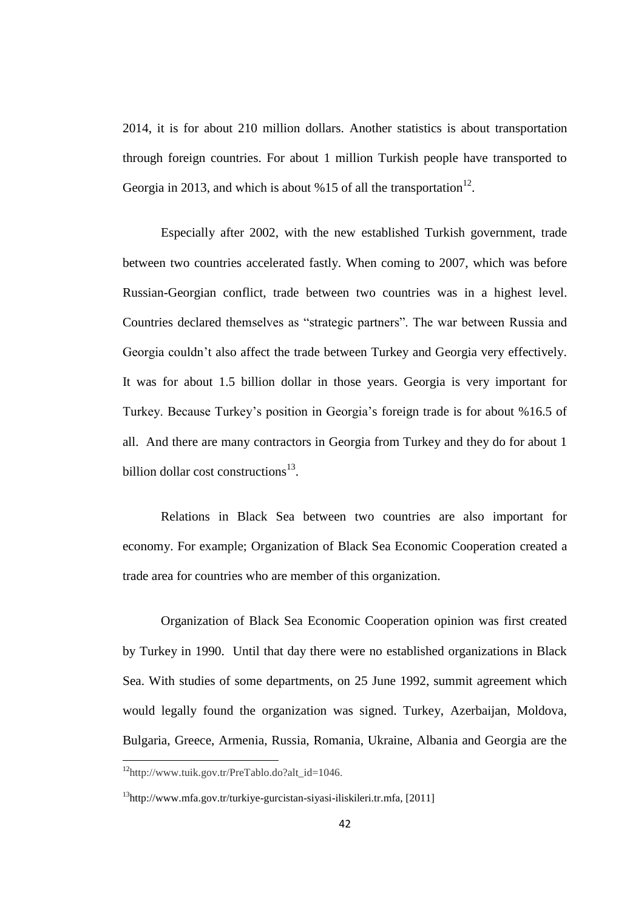2014, it is for about 210 million dollars. Another statistics is about transportation through foreign countries. For about 1 million Turkish people have transported to Georgia in 2013, and which is about %15 of all the transportation[12].

Especially after 2002, with the new established Turkish government, trade between two countries accelerated fastly. When coming to 2007, which was before Russian-Georgian conflict, trade between two countries was in a highest level. Countries declared themselves as "strategic partners". The war between Russia and Georgia couldn't also affect the trade between Turkey and Georgia very effectively. It was for about 1.5 billion dollar in those years. Georgia is very important for Turkey. Because Turkey's position in Georgia's foreign trade is for about %16.5 of all. And there are many contractors in Georgia from Turkey and they do for about 1 billion dollar cost constructions[13].

Relations in Black Sea between two countries are also important for economy. For example; Organization of Black Sea Economic Cooperation created a trade area for countries who are member of this organization.

Organization of Black Sea Economic Cooperation opinion was first created by Turkey in 1990. Until that day there were no established organizations in Black Sea. With studies of some departments, on 25 June 1992, summit agreement which would legally found the organization was signed. Turkey, Azerbaijan, Moldova, Bulgaria, Greece, Armenia, Russia, Romania, Ukraine, Albania and Georgia are the

---

[12] http://www.tuik.gov.tr/PreTablo.do?alt_id=1046.

[13] http://www.mfa.gov.tr/turkiye-gurcistan-siyasi-iliskileri.tr.mfa, [2011]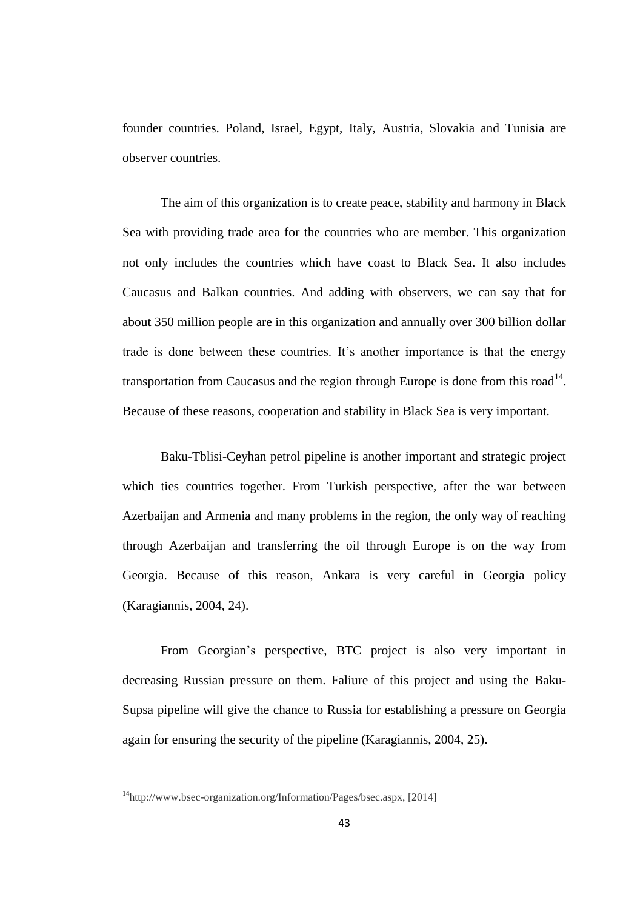founder countries. Poland, Israel, Egypt, Italy, Austria, Slovakia and Tunisia are observer countries.

The aim of this organization is to create peace, stability and harmony in Black Sea with providing trade area for the countries who are member. This organization not only includes the countries which have coast to Black Sea. It also includes Caucasus and Balkan countries. And adding with observers, we can say that for about 350 million people are in this organization and annually over 300 billion dollar trade is done between these countries. It's another importance is that the energy transportation from Caucasus and the region through Europe is done from this road[14]. Because of these reasons, cooperation and stability in Black Sea is very important.

Baku-Tblisi-Ceyhan petrol pipeline is another important and strategic project which ties countries together. From Turkish perspective, after the war between Azerbaijan and Armenia and many problems in the region, the only way of reaching through Azerbaijan and transferring the oil through Europe is on the way from Georgia. Because of this reason, Ankara is very careful in Georgia policy (Karagiannis, 2004, 24).

From Georgian's perspective, BTC project is also very important in decreasing Russian pressure on them. Faliure of this project and using the Baku-Supsa pipeline will give the chance to Russia for establishing a pressure on Georgia again for ensuring the security of the pipeline (Karagiannis, 2004, 25).

[14] http://www.bsec-organization.org/Information/Pages/bsec.aspx, [2014]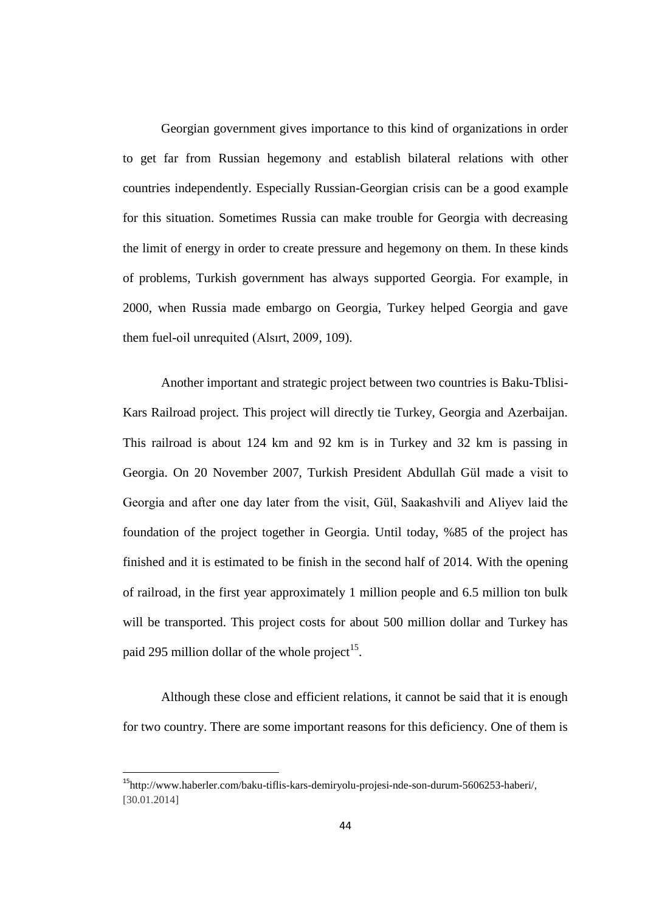Georgian government gives importance to this kind of organizations in order to get far from Russian hegemony and establish bilateral relations with other countries independently. Especially Russian-Georgian crisis can be a good example for this situation. Sometimes Russia can make trouble for Georgia with decreasing the limit of energy in order to create pressure and hegemony on them. In these kinds of problems, Turkish government has always supported Georgia. For example, in 2000, when Russia made embargo on Georgia, Turkey helped Georgia and gave them fuel-oil unrequited (Alsırt, 2009, 109).

Another important and strategic project between two countries is Baku-Tblisi-Kars Railroad project. This project will directly tie Turkey, Georgia and Azerbaijan. This railroad is about 124 km and 92 km is in Turkey and 32 km is passing in Georgia. On 20 November 2007, Turkish President Abdullah Gül made a visit to Georgia and after one day later from the visit, Gül, Saakashvili and Aliyev laid the foundation of the project together in Georgia. Until today, %85 of the project has finished and it is estimated to be finish in the second half of 2014. With the opening of railroad, in the first year approximately 1 million people and 6.5 million ton bulk will be transported. This project costs for about 500 million dollar and Turkey has paid 295 million dollar of the whole project[15].

Although these close and efficient relations, it cannot be said that it is enough for two country. There are some important reasons for this deficiency. One of them is

---

[15] http://www.haberler.com/baku-tiflis-kars-demiryolu-projesi-nde-son-durum-5606253-haberi/, [30.01.2014]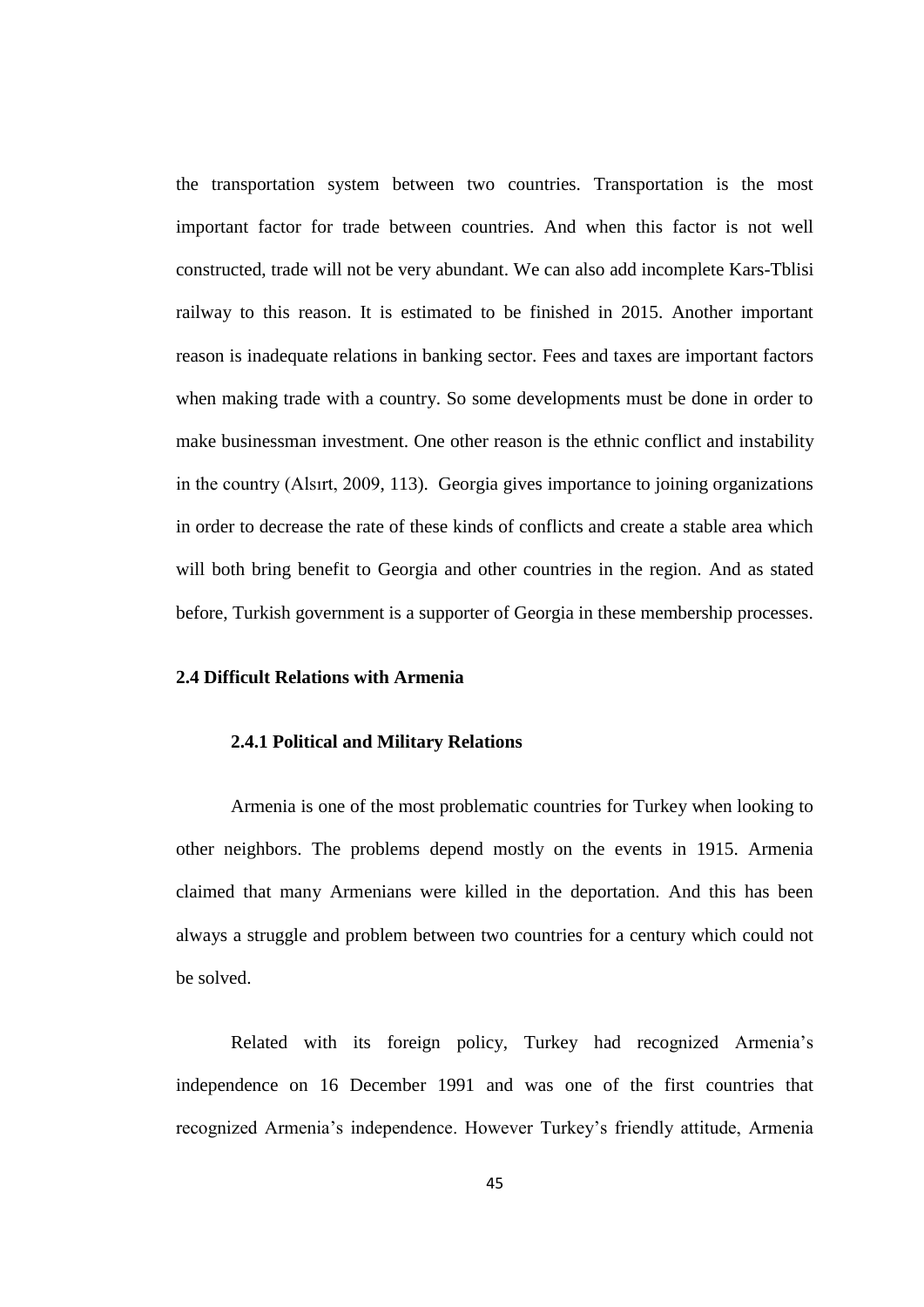the transportation system between two countries. Transportation is the most important factor for trade between countries. And when this factor is not well constructed, trade will not be very abundant. We can also add incomplete Kars-Tblisi railway to this reason. It is estimated to be finished in 2015. Another important reason is inadequate relations in banking sector. Fees and taxes are important factors when making trade with a country. So some developments must be done in order to make businessman investment. One other reason is the ethnic conflict and instability in the country (Alsırt, 2009, 113). Georgia gives importance to joining organizations in order to decrease the rate of these kinds of conflicts and create a stable area which will both bring benefit to Georgia and other countries in the region. And as stated before, Turkish government is a supporter of Georgia in these membership processes.

## 2.4 Difficult Relations with Armenia

### 2.4.1 Political and Military Relations

Armenia is one of the most problematic countries for Turkey when looking to other neighbors. The problems depend mostly on the events in 1915. Armenia claimed that many Armenians were killed in the deportation. And this has been always a struggle and problem between two countries for a century which could not be solved.

Related with its foreign policy, Turkey had recognized Armenia's independence on 16 December 1991 and was one of the first countries that recognized Armenia's independence. However Turkey's friendly attitude, Armenia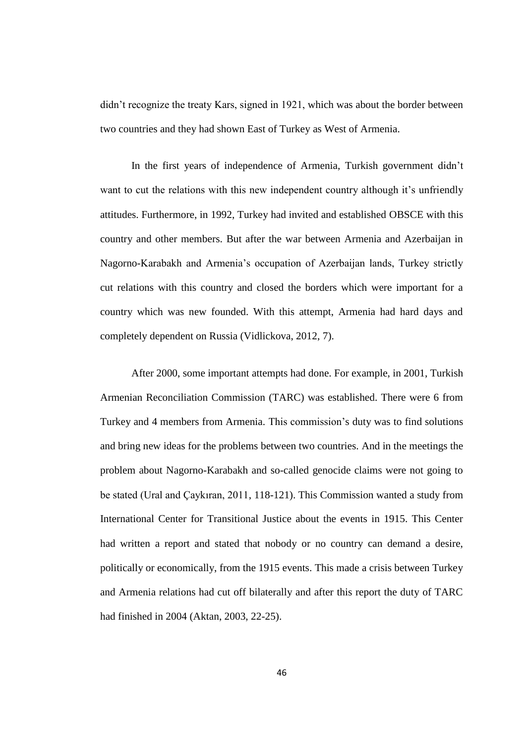didn't recognize the treaty Kars, signed in 1921, which was about the border between two countries and they had shown East of Turkey as West of Armenia.

In the first years of independence of Armenia, Turkish government didn't want to cut the relations with this new independent country although it's unfriendly attitudes. Furthermore, in 1992, Turkey had invited and established OBSCE with this country and other members. But after the war between Armenia and Azerbaijan in Nagorno-Karabakh and Armenia's occupation of Azerbaijan lands, Turkey strictly cut relations with this country and closed the borders which were important for a country which was new founded. With this attempt, Armenia had hard days and completely dependent on Russia (Vidlickova, 2012, 7).

After 2000, some important attempts had done. For example, in 2001, Turkish Armenian Reconciliation Commission (TARC) was established. There were 6 from Turkey and 4 members from Armenia. This commission's duty was to find solutions and bring new ideas for the problems between two countries. And in the meetings the problem about Nagorno-Karabakh and so-called genocide claims were not going to be stated (Ural and Çaykıran, 2011, 118-121). This Commission wanted a study from International Center for Transitional Justice about the events in 1915. This Center had written a report and stated that nobody or no country can demand a desire, politically or economically, from the 1915 events. This made a crisis between Turkey and Armenia relations had cut off bilaterally and after this report the duty of TARC had finished in 2004 (Aktan, 2003, 22-25).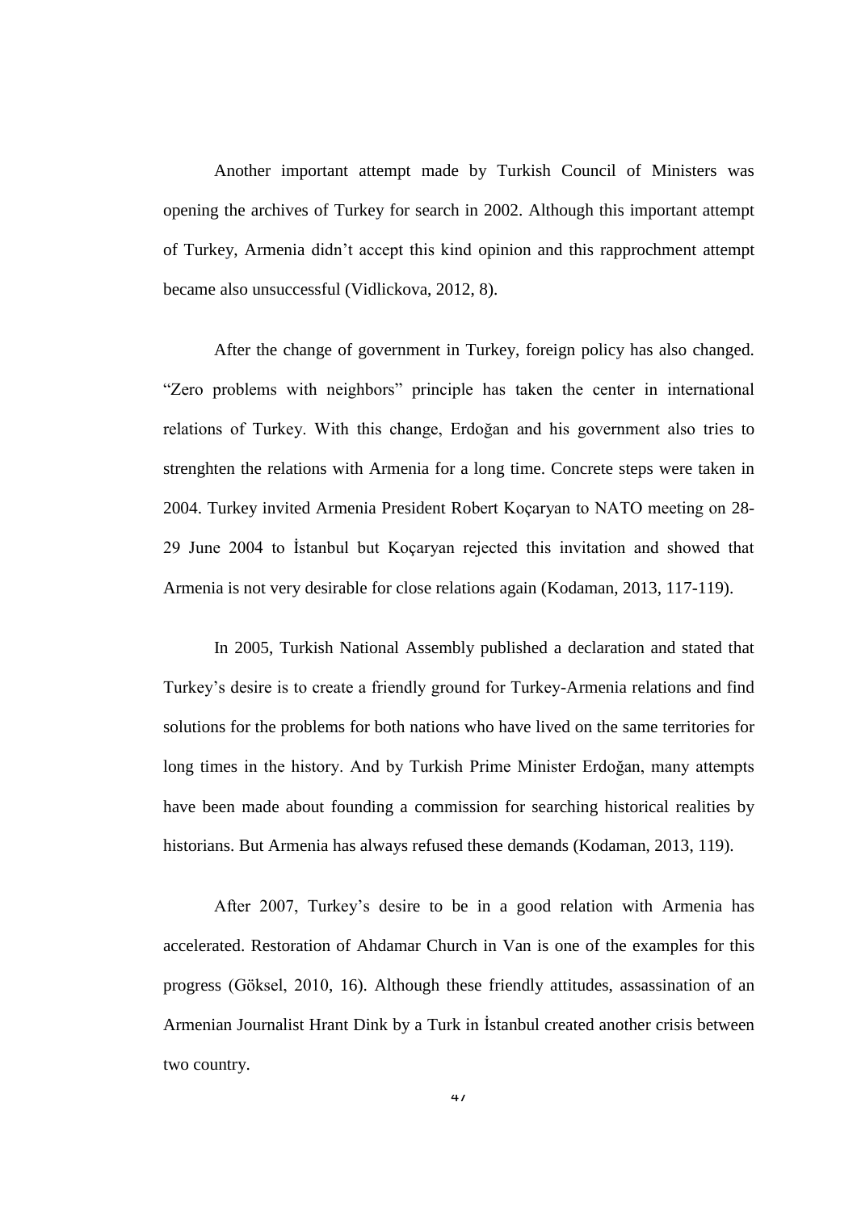Another important attempt made by Turkish Council of Ministers was opening the archives of Turkey for search in 2002. Although this important attempt of Turkey, Armenia didn’t accept this kind opinion and this rapprochment attempt became also unsuccessful (Vidlickova, 2012, 8).

After the change of government in Turkey, foreign policy has also changed. “Zero problems with neighbors” principle has taken the center in international relations of Turkey. With this change, Erdoğan and his government also tries to strenghten the relations with Armenia for a long time. Concrete steps were taken in 2004. Turkey invited Armenia President Robert Koçaryan to NATO meeting on 28-29 June 2004 to İstanbul but Koçaryan rejected this invitation and showed that Armenia is not very desirable for close relations again (Kodaman, 2013, 117-119).

In 2005, Turkish National Assembly published a declaration and stated that Turkey’s desire is to create a friendly ground for Turkey-Armenia relations and find solutions for the problems for both nations who have lived on the same territories for long times in the history. And by Turkish Prime Minister Erdoğan, many attempts have been made about founding a commission for searching historical realities by historians. But Armenia has always refused these demands (Kodaman, 2013, 119).

After 2007, Turkey’s desire to be in a good relation with Armenia has accelerated. Restoration of Ahdamar Church in Van is one of the examples for this progress (Göksel, 2010, 16). Although these friendly attitudes, assassination of an Armenian Journalist Hrant Dink by a Turk in İstanbul created another crisis between two country.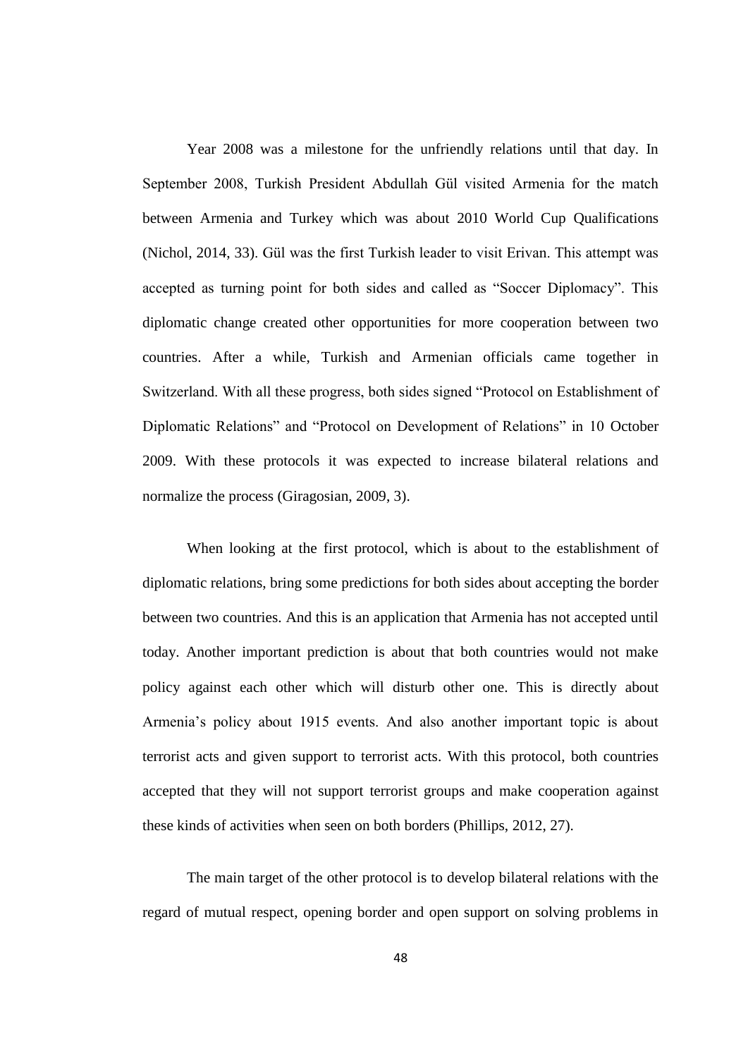Year 2008 was a milestone for the unfriendly relations until that day. In September 2008, Turkish President Abdullah Gül visited Armenia for the match between Armenia and Turkey which was about 2010 World Cup Qualifications (Nichol, 2014, 33). Gül was the first Turkish leader to visit Erivan. This attempt was accepted as turning point for both sides and called as "Soccer Diplomacy". This diplomatic change created other opportunities for more cooperation between two countries. After a while, Turkish and Armenian officials came together in Switzerland. With all these progress, both sides signed "Protocol on Establishment of Diplomatic Relations" and "Protocol on Development of Relations" in 10 October 2009. With these protocols it was expected to increase bilateral relations and normalize the process (Giragosian, 2009, 3).

When looking at the first protocol, which is about to the establishment of diplomatic relations, bring some predictions for both sides about accepting the border between two countries. And this is an application that Armenia has not accepted until today. Another important prediction is about that both countries would not make policy against each other which will disturb other one. This is directly about Armenia's policy about 1915 events. And also another important topic is about terrorist acts and given support to terrorist acts. With this protocol, both countries accepted that they will not support terrorist groups and make cooperation against these kinds of activities when seen on both borders (Phillips, 2012, 27).

The main target of the other protocol is to develop bilateral relations with the regard of mutual respect, opening border and open support on solving problems in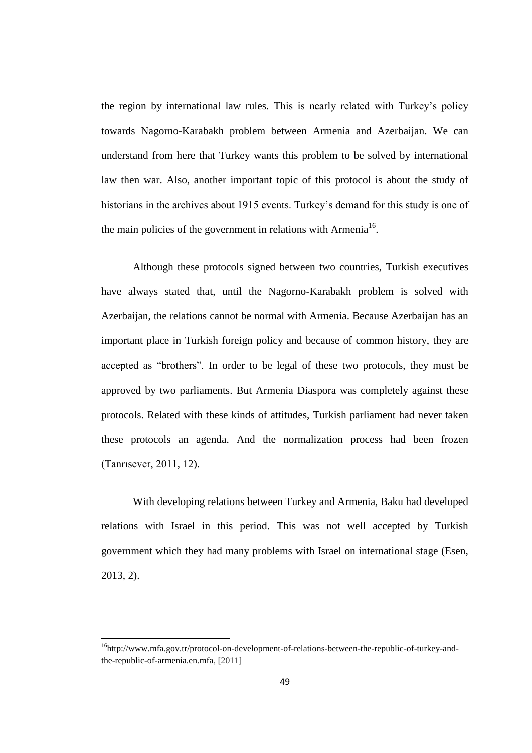the region by international law rules. This is nearly related with Turkey's policy towards Nagorno-Karabakh problem between Armenia and Azerbaijan. We can understand from here that Turkey wants this problem to be solved by international law then war. Also, another important topic of this protocol is about the study of historians in the archives about 1915 events. Turkey's demand for this study is one of the main policies of the government in relations with Armenia[16].

Although these protocols signed between two countries, Turkish executives have always stated that, until the Nagorno-Karabakh problem is solved with Azerbaijan, the relations cannot be normal with Armenia. Because Azerbaijan has an important place in Turkish foreign policy and because of common history, they are accepted as "brothers". In order to be legal of these two protocols, they must be approved by two parliaments. But Armenia Diaspora was completely against these protocols. Related with these kinds of attitudes, Turkish parliament had never taken these protocols an agenda. And the normalization process had been frozen (Tanrısever, 2011, 12).

With developing relations between Turkey and Armenia, Baku had developed relations with Israel in this period. This was not well accepted by Turkish government which they had many problems with Israel on international stage (Esen, 2013, 2).

---

[16] http://www.mfa.gov.tr/protocol-on-development-of-relations-between-the-republic-of-turkey-and-the-republic-of-armenia.en.mfa, [2011]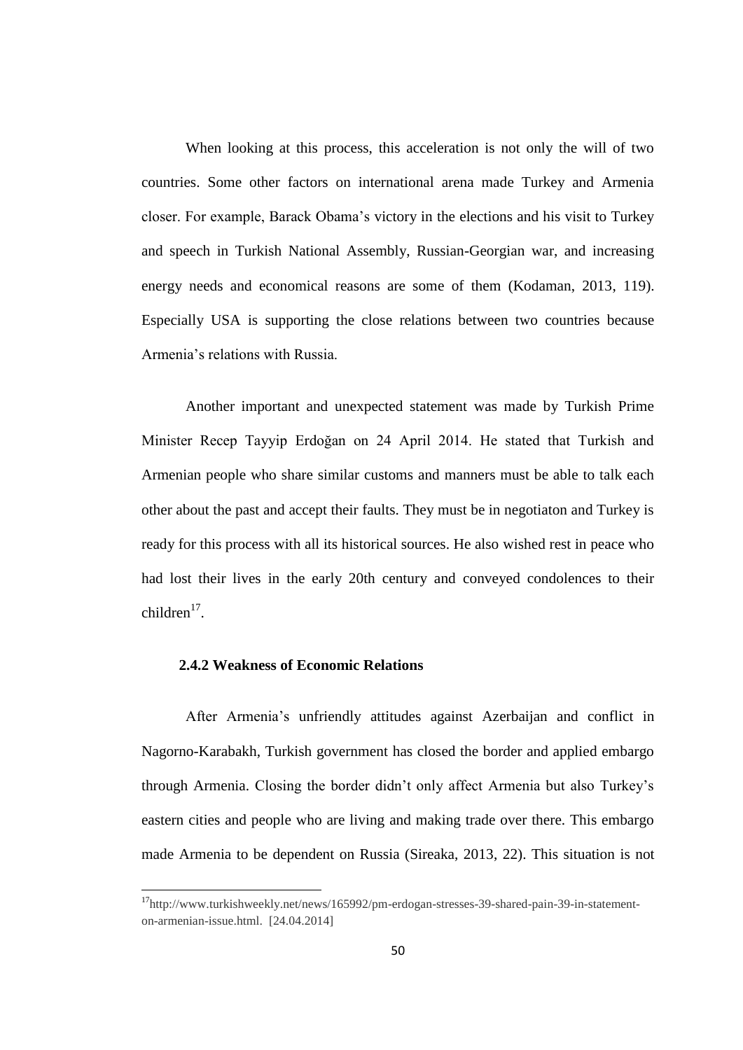When looking at this process, this acceleration is not only the will of two countries. Some other factors on international arena made Turkey and Armenia closer. For example, Barack Obama's victory in the elections and his visit to Turkey and speech in Turkish National Assembly, Russian-Georgian war, and increasing energy needs and economical reasons are some of them (Kodaman, 2013, 119). Especially USA is supporting the close relations between two countries because Armenia's relations with Russia.

Another important and unexpected statement was made by Turkish Prime Minister Recep Tayyip Erdoğan on 24 April 2014. He stated that Turkish and Armenian people who share similar customs and manners must be able to talk each other about the past and accept their faults. They must be in negotiaton and Turkey is ready for this process with all its historical sources. He also wished rest in peace who had lost their lives in the early 20th century and conveyed condolences to their children[17].

### 2.4.2 Weakness of Economic Relations

After Armenia's unfriendly attitudes against Azerbaijan and conflict in Nagorno-Karabakh, Turkish government has closed the border and applied embargo through Armenia. Closing the border didn't only affect Armenia but also Turkey's eastern cities and people who are living and making trade over there. This embargo made Armenia to be dependent on Russia (Sireaka, 2013, 22). This situation is not

---

[17] http://www.turkishweekly.net/news/165992/pm-erdogan-stresses-39-shared-pain-39-in-statement-on-armenian-issue.html. [24.04.2014]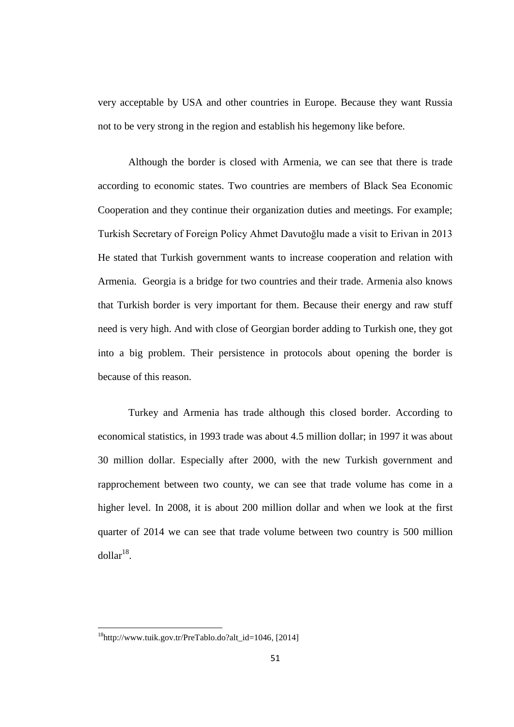very acceptable by USA and other countries in Europe. Because they want Russia not to be very strong in the region and establish his hegemony like before.

Although the border is closed with Armenia, we can see that there is trade according to economic states. Two countries are members of Black Sea Economic Cooperation and they continue their organization duties and meetings. For example; Turkish Secretary of Foreign Policy Ahmet Davutoğlu made a visit to Erivan in 2013 He stated that Turkish government wants to increase cooperation and relation with Armenia. Georgia is a bridge for two countries and their trade. Armenia also knows that Turkish border is very important for them. Because their energy and raw stuff need is very high. And with close of Georgian border adding to Turkish one, they got into a big problem. Their persistence in protocols about opening the border is because of this reason.

Turkey and Armenia has trade although this closed border. According to economical statistics, in 1993 trade was about 4.5 million dollar; in 1997 it was about 30 million dollar. Especially after 2000, with the new Turkish government and rapprochement between two county, we can see that trade volume has come in a higher level. In 2008, it is about 200 million dollar and when we look at the first quarter of 2014 we can see that trade volume between two country is 500 million dollar[18].

---

[18] http://www.tuik.gov.tr/PreTablo.do?alt_id=1046, [2014]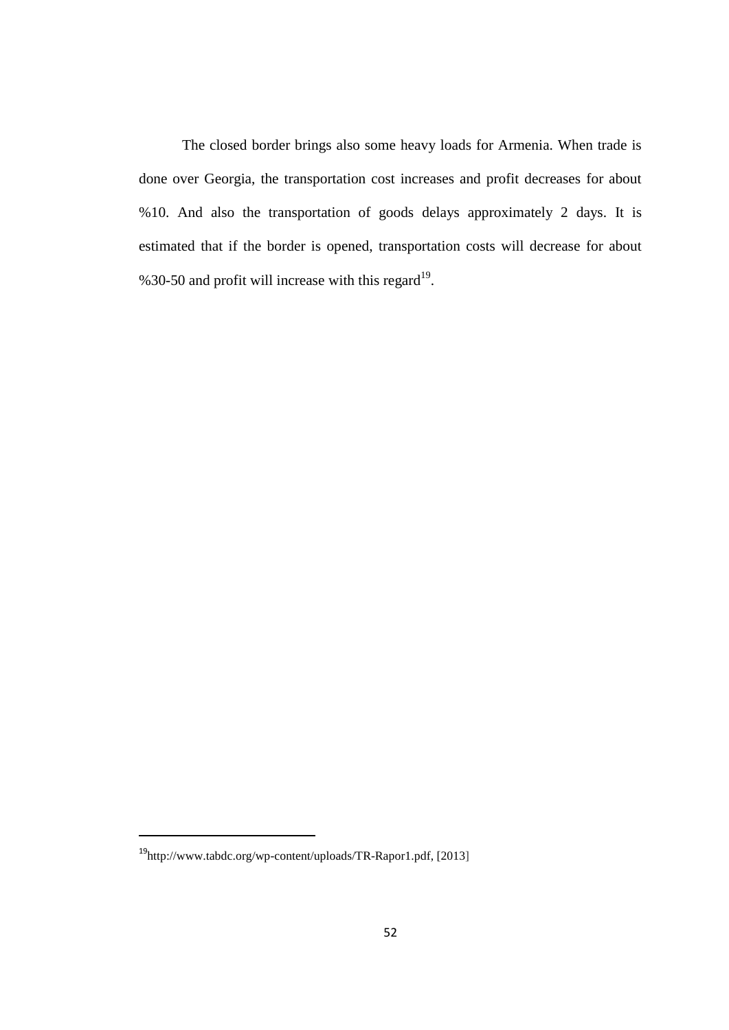The closed border brings also some heavy loads for Armenia. When trade is done over Georgia, the transportation cost increases and profit decreases for about %10. And also the transportation of goods delays approximately 2 days. It is estimated that if the border is opened, transportation costs will decrease for about %30-50 and profit will increase with this regard[19].

---

[19]http://www.tabdc.org/wp-content/uploads/TR-Rapor1.pdf, [2013]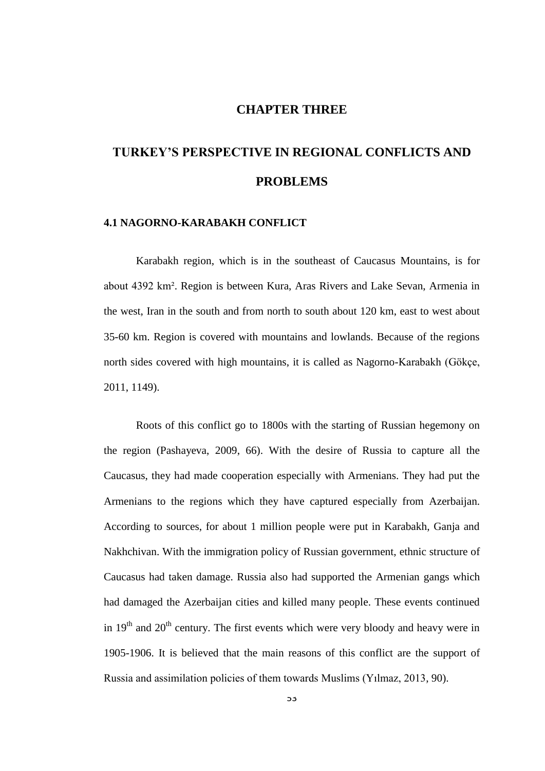# CHAPTER THREE

# TURKEY'S PERSPECTIVE IN REGIONAL CONFLICTS AND PROBLEMS

## 4.1 NAGORNO-KARABAKH CONFLICT

Karabakh region, which is in the southeast of Caucasus Mountains, is for about 4392 km². Region is between Kura, Aras Rivers and Lake Sevan, Armenia in the west, Iran in the south and from north to south about 120 km, east to west about 35-60 km. Region is covered with mountains and lowlands. Because of the regions north sides covered with high mountains, it is called as Nagorno-Karabakh (Gökçe, 2011, 1149).

Roots of this conflict go to 1800s with the starting of Russian hegemony on the region (Pashayeva, 2009, 66). With the desire of Russia to capture all the Caucasus, they had made cooperation especially with Armenians. They had put the Armenians to the regions which they have captured especially from Azerbaijan. According to sources, for about 1 million people were put in Karabakh, Ganja and Nakhchivan. With the immigration policy of Russian government, ethnic structure of Caucasus had taken damage. Russia also had supported the Armenian gangs which had damaged the Azerbaijan cities and killed many people. These events continued in 19th and 20th century. The first events which were very bloody and heavy were in 1905-1906. It is believed that the main reasons of this conflict are the support of Russia and assimilation policies of them towards Muslims (Yılmaz, 2013, 90).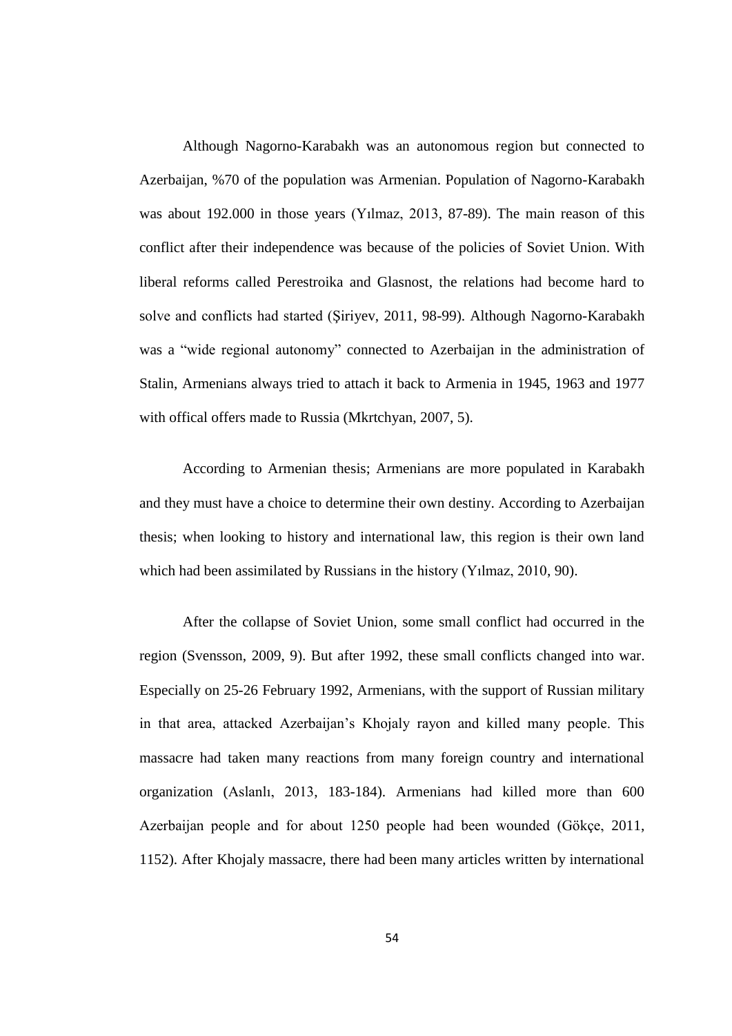Although Nagorno-Karabakh was an autonomous region but connected to Azerbaijan, %70 of the population was Armenian. Population of Nagorno-Karabakh was about 192.000 in those years (Yılmaz, 2013, 87-89). The main reason of this conflict after their independence was because of the policies of Soviet Union. With liberal reforms called Perestroika and Glasnost, the relations had become hard to solve and conflicts had started (Şiriyev, 2011, 98-99). Although Nagorno-Karabakh was a "wide regional autonomy" connected to Azerbaijan in the administration of Stalin, Armenians always tried to attach it back to Armenia in 1945, 1963 and 1977 with offical offers made to Russia (Mkrtchyan, 2007, 5).

According to Armenian thesis; Armenians are more populated in Karabakh and they must have a choice to determine their own destiny. According to Azerbaijan thesis; when looking to history and international law, this region is their own land which had been assimilated by Russians in the history (Yılmaz, 2010, 90).

After the collapse of Soviet Union, some small conflict had occurred in the region (Svensson, 2009, 9). But after 1992, these small conflicts changed into war. Especially on 25-26 February 1992, Armenians, with the support of Russian military in that area, attacked Azerbaijan's Khojaly rayon and killed many people. This massacre had taken many reactions from many foreign country and international organization (Aslanlı, 2013, 183-184). Armenians had killed more than 600 Azerbaijan people and for about 1250 people had been wounded (Gökçe, 2011, 1152). After Khojaly massacre, there had been many articles written by international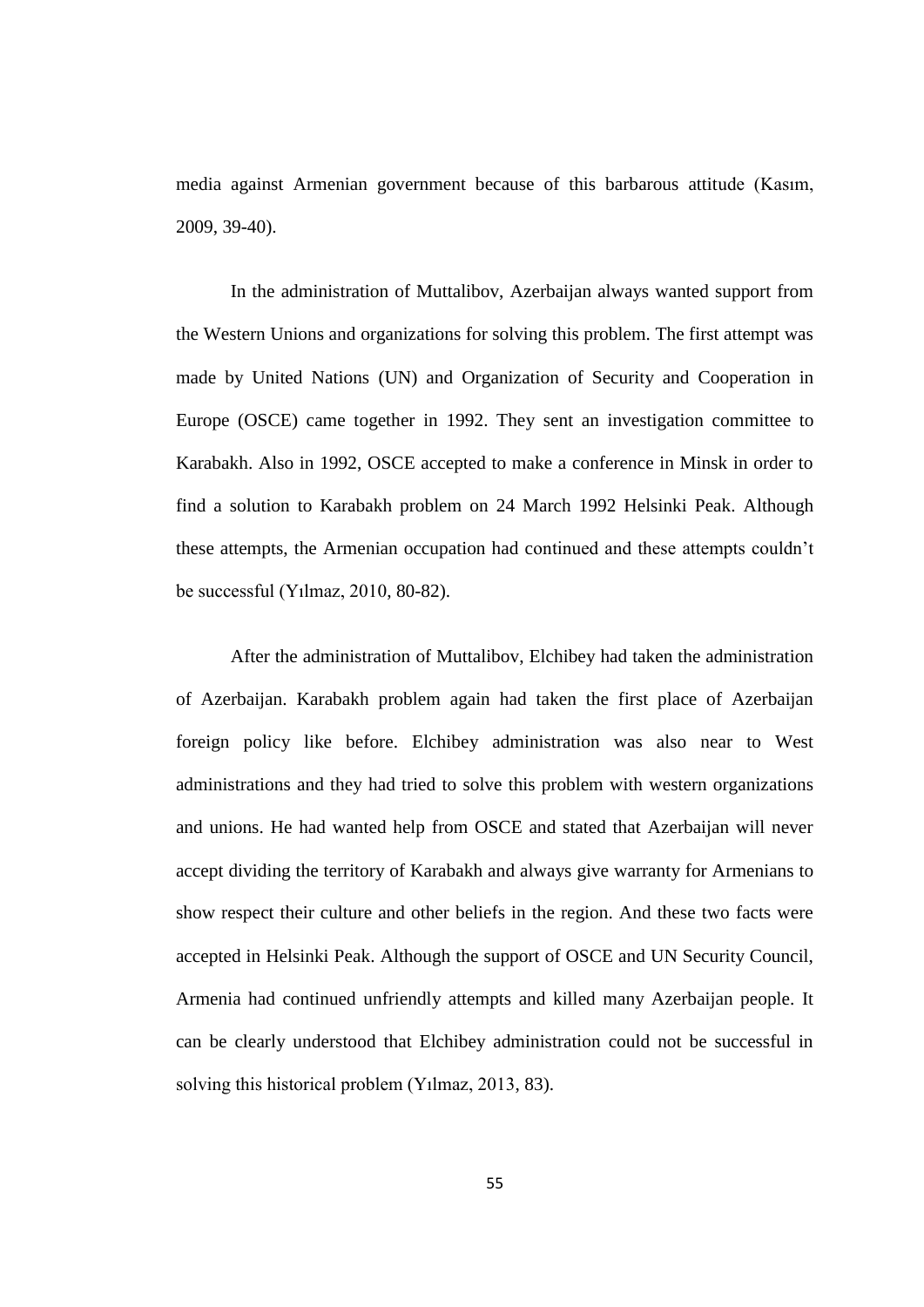media against Armenian government because of this barbarous attitude (Kasım, 2009, 39-40).

In the administration of Muttalibov, Azerbaijan always wanted support from the Western Unions and organizations for solving this problem. The first attempt was made by United Nations (UN) and Organization of Security and Cooperation in Europe (OSCE) came together in 1992. They sent an investigation committee to Karabakh. Also in 1992, OSCE accepted to make a conference in Minsk in order to find a solution to Karabakh problem on 24 March 1992 Helsinki Peak. Although these attempts, the Armenian occupation had continued and these attempts couldn't be successful (Yılmaz, 2010, 80-82).

After the administration of Muttalibov, Elchibey had taken the administration of Azerbaijan. Karabakh problem again had taken the first place of Azerbaijan foreign policy like before. Elchibey administration was also near to West administrations and they had tried to solve this problem with western organizations and unions. He had wanted help from OSCE and stated that Azerbaijan will never accept dividing the territory of Karabakh and always give warranty for Armenians to show respect their culture and other beliefs in the region. And these two facts were accepted in Helsinki Peak. Although the support of OSCE and UN Security Council, Armenia had continued unfriendly attempts and killed many Azerbaijan people. It can be clearly understood that Elchibey administration could not be successful in solving this historical problem (Yılmaz, 2013, 83).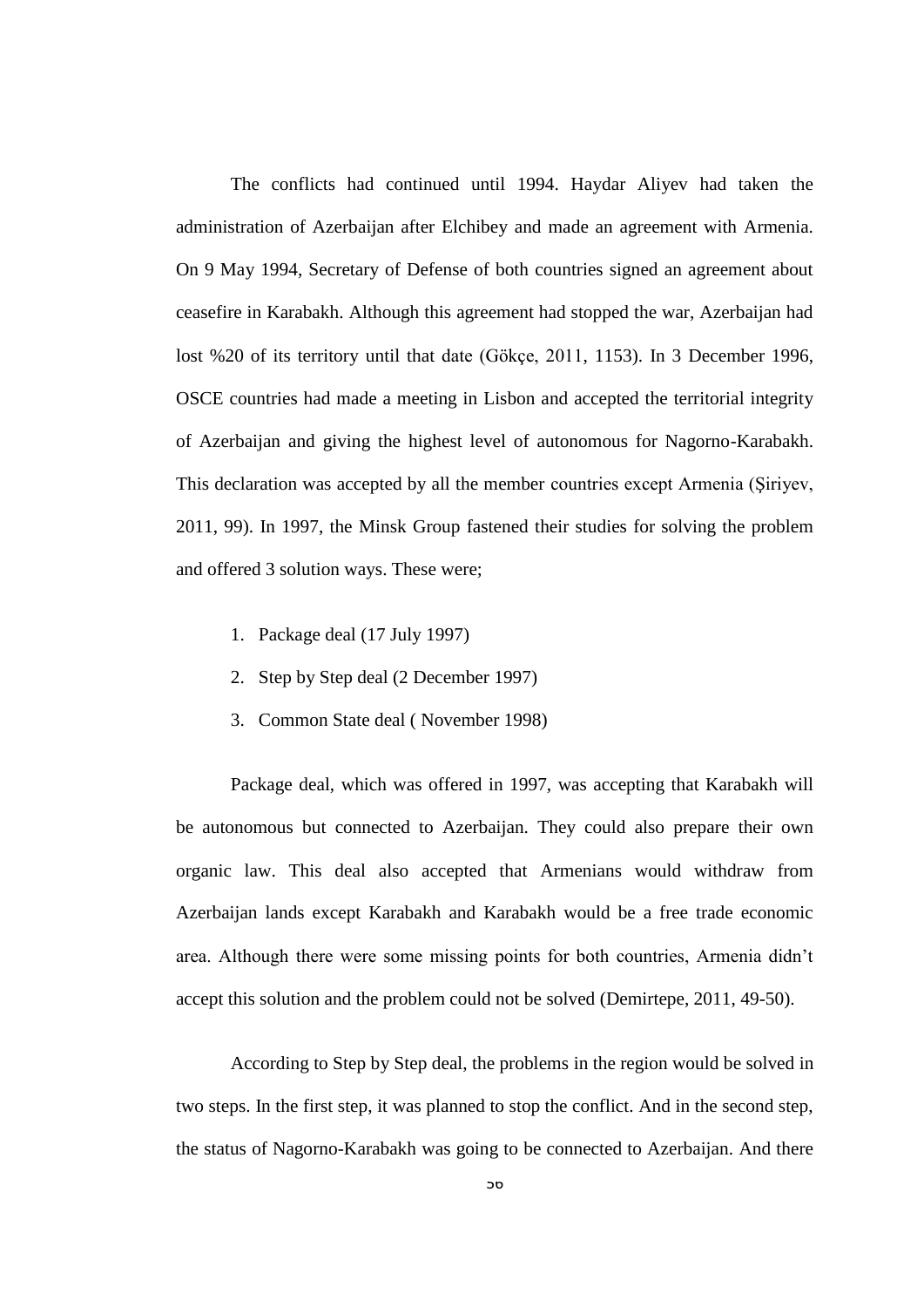The conflicts had continued until 1994. Haydar Aliyev had taken the administration of Azerbaijan after Elchibey and made an agreement with Armenia. On 9 May 1994, Secretary of Defense of both countries signed an agreement about ceasefire in Karabakh. Although this agreement had stopped the war, Azerbaijan had lost %20 of its territory until that date (Gökçe, 2011, 1153). In 3 December 1996, OSCE countries had made a meeting in Lisbon and accepted the territorial integrity of Azerbaijan and giving the highest level of autonomous for Nagorno-Karabakh. This declaration was accepted by all the member countries except Armenia (Şiriyev, 2011, 99). In 1997, the Minsk Group fastened their studies for solving the problem and offered 3 solution ways. These were;

1. Package deal (17 July 1997)
2. Step by Step deal (2 December 1997)
3. Common State deal ( November 1998)

Package deal, which was offered in 1997, was accepting that Karabakh will be autonomous but connected to Azerbaijan. They could also prepare their own organic law. This deal also accepted that Armenians would withdraw from Azerbaijan lands except Karabakh and Karabakh would be a free trade economic area. Although there were some missing points for both countries, Armenia didn't accept this solution and the problem could not be solved (Demirtepe, 2011, 49-50).

According to Step by Step deal, the problems in the region would be solved in two steps. In the first step, it was planned to stop the conflict. And in the second step, the status of Nagorno-Karabakh was going to be connected to Azerbaijan. And there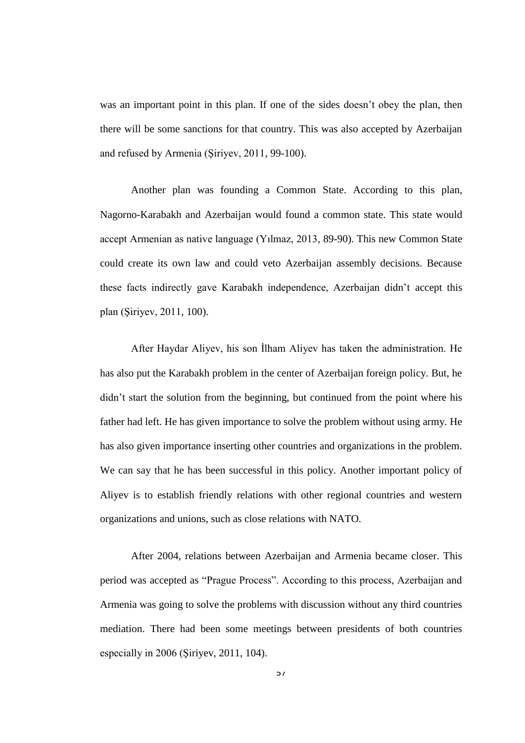was an important point in this plan. If one of the sides doesn't obey the plan, then there will be some sanctions for that country. This was also accepted by Azerbaijan and refused by Armenia (Şiriyev, 2011, 99-100).

Another plan was founding a Common State. According to this plan, Nagorno-Karabakh and Azerbaijan would found a common state. This state would accept Armenian as native language (Yılmaz, 2013, 89-90). This new Common State could create its own law and could veto Azerbaijan assembly decisions. Because these facts indirectly gave Karabakh independence, Azerbaijan didn't accept this plan (Şiriyev, 2011, 100).

After Haydar Aliyev, his son İlham Aliyev has taken the administration. He has also put the Karabakh problem in the center of Azerbaijan foreign policy. But, he didn't start the solution from the beginning, but continued from the point where his father had left. He has given importance to solve the problem without using army. He has also given importance inserting other countries and organizations in the problem. We can say that he has been successful in this policy. Another important policy of Aliyev is to establish friendly relations with other regional countries and western organizations and unions, such as close relations with NATO.

After 2004, relations between Azerbaijan and Armenia became closer. This period was accepted as "Prague Process". According to this process, Azerbaijan and Armenia was going to solve the problems with discussion without any third countries mediation. There had been some meetings between presidents of both countries especially in 2006 (Şiriyev, 2011, 104).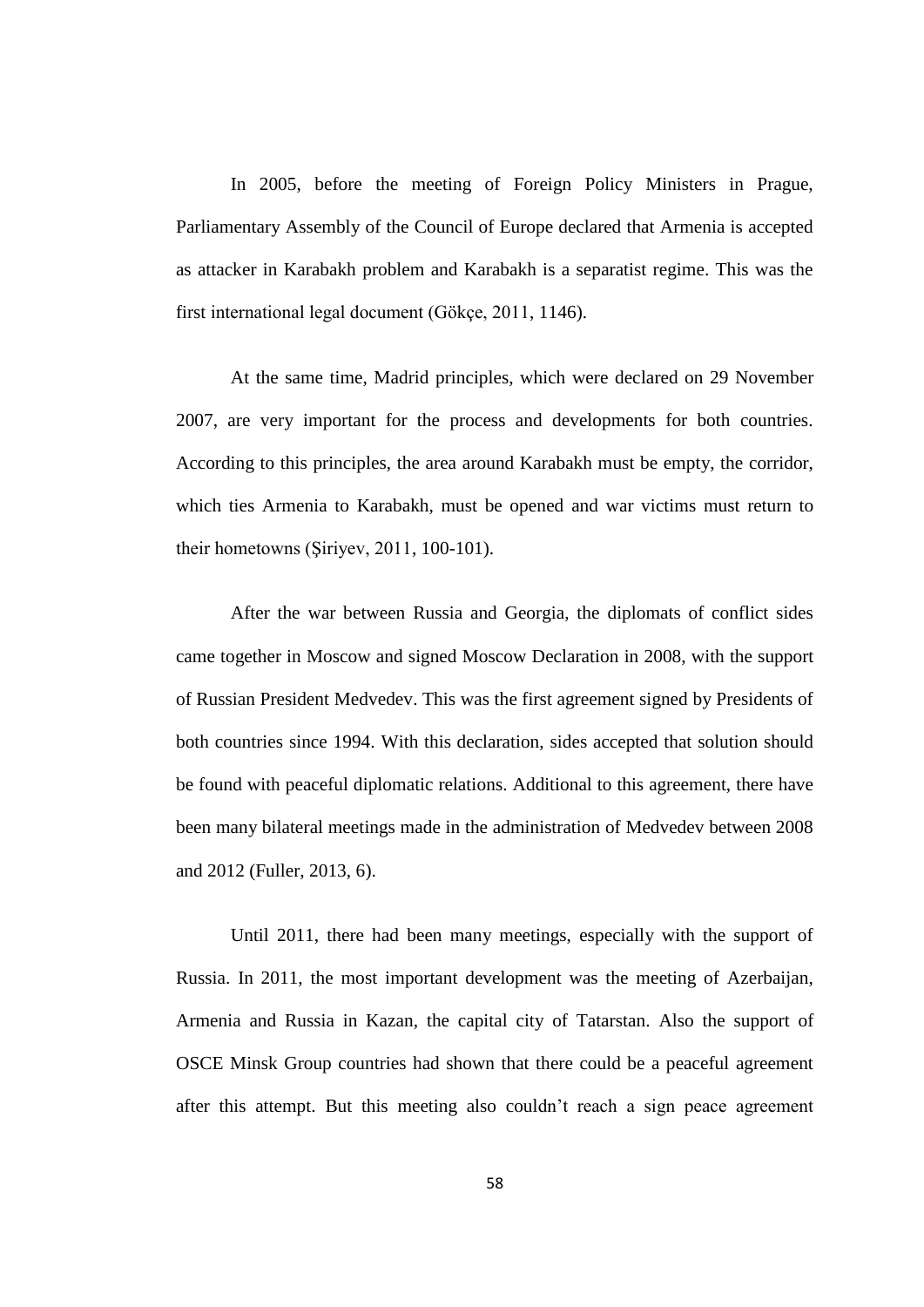In 2005, before the meeting of Foreign Policy Ministers in Prague, Parliamentary Assembly of the Council of Europe declared that Armenia is accepted as attacker in Karabakh problem and Karabakh is a separatist regime. This was the first international legal document (Gökçe, 2011, 1146).

At the same time, Madrid principles, which were declared on 29 November 2007, are very important for the process and developments for both countries. According to this principles, the area around Karabakh must be empty, the corridor, which ties Armenia to Karabakh, must be opened and war victims must return to their hometowns (Şiriyev, 2011, 100-101).

After the war between Russia and Georgia, the diplomats of conflict sides came together in Moscow and signed Moscow Declaration in 2008, with the support of Russian President Medvedev. This was the first agreement signed by Presidents of both countries since 1994. With this declaration, sides accepted that solution should be found with peaceful diplomatic relations. Additional to this agreement, there have been many bilateral meetings made in the administration of Medvedev between 2008 and 2012 (Fuller, 2013, 6).

Until 2011, there had been many meetings, especially with the support of Russia. In 2011, the most important development was the meeting of Azerbaijan, Armenia and Russia in Kazan, the capital city of Tatarstan. Also the support of OSCE Minsk Group countries had shown that there could be a peaceful agreement after this attempt. But this meeting also couldn't reach a sign peace agreement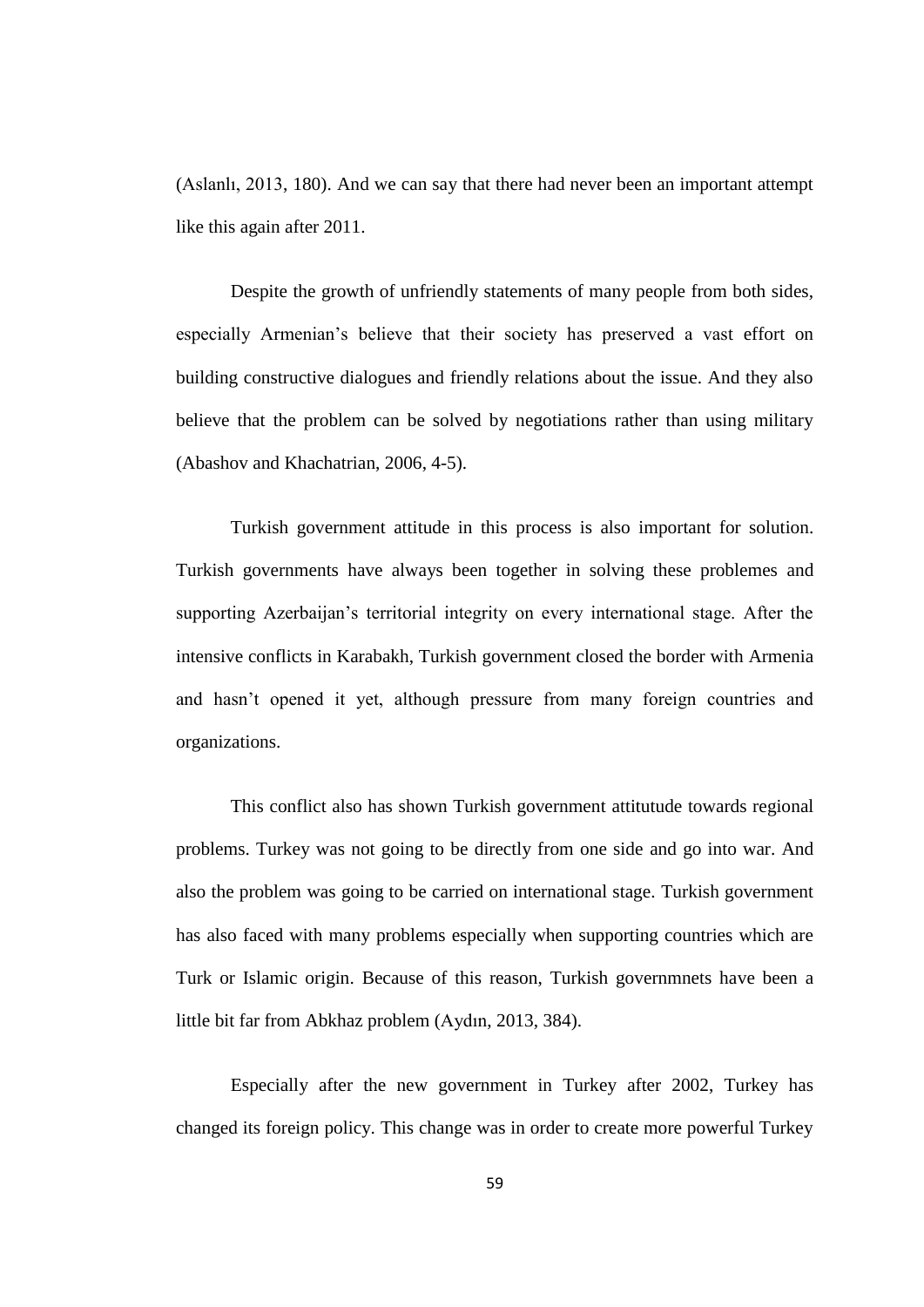(Aslanlı, 2013, 180). And we can say that there had never been an important attempt like this again after 2011.

Despite the growth of unfriendly statements of many people from both sides, especially Armenian's believe that their society has preserved a vast effort on building constructive dialogues and friendly relations about the issue. And they also believe that the problem can be solved by negotiations rather than using military (Abashov and Khachatrian, 2006, 4-5).

Turkish government attitude in this process is also important for solution. Turkish governments have always been together in solving these problemes and supporting Azerbaijan's territorial integrity on every international stage. After the intensive conflicts in Karabakh, Turkish government closed the border with Armenia and hasn't opened it yet, although pressure from many foreign countries and organizations.

This conflict also has shown Turkish government attitutude towards regional problems. Turkey was not going to be directly from one side and go into war. And also the problem was going to be carried on international stage. Turkish government has also faced with many problems especially when supporting countries which are Turk or Islamic origin. Because of this reason, Turkish governmnets have been a little bit far from Abkhaz problem (Aydın, 2013, 384).

Especially after the new government in Turkey after 2002, Turkey has changed its foreign policy. This change was in order to create more powerful Turkey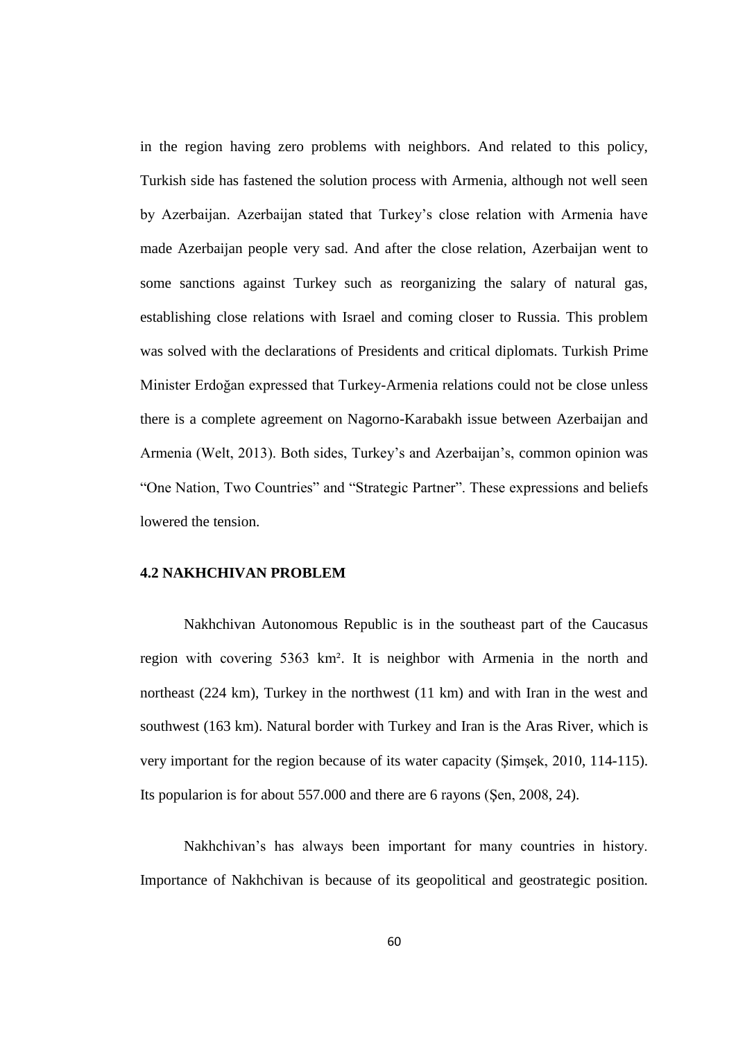in the region having zero problems with neighbors. And related to this policy, Turkish side has fastened the solution process with Armenia, although not well seen by Azerbaijan. Azerbaijan stated that Turkey's close relation with Armenia have made Azerbaijan people very sad. And after the close relation, Azerbaijan went to some sanctions against Turkey such as reorganizing the salary of natural gas, establishing close relations with Israel and coming closer to Russia. This problem was solved with the declarations of Presidents and critical diplomats. Turkish Prime Minister Erdoğan expressed that Turkey-Armenia relations could not be close unless there is a complete agreement on Nagorno-Karabakh issue between Azerbaijan and Armenia (Welt, 2013). Both sides, Turkey's and Azerbaijan's, common opinion was "One Nation, Two Countries" and "Strategic Partner". These expressions and beliefs lowered the tension.

### 4.2 NAKHCHIVAN PROBLEM

Nakhchivan Autonomous Republic is in the southeast part of the Caucasus region with covering 5363 km². It is neighbor with Armenia in the north and northeast (224 km), Turkey in the northwest (11 km) and with Iran in the west and southwest (163 km). Natural border with Turkey and Iran is the Aras River, which is very important for the region because of its water capacity (Şimşek, 2010, 114-115). Its popularion is for about 557.000 and there are 6 rayons (Şen, 2008, 24).

Nakhchivan's has always been important for many countries in history. Importance of Nakhchivan is because of its geopolitical and geostrategic position.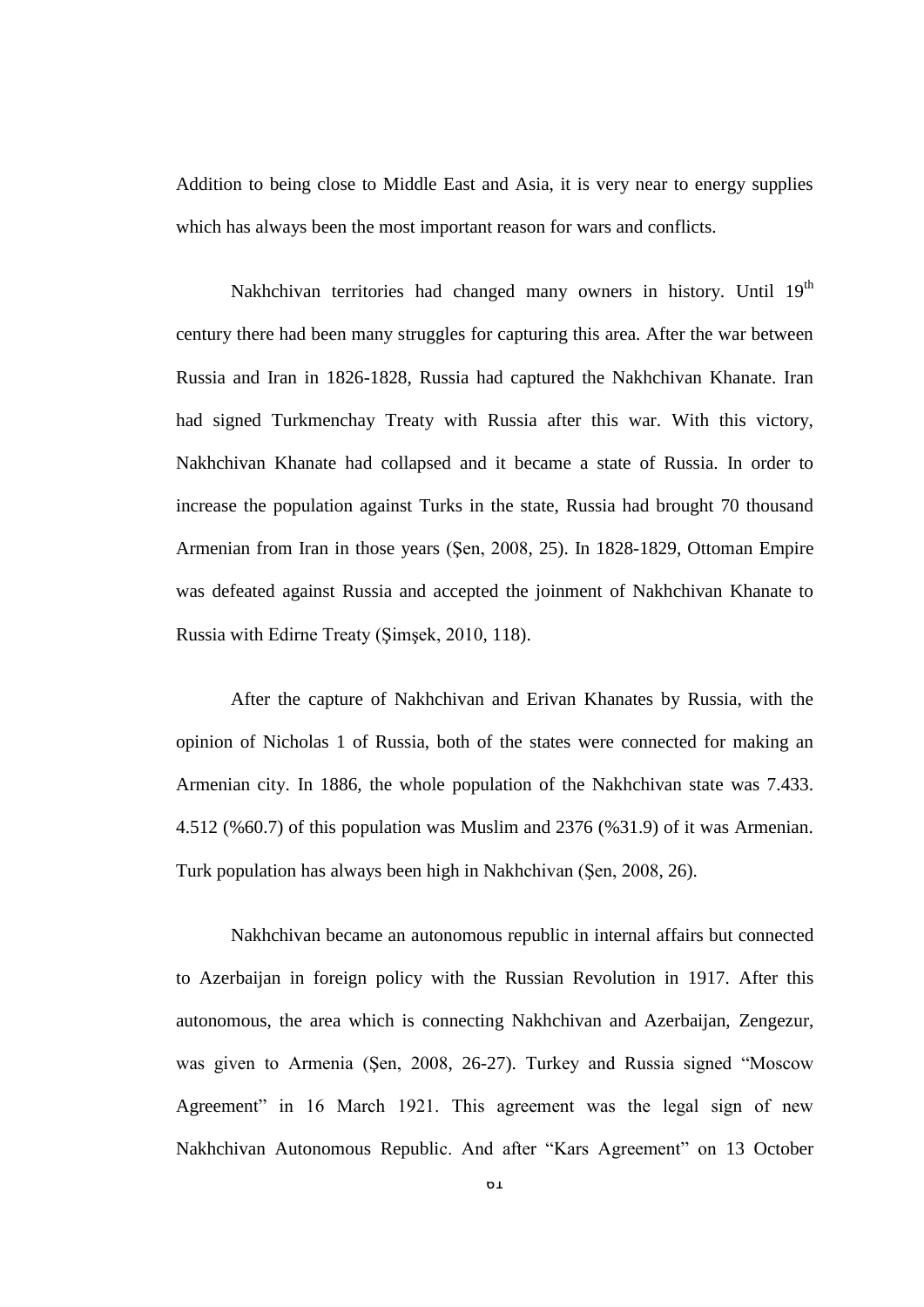Addition to being close to Middle East and Asia, it is very near to energy supplies which has always been the most important reason for wars and conflicts.

Nakhchivan territories had changed many owners in history. Until 19th century there had been many struggles for capturing this area. After the war between Russia and Iran in 1826-1828, Russia had captured the Nakhchivan Khanate. Iran had signed Turkmenchay Treaty with Russia after this war. With this victory, Nakhchivan Khanate had collapsed and it became a state of Russia. In order to increase the population against Turks in the state, Russia had brought 70 thousand Armenian from Iran in those years (Şen, 2008, 25). In 1828-1829, Ottoman Empire was defeated against Russia and accepted the joinment of Nakhchivan Khanate to Russia with Edirne Treaty (Şimşek, 2010, 118).

After the capture of Nakhchivan and Erivan Khanates by Russia, with the opinion of Nicholas 1 of Russia, both of the states were connected for making an Armenian city. In 1886, the whole population of the Nakhchivan state was 7.433. 4.512 (%60.7) of this population was Muslim and 2376 (%31.9) of it was Armenian. Turk population has always been high in Nakhchivan (Şen, 2008, 26).

Nakhchivan became an autonomous republic in internal affairs but connected to Azerbaijan in foreign policy with the Russian Revolution in 1917. After this autonomous, the area which is connecting Nakhchivan and Azerbaijan, Zengezur, was given to Armenia (Şen, 2008, 26-27). Turkey and Russia signed "Moscow Agreement" in 16 March 1921. This agreement was the legal sign of new Nakhchivan Autonomous Republic. And after "Kars Agreement" on 13 October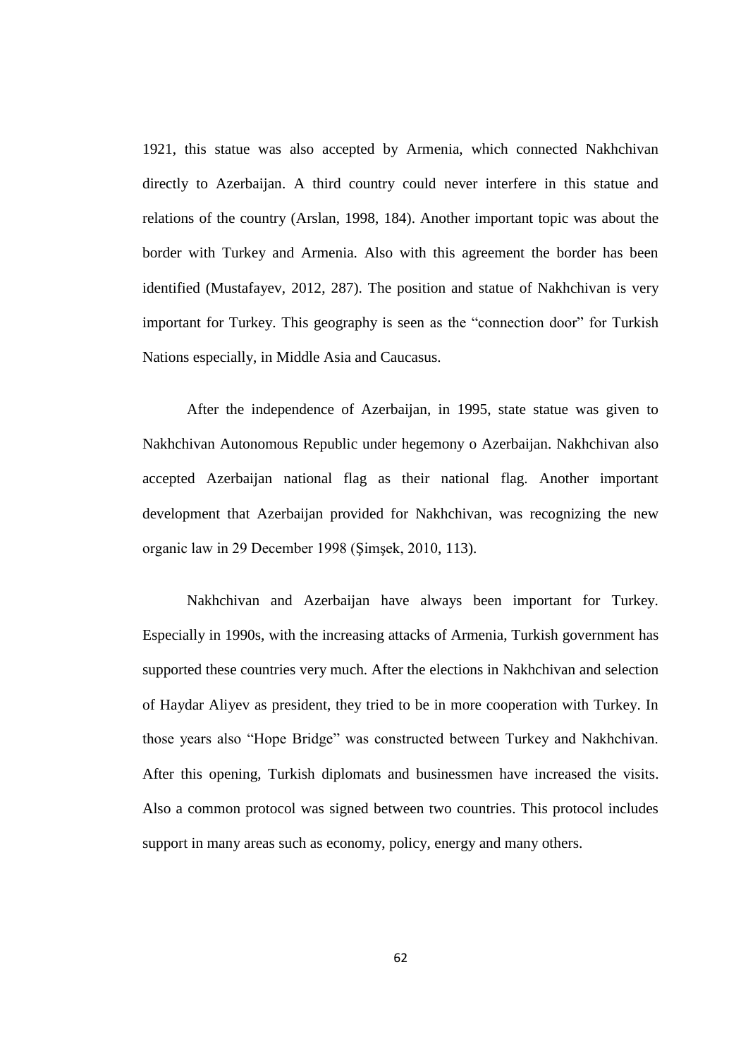1921, this statue was also accepted by Armenia, which connected Nakhchivan directly to Azerbaijan. A third country could never interfere in this statue and relations of the country (Arslan, 1998, 184). Another important topic was about the border with Turkey and Armenia. Also with this agreement the border has been identified (Mustafayev, 2012, 287). The position and statue of Nakhchivan is very important for Turkey. This geography is seen as the “connection door” for Turkish Nations especially, in Middle Asia and Caucasus.

After the independence of Azerbaijan, in 1995, state statue was given to Nakhchivan Autonomous Republic under hegemony o Azerbaijan. Nakhchivan also accepted Azerbaijan national flag as their national flag. Another important development that Azerbaijan provided for Nakhchivan, was recognizing the new organic law in 29 December 1998 (Şimşek, 2010, 113).

Nakhchivan and Azerbaijan have always been important for Turkey. Especially in 1990s, with the increasing attacks of Armenia, Turkish government has supported these countries very much. After the elections in Nakhchivan and selection of Haydar Aliyev as president, they tried to be in more cooperation with Turkey. In those years also “Hope Bridge” was constructed between Turkey and Nakhchivan. After this opening, Turkish diplomats and businessmen have increased the visits. Also a common protocol was signed between two countries. This protocol includes support in many areas such as economy, policy, energy and many others.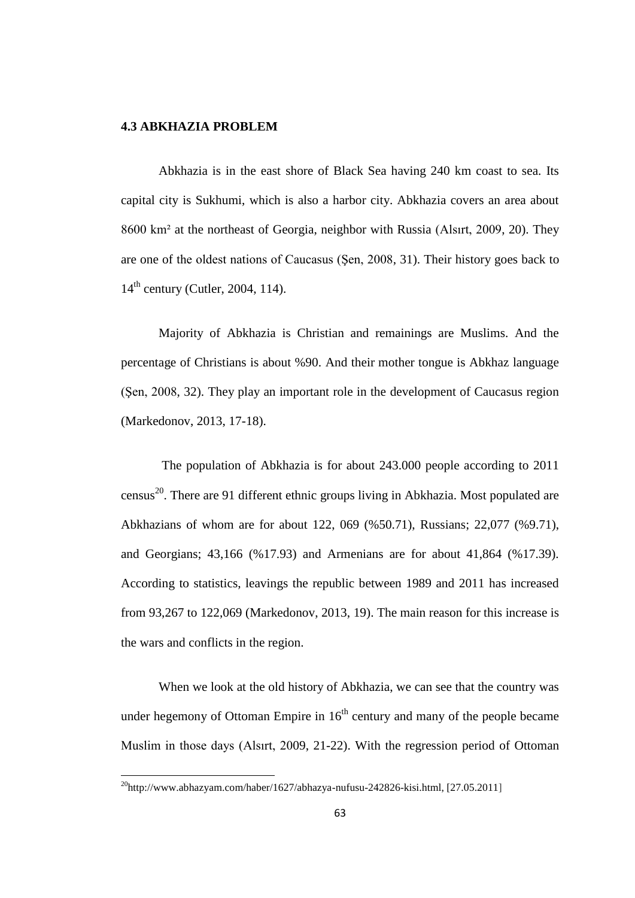### 4.3 ABKHAZIA PROBLEM

Abkhazia is in the east shore of Black Sea having 240 km coast to sea. Its capital city is Sukhumi, which is also a harbor city. Abkhazia covers an area about 8600 km² at the northeast of Georgia, neighbor with Russia (Alsırt, 2009, 20). They are one of the oldest nations of Caucasus (Şen, 2008, 31). Their history goes back to 14th century (Cutler, 2004, 114).

Majority of Abkhazia is Christian and remainings are Muslims. And the percentage of Christians is about %90. And their mother tongue is Abkhaz language (Şen, 2008, 32). They play an important role in the development of Caucasus region (Markedonov, 2013, 17-18).

The population of Abkhazia is for about 243.000 people according to 2011 census[20]. There are 91 different ethnic groups living in Abkhazia. Most populated are Abkhazians of whom are for about 122, 069 (%50.71), Russians; 22,077 (%9.71), and Georgians; 43,166 (%17.93) and Armenians are for about 41,864 (%17.39). According to statistics, leavings the republic between 1989 and 2011 has increased from 93,267 to 122,069 (Markedonov, 2013, 19). The main reason for this increase is the wars and conflicts in the region.

When we look at the old history of Abkhazia, we can see that the country was under hegemony of Ottoman Empire in 16th century and many of the people became Muslim in those days (Alsırt, 2009, 21-22). With the regression period of Ottoman

---

[20] http://www.abhazyam.com/haber/1627/abhazya-nufusu-242826-kisi.html, [27.05.2011]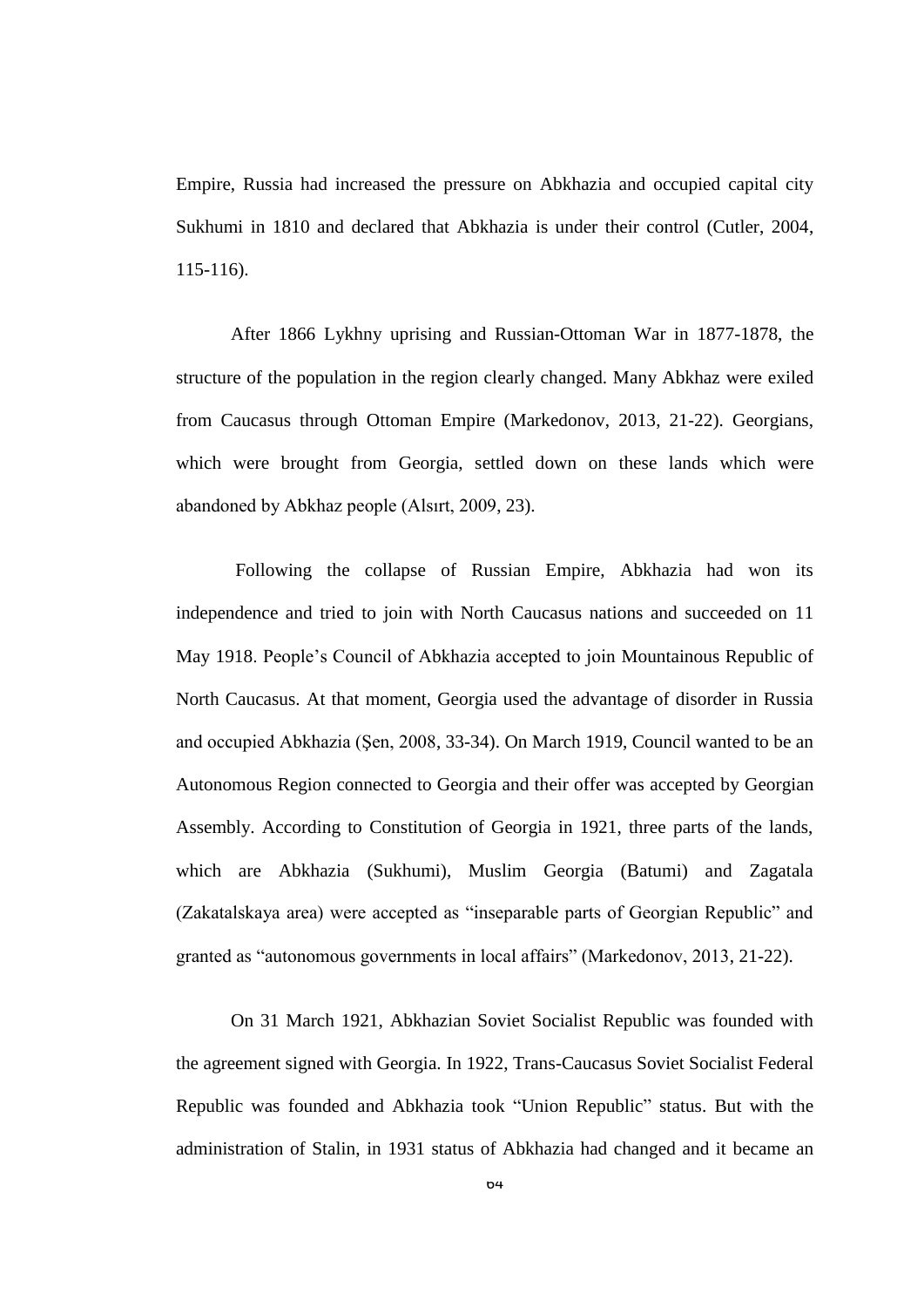Empire, Russia had increased the pressure on Abkhazia and occupied capital city Sukhumi in 1810 and declared that Abkhazia is under their control (Cutler, 2004, 115-116).

After 1866 Lykhny uprising and Russian-Ottoman War in 1877-1878, the structure of the population in the region clearly changed. Many Abkhaz were exiled from Caucasus through Ottoman Empire (Markedonov, 2013, 21-22). Georgians, which were brought from Georgia, settled down on these lands which were abandoned by Abkhaz people (Alsırt, 2009, 23).

Following the collapse of Russian Empire, Abkhazia had won its independence and tried to join with North Caucasus nations and succeeded on 11 May 1918. People's Council of Abkhazia accepted to join Mountainous Republic of North Caucasus. At that moment, Georgia used the advantage of disorder in Russia and occupied Abkhazia (Şen, 2008, 33-34). On March 1919, Council wanted to be an Autonomous Region connected to Georgia and their offer was accepted by Georgian Assembly. According to Constitution of Georgia in 1921, three parts of the lands, which are Abkhazia (Sukhumi), Muslim Georgia (Batumi) and Zagatala (Zakatalskaya area) were accepted as "inseparable parts of Georgian Republic" and granted as "autonomous governments in local affairs" (Markedonov, 2013, 21-22).

On 31 March 1921, Abkhazian Soviet Socialist Republic was founded with the agreement signed with Georgia. In 1922, Trans-Caucasus Soviet Socialist Federal Republic was founded and Abkhazia took "Union Republic" status. But with the administration of Stalin, in 1931 status of Abkhazia had changed and it became an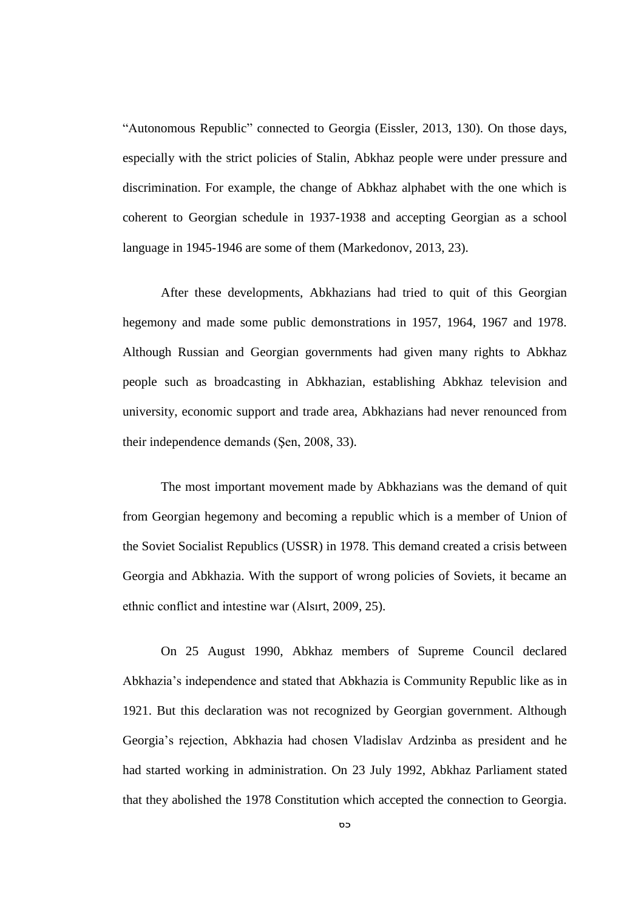"Autonomous Republic" connected to Georgia (Eissler, 2013, 130). On those days, especially with the strict policies of Stalin, Abkhaz people were under pressure and discrimination. For example, the change of Abkhaz alphabet with the one which is coherent to Georgian schedule in 1937-1938 and accepting Georgian as a school language in 1945-1946 are some of them (Markedonov, 2013, 23).

After these developments, Abkhazians had tried to quit of this Georgian hegemony and made some public demonstrations in 1957, 1964, 1967 and 1978. Although Russian and Georgian governments had given many rights to Abkhaz people such as broadcasting in Abkhazian, establishing Abkhaz television and university, economic support and trade area, Abkhazians had never renounced from their independence demands (Şen, 2008, 33).

The most important movement made by Abkhazians was the demand of quit from Georgian hegemony and becoming a republic which is a member of Union of the Soviet Socialist Republics (USSR) in 1978. This demand created a crisis between Georgia and Abkhazia. With the support of wrong policies of Soviets, it became an ethnic conflict and intestine war (Alsırt, 2009, 25).

On 25 August 1990, Abkhaz members of Supreme Council declared Abkhazia's independence and stated that Abkhazia is Community Republic like as in 1921. But this declaration was not recognized by Georgian government. Although Georgia's rejection, Abkhazia had chosen Vladislav Ardzinba as president and he had started working in administration. On 23 July 1992, Abkhaz Parliament stated that they abolished the 1978 Constitution which accepted the connection to Georgia.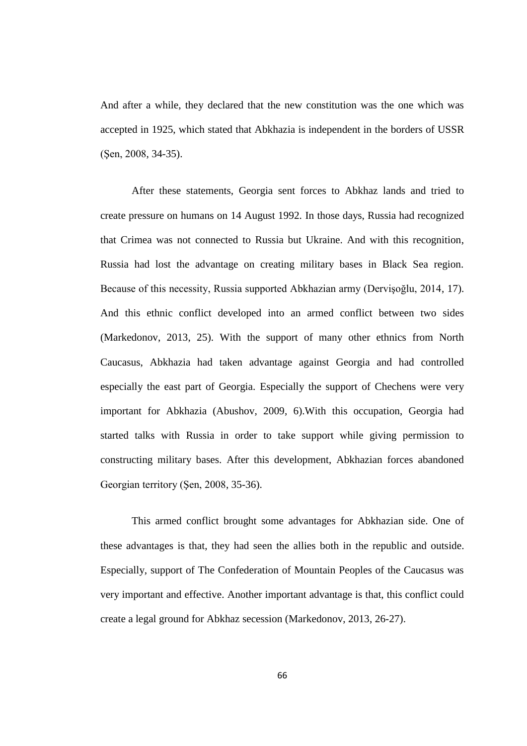And after a while, they declared that the new constitution was the one which was accepted in 1925, which stated that Abkhazia is independent in the borders of USSR (Şen, 2008, 34-35).

After these statements, Georgia sent forces to Abkhaz lands and tried to create pressure on humans on 14 August 1992. In those days, Russia had recognized that Crimea was not connected to Russia but Ukraine. And with this recognition, Russia had lost the advantage on creating military bases in Black Sea region. Because of this necessity, Russia supported Abkhazian army (Dervişoğlu, 2014, 17). And this ethnic conflict developed into an armed conflict between two sides (Markedonov, 2013, 25). With the support of many other ethnics from North Caucasus, Abkhazia had taken advantage against Georgia and had controlled especially the east part of Georgia. Especially the support of Chechens were very important for Abkhazia (Abushov, 2009, 6).With this occupation, Georgia had started talks with Russia in order to take support while giving permission to constructing military bases. After this development, Abkhazian forces abandoned Georgian territory (Şen, 2008, 35-36).

This armed conflict brought some advantages for Abkhazian side. One of these advantages is that, they had seen the allies both in the republic and outside. Especially, support of The Confederation of Mountain Peoples of the Caucasus was very important and effective. Another important advantage is that, this conflict could create a legal ground for Abkhaz secession (Markedonov, 2013, 26-27).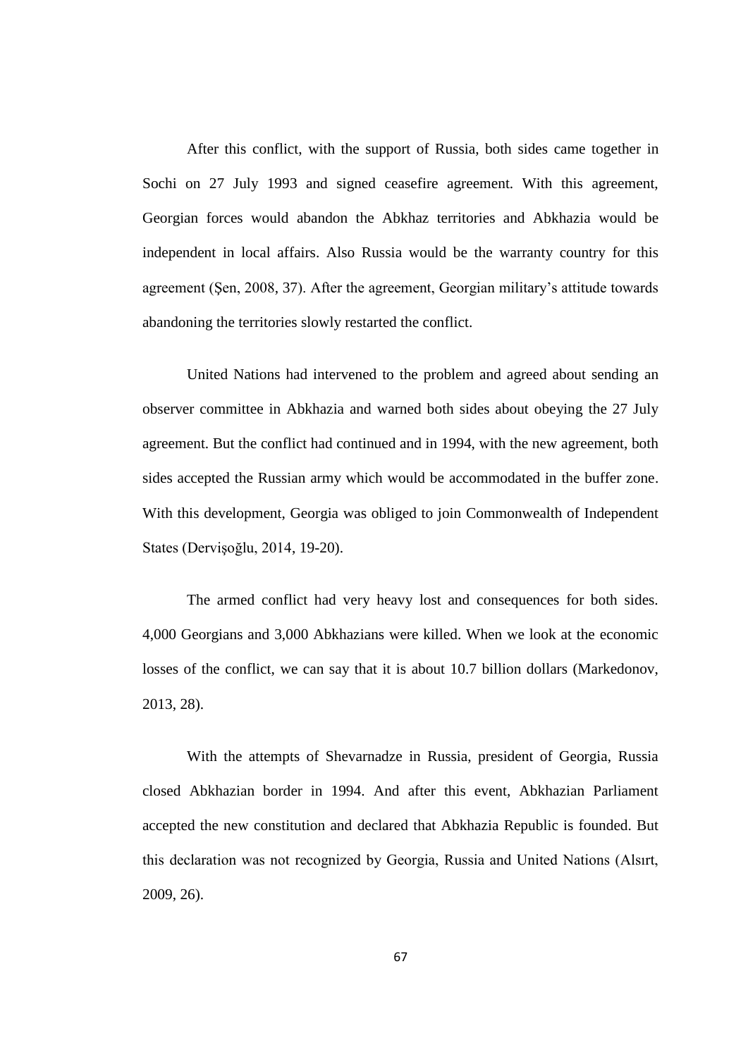After this conflict, with the support of Russia, both sides came together in Sochi on 27 July 1993 and signed ceasefire agreement. With this agreement, Georgian forces would abandon the Abkhaz territories and Abkhazia would be independent in local affairs. Also Russia would be the warranty country for this agreement (Şen, 2008, 37). After the agreement, Georgian military's attitude towards abandoning the territories slowly restarted the conflict.

United Nations had intervened to the problem and agreed about sending an observer committee in Abkhazia and warned both sides about obeying the 27 July agreement. But the conflict had continued and in 1994, with the new agreement, both sides accepted the Russian army which would be accommodated in the buffer zone. With this development, Georgia was obliged to join Commonwealth of Independent States (Dervişoğlu, 2014, 19-20).

The armed conflict had very heavy lost and consequences for both sides. 4,000 Georgians and 3,000 Abkhazians were killed. When we look at the economic losses of the conflict, we can say that it is about 10.7 billion dollars (Markedonov, 2013, 28).

With the attempts of Shevarnadze in Russia, president of Georgia, Russia closed Abkhazian border in 1994. And after this event, Abkhazian Parliament accepted the new constitution and declared that Abkhazia Republic is founded. But this declaration was not recognized by Georgia, Russia and United Nations (Alsırt, 2009, 26).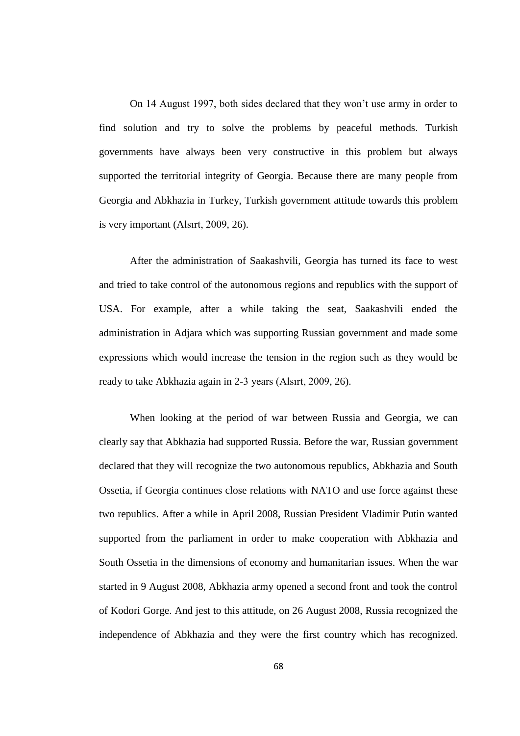On 14 August 1997, both sides declared that they won't use army in order to find solution and try to solve the problems by peaceful methods. Turkish governments have always been very constructive in this problem but always supported the territorial integrity of Georgia. Because there are many people from Georgia and Abkhazia in Turkey, Turkish government attitude towards this problem is very important (Alsırt, 2009, 26).

After the administration of Saakashvili, Georgia has turned its face to west and tried to take control of the autonomous regions and republics with the support of USA. For example, after a while taking the seat, Saakashvili ended the administration in Adjara which was supporting Russian government and made some expressions which would increase the tension in the region such as they would be ready to take Abkhazia again in 2-3 years (Alsırt, 2009, 26).

When looking at the period of war between Russia and Georgia, we can clearly say that Abkhazia had supported Russia. Before the war, Russian government declared that they will recognize the two autonomous republics, Abkhazia and South Ossetia, if Georgia continues close relations with NATO and use force against these two republics. After a while in April 2008, Russian President Vladimir Putin wanted supported from the parliament in order to make cooperation with Abkhazia and South Ossetia in the dimensions of economy and humanitarian issues. When the war started in 9 August 2008, Abkhazia army opened a second front and took the control of Kodori Gorge. And jest to this attitude, on 26 August 2008, Russia recognized the independence of Abkhazia and they were the first country which has recognized.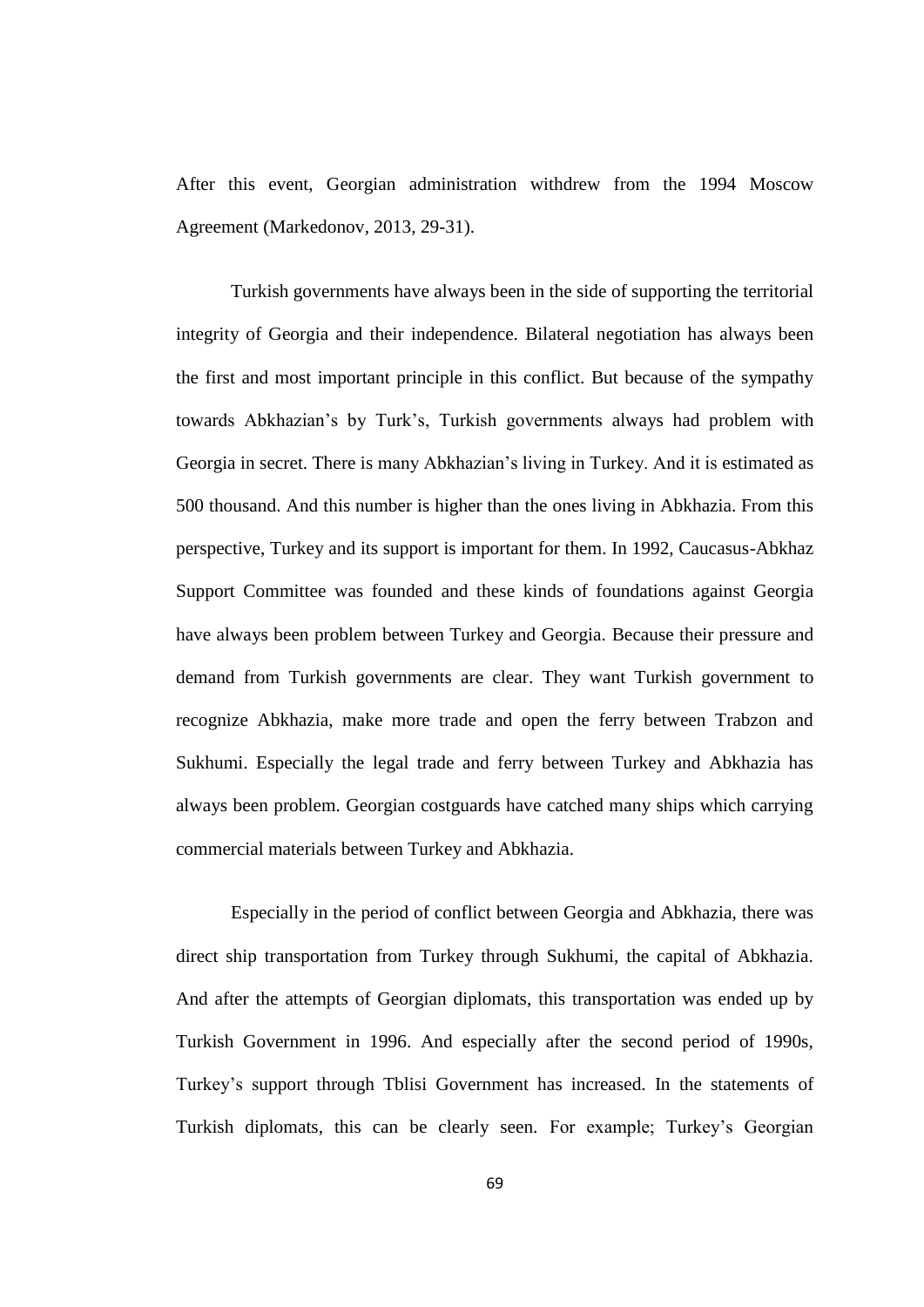After this event, Georgian administration withdrew from the 1994 Moscow Agreement (Markedonov, 2013, 29-31).

Turkish governments have always been in the side of supporting the territorial integrity of Georgia and their independence. Bilateral negotiation has always been the first and most important principle in this conflict. But because of the sympathy towards Abkhazian's by Turk's, Turkish governments always had problem with Georgia in secret. There is many Abkhazian's living in Turkey. And it is estimated as 500 thousand. And this number is higher than the ones living in Abkhazia. From this perspective, Turkey and its support is important for them. In 1992, Caucasus-Abkhaz Support Committee was founded and these kinds of foundations against Georgia have always been problem between Turkey and Georgia. Because their pressure and demand from Turkish governments are clear. They want Turkish government to recognize Abkhazia, make more trade and open the ferry between Trabzon and Sukhumi. Especially the legal trade and ferry between Turkey and Abkhazia has always been problem. Georgian costguards have catched many ships which carrying commercial materials between Turkey and Abkhazia.

Especially in the period of conflict between Georgia and Abkhazia, there was direct ship transportation from Turkey through Sukhumi, the capital of Abkhazia. And after the attempts of Georgian diplomats, this transportation was ended up by Turkish Government in 1996. And especially after the second period of 1990s, Turkey's support through Tblisi Government has increased. In the statements of Turkish diplomats, this can be clearly seen. For example; Turkey's Georgian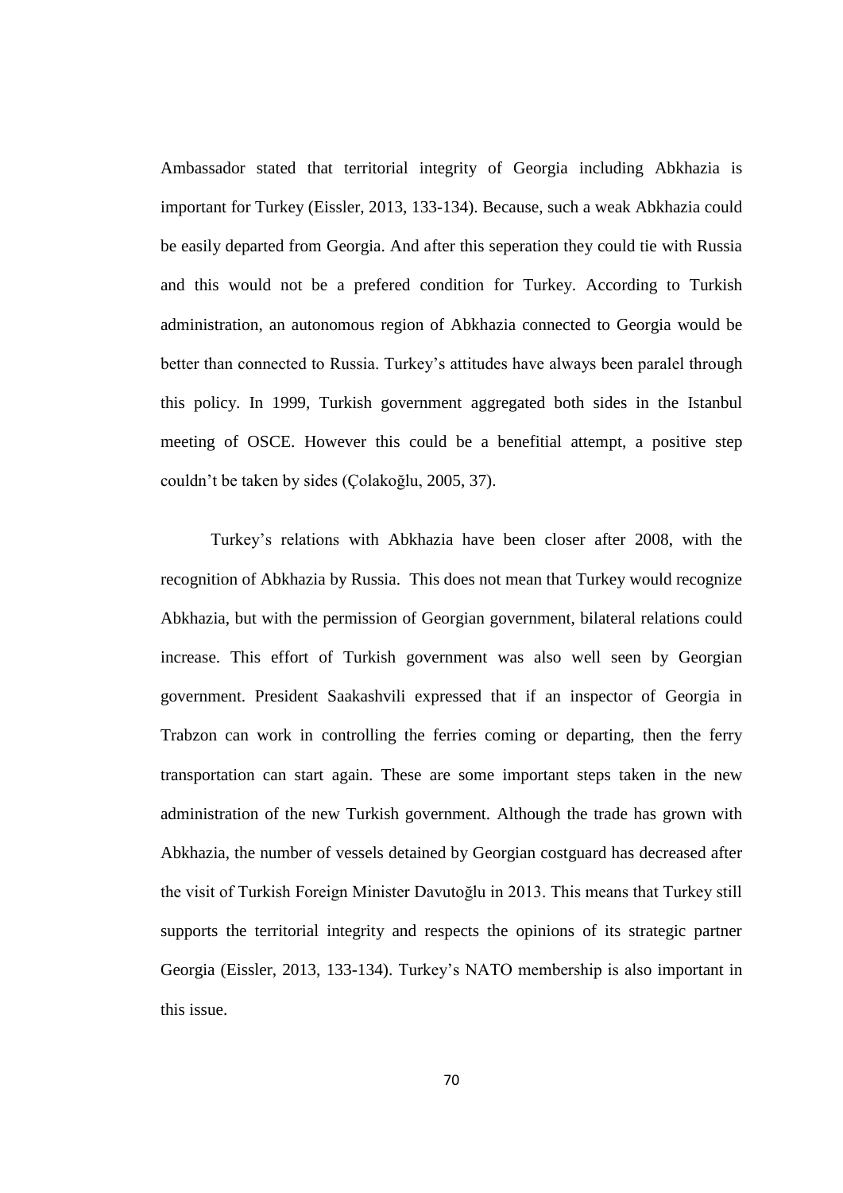Ambassador stated that territorial integrity of Georgia including Abkhazia is important for Turkey (Eissler, 2013, 133-134). Because, such a weak Abkhazia could be easily departed from Georgia. And after this seperation they could tie with Russia and this would not be a prefered condition for Turkey. According to Turkish administration, an autonomous region of Abkhazia connected to Georgia would be better than connected to Russia. Turkey's attitudes have always been paralel through this policy. In 1999, Turkish government aggregated both sides in the Istanbul meeting of OSCE. However this could be a benefitial attempt, a positive step couldn't be taken by sides (Çolakoğlu, 2005, 37).

Turkey's relations with Abkhazia have been closer after 2008, with the recognition of Abkhazia by Russia. This does not mean that Turkey would recognize Abkhazia, but with the permission of Georgian government, bilateral relations could increase. This effort of Turkish government was also well seen by Georgian government. President Saakashvili expressed that if an inspector of Georgia in Trabzon can work in controlling the ferries coming or departing, then the ferry transportation can start again. These are some important steps taken in the new administration of the new Turkish government. Although the trade has grown with Abkhazia, the number of vessels detained by Georgian costguard has decreased after the visit of Turkish Foreign Minister Davutoğlu in 2013. This means that Turkey still supports the territorial integrity and respects the opinions of its strategic partner Georgia (Eissler, 2013, 133-134). Turkey's NATO membership is also important in this issue.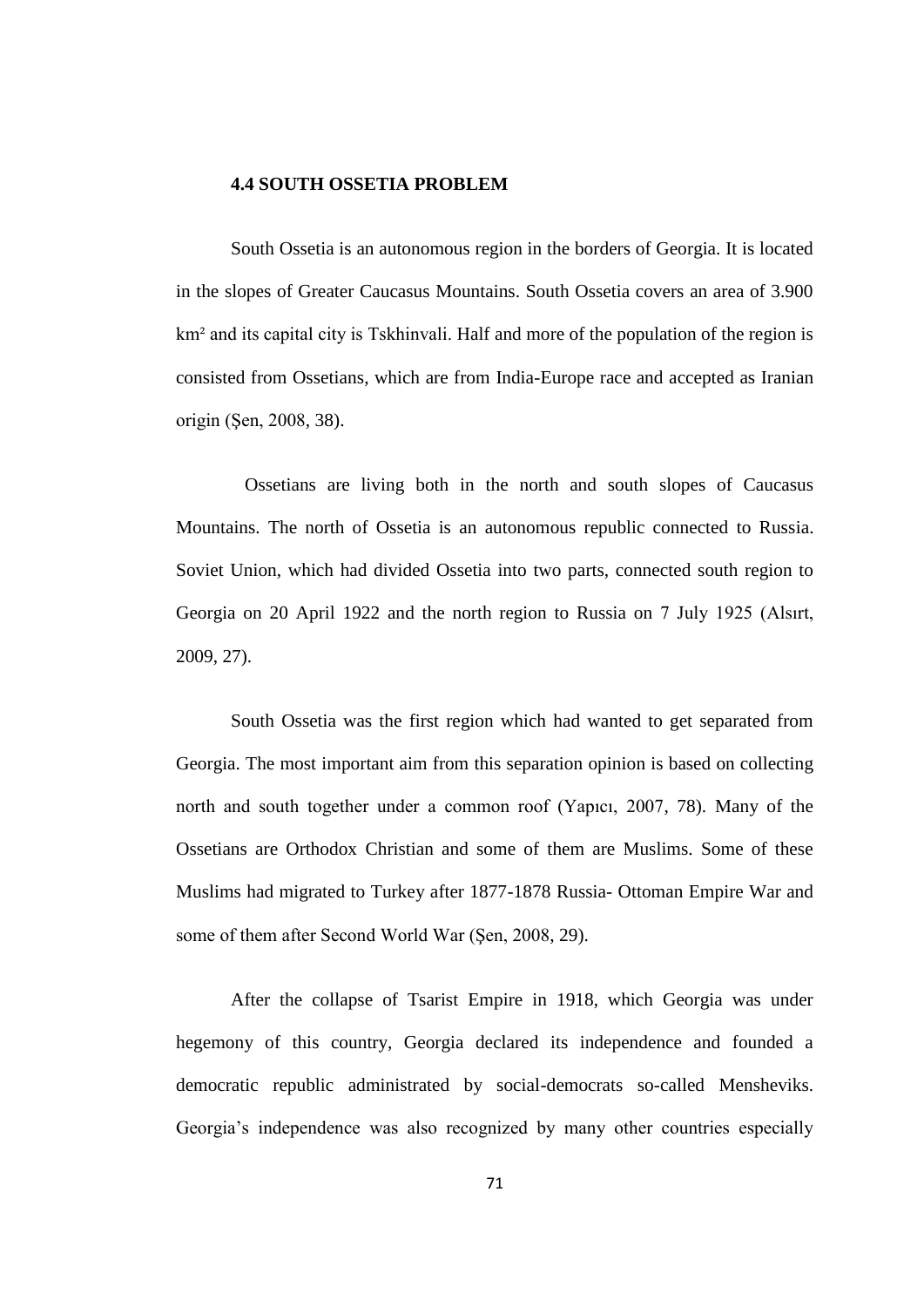### 4.4 SOUTH OSSETIA PROBLEM

South Ossetia is an autonomous region in the borders of Georgia. It is located in the slopes of Greater Caucasus Mountains. South Ossetia covers an area of 3.900 km² and its capital city is Tskhinvali. Half and more of the population of the region is consisted from Ossetians, which are from India-Europe race and accepted as Iranian origin (Şen, 2008, 38).

Ossetians are living both in the north and south slopes of Caucasus Mountains. The north of Ossetia is an autonomous republic connected to Russia. Soviet Union, which had divided Ossetia into two parts, connected south region to Georgia on 20 April 1922 and the north region to Russia on 7 July 1925 (Alsırt, 2009, 27).

South Ossetia was the first region which had wanted to get separated from Georgia. The most important aim from this separation opinion is based on collecting north and south together under a common roof (Yapıcı, 2007, 78). Many of the Ossetians are Orthodox Christian and some of them are Muslims. Some of these Muslims had migrated to Turkey after 1877-1878 Russia- Ottoman Empire War and some of them after Second World War (Şen, 2008, 29).

After the collapse of Tsarist Empire in 1918, which Georgia was under hegemony of this country, Georgia declared its independence and founded a democratic republic administrated by social-democrats so-called Mensheviks. Georgia's independence was also recognized by many other countries especially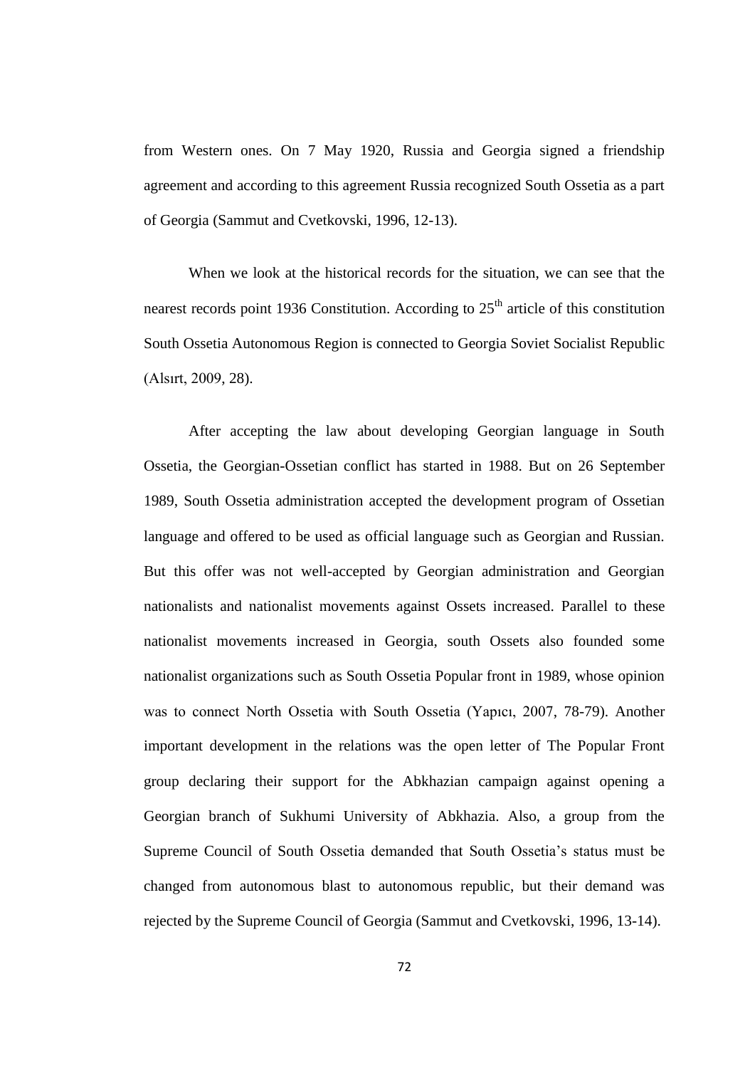from Western ones. On 7 May 1920, Russia and Georgia signed a friendship agreement and according to this agreement Russia recognized South Ossetia as a part of Georgia (Sammut and Cvetkovski, 1996, 12-13).

When we look at the historical records for the situation, we can see that the nearest records point 1936 Constitution. According to 25th article of this constitution South Ossetia Autonomous Region is connected to Georgia Soviet Socialist Republic (Alsırt, 2009, 28).

After accepting the law about developing Georgian language in South Ossetia, the Georgian-Ossetian conflict has started in 1988. But on 26 September 1989, South Ossetia administration accepted the development program of Ossetian language and offered to be used as official language such as Georgian and Russian. But this offer was not well-accepted by Georgian administration and Georgian nationalists and nationalist movements against Ossets increased. Parallel to these nationalist movements increased in Georgia, south Ossets also founded some nationalist organizations such as South Ossetia Popular front in 1989, whose opinion was to connect North Ossetia with South Ossetia (Yapıcı, 2007, 78-79). Another important development in the relations was the open letter of The Popular Front group declaring their support for the Abkhazian campaign against opening a Georgian branch of Sukhumi University of Abkhazia. Also, a group from the Supreme Council of South Ossetia demanded that South Ossetia's status must be changed from autonomous blast to autonomous republic, but their demand was rejected by the Supreme Council of Georgia (Sammut and Cvetkovski, 1996, 13-14).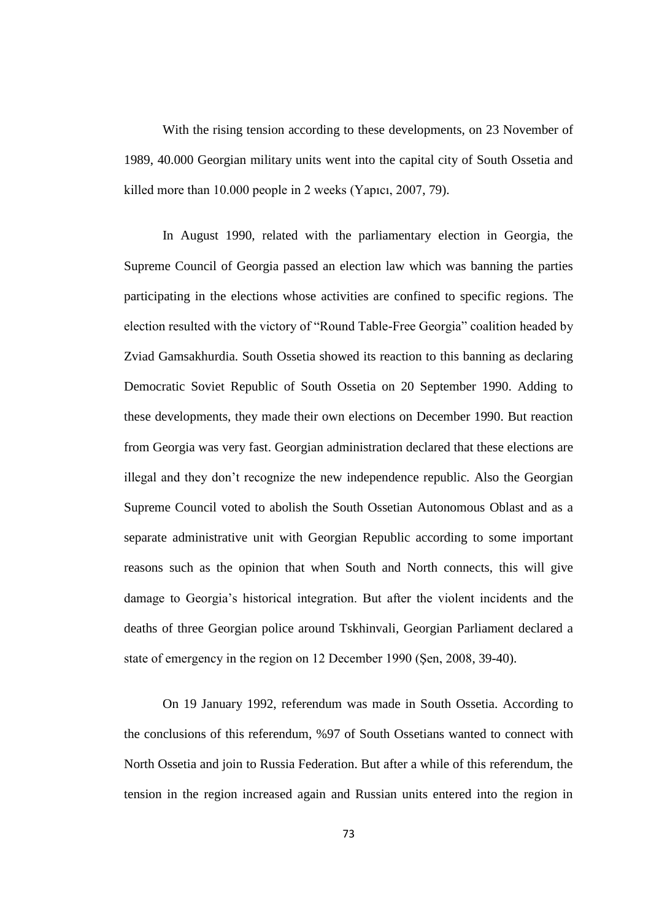With the rising tension according to these developments, on 23 November of 1989, 40.000 Georgian military units went into the capital city of South Ossetia and killed more than 10.000 people in 2 weeks (Yapıcı, 2007, 79).

In August 1990, related with the parliamentary election in Georgia, the Supreme Council of Georgia passed an election law which was banning the parties participating in the elections whose activities are confined to specific regions. The election resulted with the victory of "Round Table-Free Georgia" coalition headed by Zviad Gamsakhurdia. South Ossetia showed its reaction to this banning as declaring Democratic Soviet Republic of South Ossetia on 20 September 1990. Adding to these developments, they made their own elections on December 1990. But reaction from Georgia was very fast. Georgian administration declared that these elections are illegal and they don't recognize the new independence republic. Also the Georgian Supreme Council voted to abolish the South Ossetian Autonomous Oblast and as a separate administrative unit with Georgian Republic according to some important reasons such as the opinion that when South and North connects, this will give damage to Georgia's historical integration. But after the violent incidents and the deaths of three Georgian police around Tskhinvali, Georgian Parliament declared a state of emergency in the region on 12 December 1990 (Şen, 2008, 39-40).

On 19 January 1992, referendum was made in South Ossetia. According to the conclusions of this referendum, %97 of South Ossetians wanted to connect with North Ossetia and join to Russia Federation. But after a while of this referendum, the tension in the region increased again and Russian units entered into the region in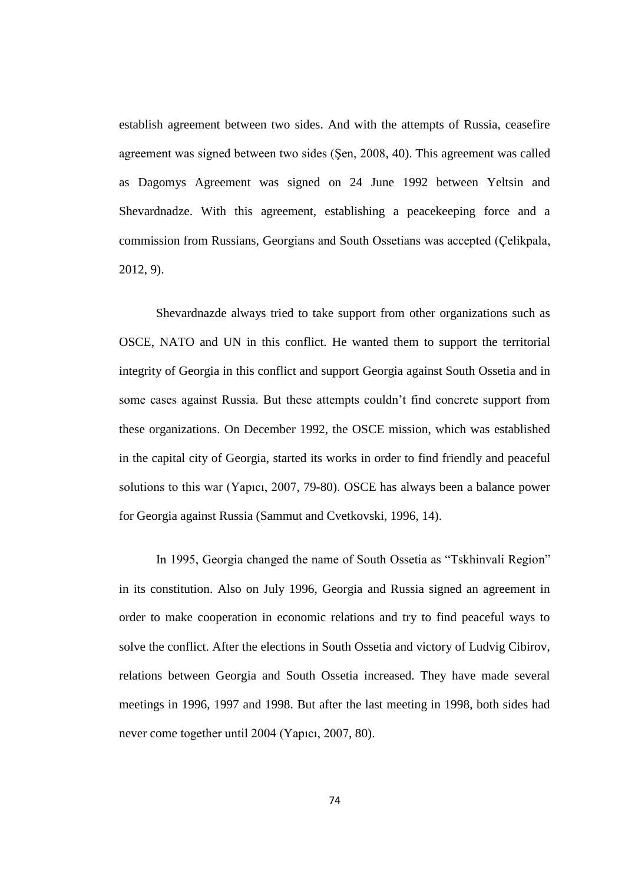establish agreement between two sides. And with the attempts of Russia, ceasefire agreement was signed between two sides (Şen, 2008, 40). This agreement was called as Dagomys Agreement was signed on 24 June 1992 between Yeltsin and Shevardnadze. With this agreement, establishing a peacekeeping force and a commission from Russians, Georgians and South Ossetians was accepted (Çelikpala, 2012, 9).

Shevardnazde always tried to take support from other organizations such as OSCE, NATO and UN in this conflict. He wanted them to support the territorial integrity of Georgia in this conflict and support Georgia against South Ossetia and in some cases against Russia. But these attempts couldn't find concrete support from these organizations. On December 1992, the OSCE mission, which was established in the capital city of Georgia, started its works in order to find friendly and peaceful solutions to this war (Yapıcı, 2007, 79-80). OSCE has always been a balance power for Georgia against Russia (Sammut and Cvetkovski, 1996, 14).

In 1995, Georgia changed the name of South Ossetia as "Tskhinvali Region" in its constitution. Also on July 1996, Georgia and Russia signed an agreement in order to make cooperation in economic relations and try to find peaceful ways to solve the conflict. After the elections in South Ossetia and victory of Ludvig Cibirov, relations between Georgia and South Ossetia increased. They have made several meetings in 1996, 1997 and 1998. But after the last meeting in 1998, both sides had never come together until 2004 (Yapıcı, 2007, 80).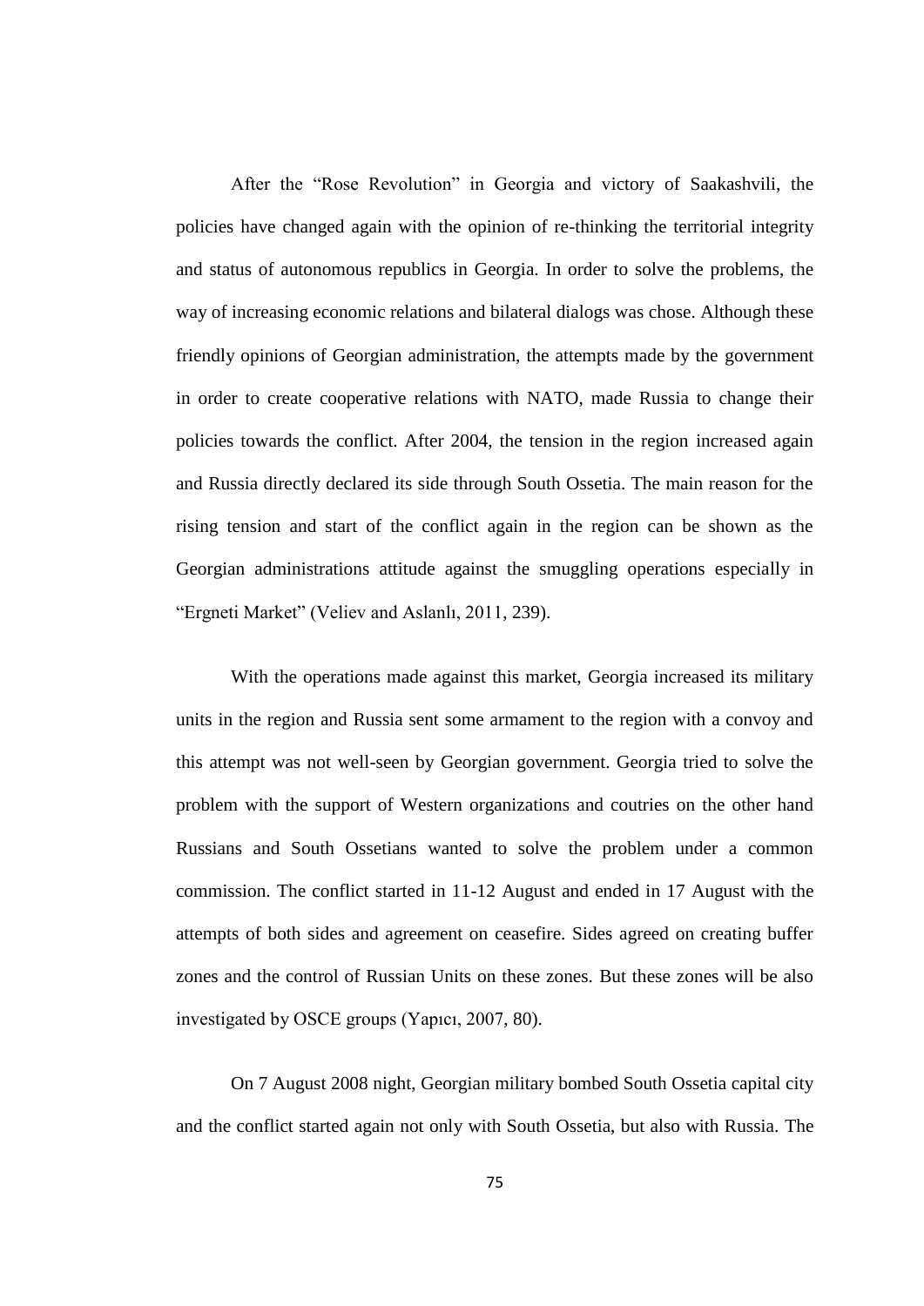After the "Rose Revolution" in Georgia and victory of Saakashvili, the policies have changed again with the opinion of re-thinking the territorial integrity and status of autonomous republics in Georgia. In order to solve the problems, the way of increasing economic relations and bilateral dialogs was chose. Although these friendly opinions of Georgian administration, the attempts made by the government in order to create cooperative relations with NATO, made Russia to change their policies towards the conflict. After 2004, the tension in the region increased again and Russia directly declared its side through South Ossetia. The main reason for the rising tension and start of the conflict again in the region can be shown as the Georgian administrations attitude against the smuggling operations especially in "Ergneti Market" (Veliev and Aslanlı, 2011, 239).

With the operations made against this market, Georgia increased its military units in the region and Russia sent some armament to the region with a convoy and this attempt was not well-seen by Georgian government. Georgia tried to solve the problem with the support of Western organizations and coutries on the other hand Russians and South Ossetians wanted to solve the problem under a common commission. The conflict started in 11-12 August and ended in 17 August with the attempts of both sides and agreement on ceasefire. Sides agreed on creating buffer zones and the control of Russian Units on these zones. But these zones will be also investigated by OSCE groups (Yapıcı, 2007, 80).

On 7 August 2008 night, Georgian military bombed South Ossetia capital city and the conflict started again not only with South Ossetia, but also with Russia. The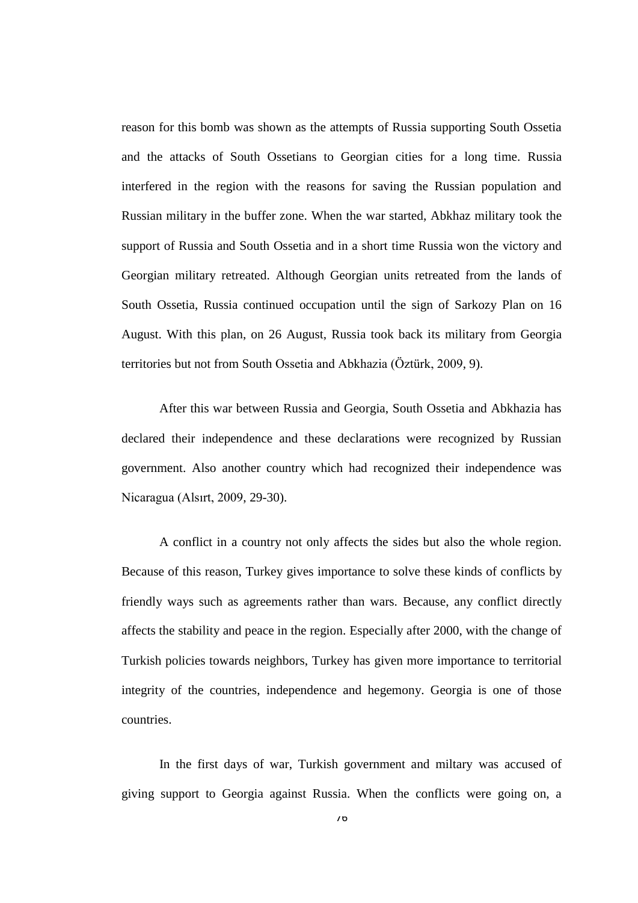reason for this bomb was shown as the attempts of Russia supporting South Ossetia and the attacks of South Ossetians to Georgian cities for a long time. Russia interfered in the region with the reasons for saving the Russian population and Russian military in the buffer zone. When the war started, Abkhaz military took the support of Russia and South Ossetia and in a short time Russia won the victory and Georgian military retreated. Although Georgian units retreated from the lands of South Ossetia, Russia continued occupation until the sign of Sarkozy Plan on 16 August. With this plan, on 26 August, Russia took back its military from Georgia territories but not from South Ossetia and Abkhazia (Öztürk, 2009, 9).

After this war between Russia and Georgia, South Ossetia and Abkhazia has declared their independence and these declarations were recognized by Russian government. Also another country which had recognized their independence was Nicaragua (Alsırt, 2009, 29-30).

A conflict in a country not only affects the sides but also the whole region. Because of this reason, Turkey gives importance to solve these kinds of conflicts by friendly ways such as agreements rather than wars. Because, any conflict directly affects the stability and peace in the region. Especially after 2000, with the change of Turkish policies towards neighbors, Turkey has given more importance to territorial integrity of the countries, independence and hegemony. Georgia is one of those countries.

In the first days of war, Turkish government and miltary was accused of giving support to Georgia against Russia. When the conflicts were going on, a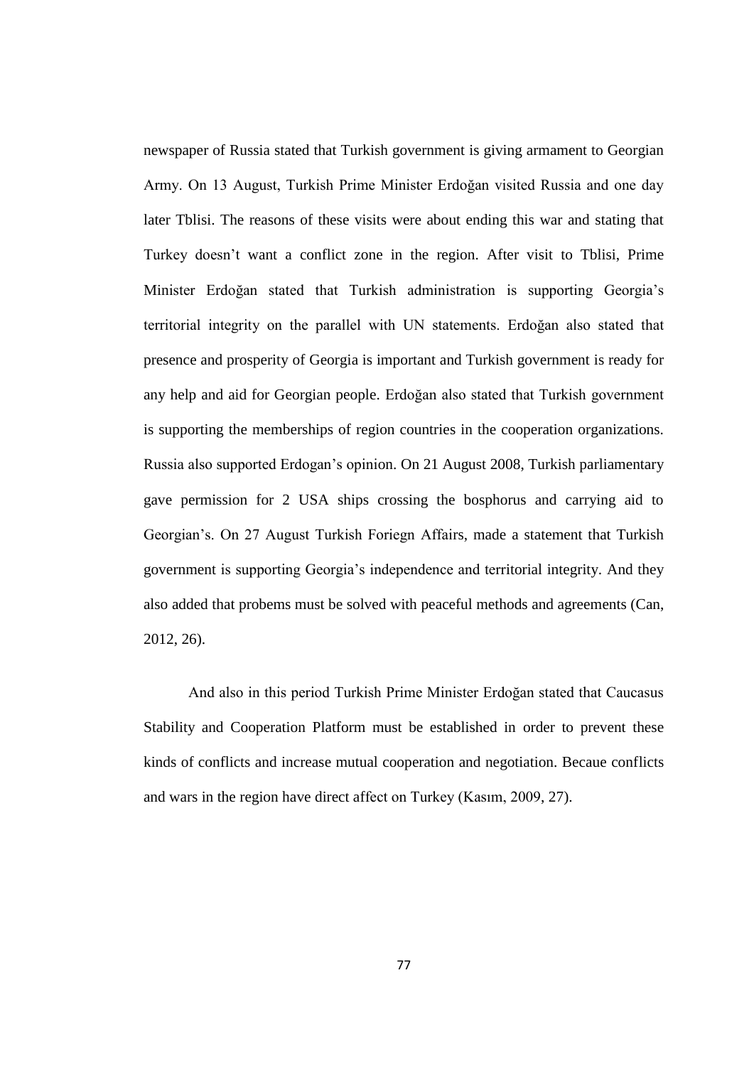newspaper of Russia stated that Turkish government is giving armament to Georgian Army. On 13 August, Turkish Prime Minister Erdoğan visited Russia and one day later Tblisi. The reasons of these visits were about ending this war and stating that Turkey doesn't want a conflict zone in the region. After visit to Tblisi, Prime Minister Erdoğan stated that Turkish administration is supporting Georgia's territorial integrity on the parallel with UN statements. Erdoğan also stated that presence and prosperity of Georgia is important and Turkish government is ready for any help and aid for Georgian people. Erdoğan also stated that Turkish government is supporting the memberships of region countries in the cooperation organizations. Russia also supported Erdogan's opinion. On 21 August 2008, Turkish parliamentary gave permission for 2 USA ships crossing the bosphorus and carrying aid to Georgian's. On 27 August Turkish Foriegn Affairs, made a statement that Turkish government is supporting Georgia's independence and territorial integrity. And they also added that probems must be solved with peaceful methods and agreements (Can, 2012, 26).

And also in this period Turkish Prime Minister Erdoğan stated that Caucasus Stability and Cooperation Platform must be established in order to prevent these kinds of conflicts and increase mutual cooperation and negotiation. Becaue conflicts and wars in the region have direct affect on Turkey (Kasım, 2009, 27).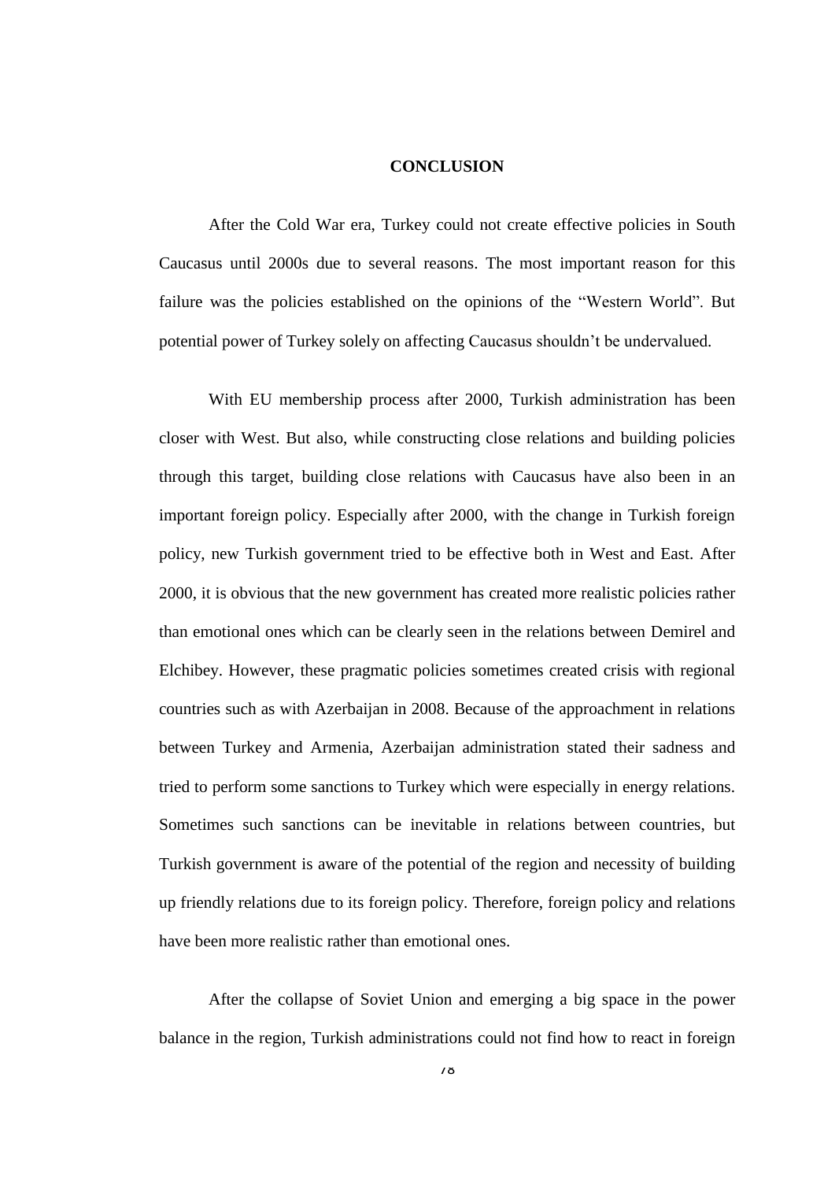# CONCLUSION

After the Cold War era, Turkey could not create effective policies in South Caucasus until 2000s due to several reasons. The most important reason for this failure was the policies established on the opinions of the "Western World". But potential power of Turkey solely on affecting Caucasus shouldn't be undervalued.

With EU membership process after 2000, Turkish administration has been closer with West. But also, while constructing close relations and building policies through this target, building close relations with Caucasus have also been in an important foreign policy. Especially after 2000, with the change in Turkish foreign policy, new Turkish government tried to be effective both in West and East. After 2000, it is obvious that the new government has created more realistic policies rather than emotional ones which can be clearly seen in the relations between Demirel and Elchibey. However, these pragmatic policies sometimes created crisis with regional countries such as with Azerbaijan in 2008. Because of the approachment in relations between Turkey and Armenia, Azerbaijan administration stated their sadness and tried to perform some sanctions to Turkey which were especially in energy relations. Sometimes such sanctions can be inevitable in relations between countries, but Turkish government is aware of the potential of the region and necessity of building up friendly relations due to its foreign policy. Therefore, foreign policy and relations have been more realistic rather than emotional ones.

After the collapse of Soviet Union and emerging a big space in the power balance in the region, Turkish administrations could not find how to react in foreign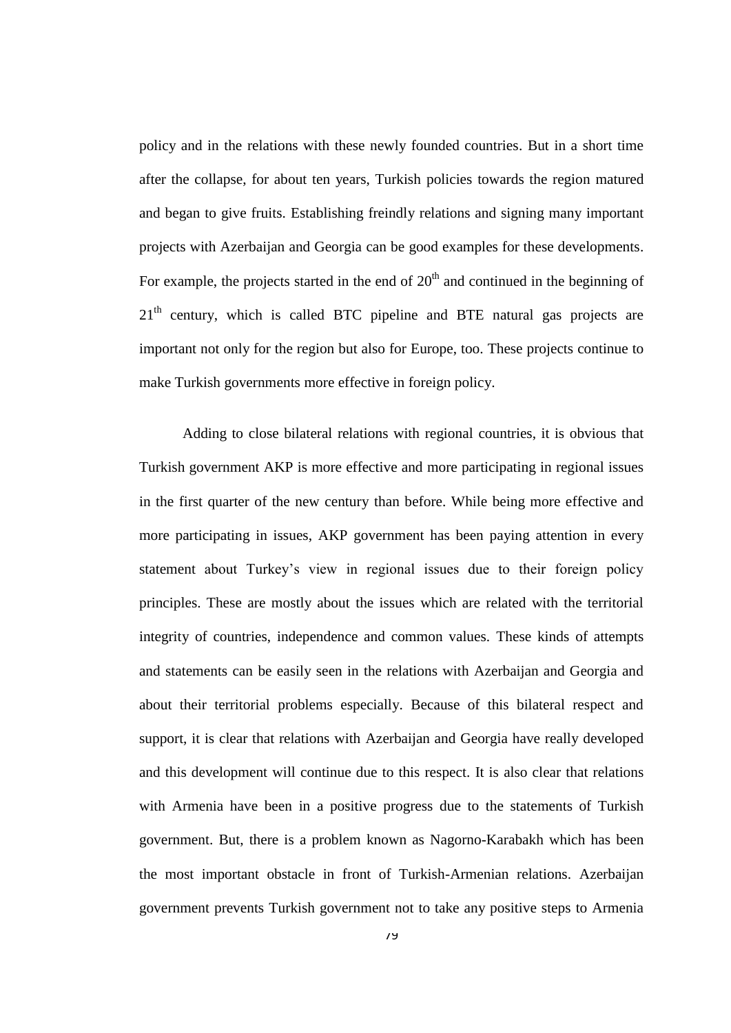policy and in the relations with these newly founded countries. But in a short time after the collapse, for about ten years, Turkish policies towards the region matured and began to give fruits. Establishing freindly relations and signing many important projects with Azerbaijan and Georgia can be good examples for these developments. For example, the projects started in the end of 20th and continued in the beginning of 21th century, which is called BTC pipeline and BTE natural gas projects are important not only for the region but also for Europe, too. These projects continue to make Turkish governments more effective in foreign policy.

Adding to close bilateral relations with regional countries, it is obvious that Turkish government AKP is more effective and more participating in regional issues in the first quarter of the new century than before. While being more effective and more participating in issues, AKP government has been paying attention in every statement about Turkey's view in regional issues due to their foreign policy principles. These are mostly about the issues which are related with the territorial integrity of countries, independence and common values. These kinds of attempts and statements can be easily seen in the relations with Azerbaijan and Georgia and about their territorial problems especially. Because of this bilateral respect and support, it is clear that relations with Azerbaijan and Georgia have really developed and this development will continue due to this respect. It is also clear that relations with Armenia have been in a positive progress due to the statements of Turkish government. But, there is a problem known as Nagorno-Karabakh which has been the most important obstacle in front of Turkish-Armenian relations. Azerbaijan government prevents Turkish government not to take any positive steps to Armenia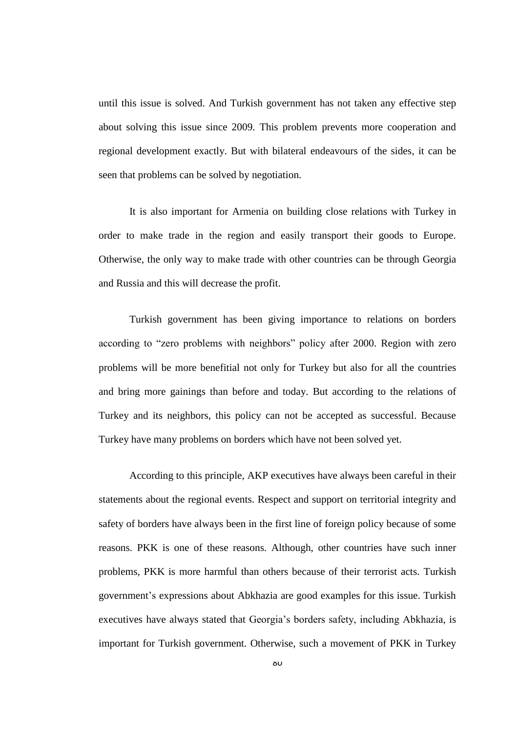until this issue is solved. And Turkish government has not taken any effective step about solving this issue since 2009. This problem prevents more cooperation and regional development exactly. But with bilateral endeavours of the sides, it can be seen that problems can be solved by negotiation.

It is also important for Armenia on building close relations with Turkey in order to make trade in the region and easily transport their goods to Europe. Otherwise, the only way to make trade with other countries can be through Georgia and Russia and this will decrease the profit.

Turkish government has been giving importance to relations on borders according to "zero problems with neighbors" policy after 2000. Region with zero problems will be more benefitial not only for Turkey but also for all the countries and bring more gainings than before and today. But according to the relations of Turkey and its neighbors, this policy can not be accepted as successful. Because Turkey have many problems on borders which have not been solved yet.

According to this principle, AKP executives have always been careful in their statements about the regional events. Respect and support on territorial integrity and safety of borders have always been in the first line of foreign policy because of some reasons. PKK is one of these reasons. Although, other countries have such inner problems, PKK is more harmful than others because of their terrorist acts. Turkish government's expressions about Abkhazia are good examples for this issue. Turkish executives have always stated that Georgia's borders safety, including Abkhazia, is important for Turkish government. Otherwise, such a movement of PKK in Turkey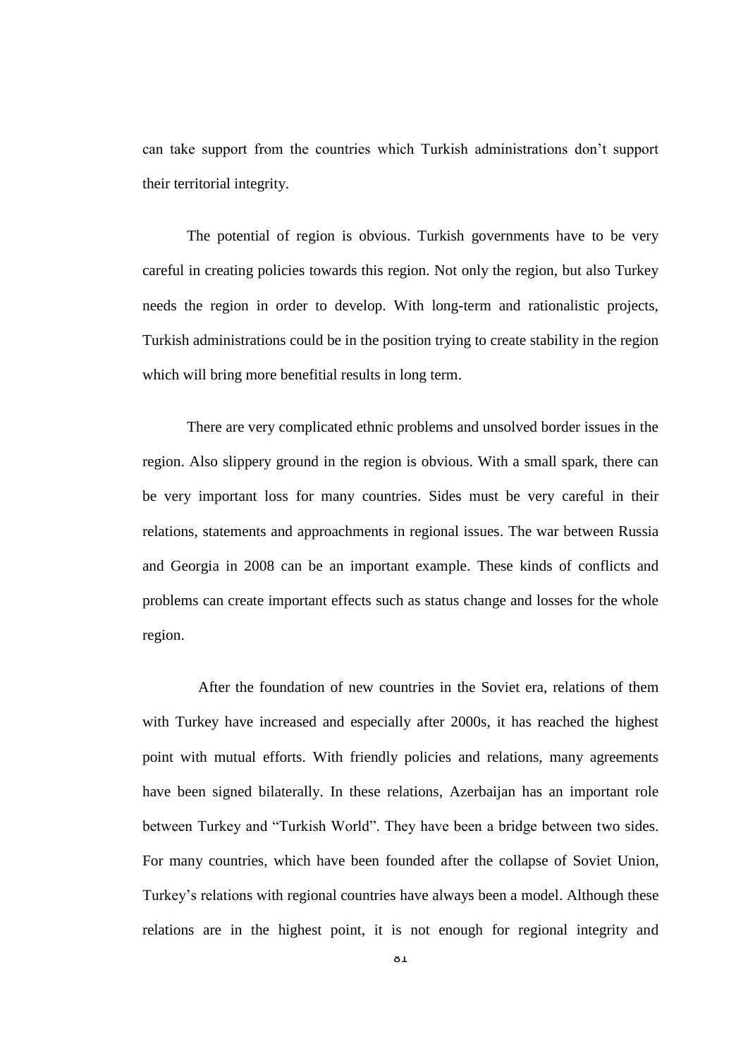can take support from the countries which Turkish administrations don't support their territorial integrity.

The potential of region is obvious. Turkish governments have to be very careful in creating policies towards this region. Not only the region, but also Turkey needs the region in order to develop. With long-term and rationalistic projects, Turkish administrations could be in the position trying to create stability in the region which will bring more benefitial results in long term.

There are very complicated ethnic problems and unsolved border issues in the region. Also slippery ground in the region is obvious. With a small spark, there can be very important loss for many countries. Sides must be very careful in their relations, statements and approachments in regional issues. The war between Russia and Georgia in 2008 can be an important example. These kinds of conflicts and problems can create important effects such as status change and losses for the whole region.

After the foundation of new countries in the Soviet era, relations of them with Turkey have increased and especially after 2000s, it has reached the highest point with mutual efforts. With friendly policies and relations, many agreements have been signed bilaterally. In these relations, Azerbaijan has an important role between Turkey and "Turkish World". They have been a bridge between two sides. For many countries, which have been founded after the collapse of Soviet Union, Turkey's relations with regional countries have always been a model. Although these relations are in the highest point, it is not enough for regional integrity and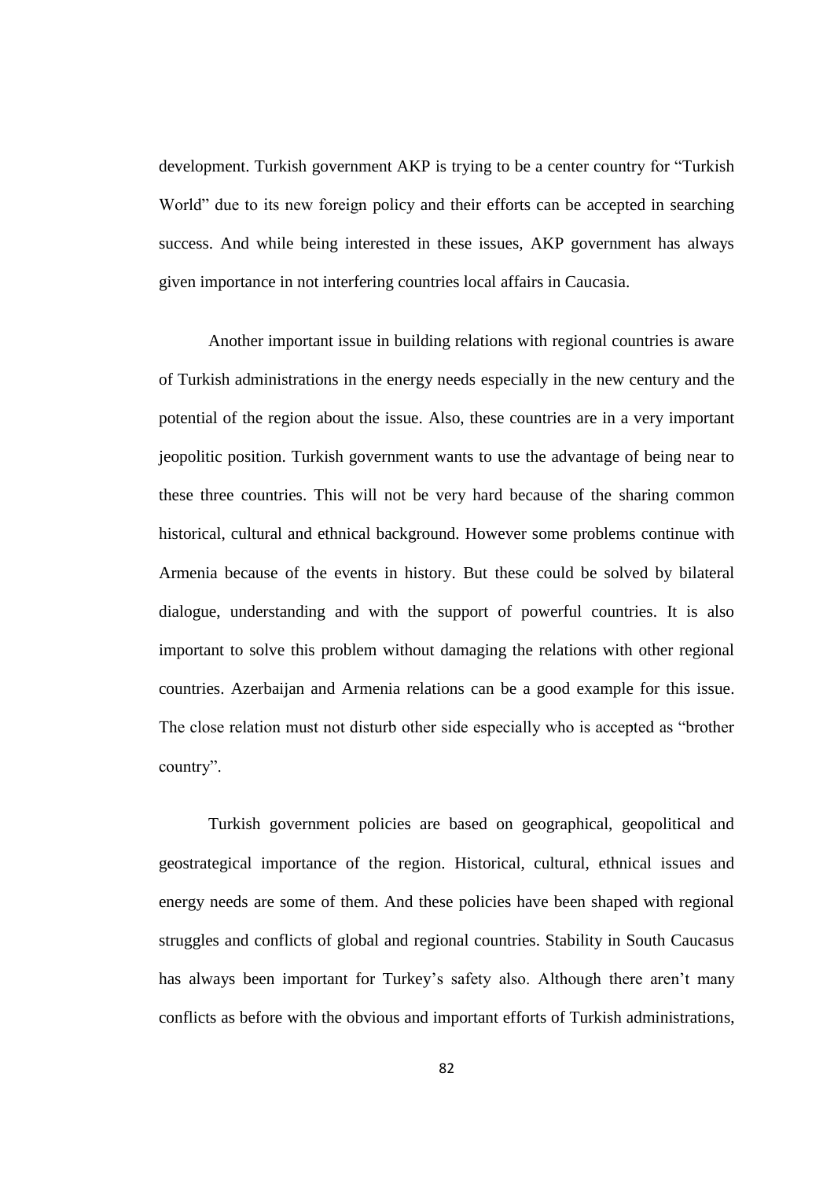development. Turkish government AKP is trying to be a center country for "Turkish World" due to its new foreign policy and their efforts can be accepted in searching success. And while being interested in these issues, AKP government has always given importance in not interfering countries local affairs in Caucasia.

Another important issue in building relations with regional countries is aware of Turkish administrations in the energy needs especially in the new century and the potential of the region about the issue. Also, these countries are in a very important jeopolitic position. Turkish government wants to use the advantage of being near to these three countries. This will not be very hard because of the sharing common historical, cultural and ethnical background. However some problems continue with Armenia because of the events in history. But these could be solved by bilateral dialogue, understanding and with the support of powerful countries. It is also important to solve this problem without damaging the relations with other regional countries. Azerbaijan and Armenia relations can be a good example for this issue. The close relation must not disturb other side especially who is accepted as "brother country".

Turkish government policies are based on geographical, geopolitical and geostrategical importance of the region. Historical, cultural, ethnical issues and energy needs are some of them. And these policies have been shaped with regional struggles and conflicts of global and regional countries. Stability in South Caucasus has always been important for Turkey's safety also. Although there aren't many conflicts as before with the obvious and important efforts of Turkish administrations,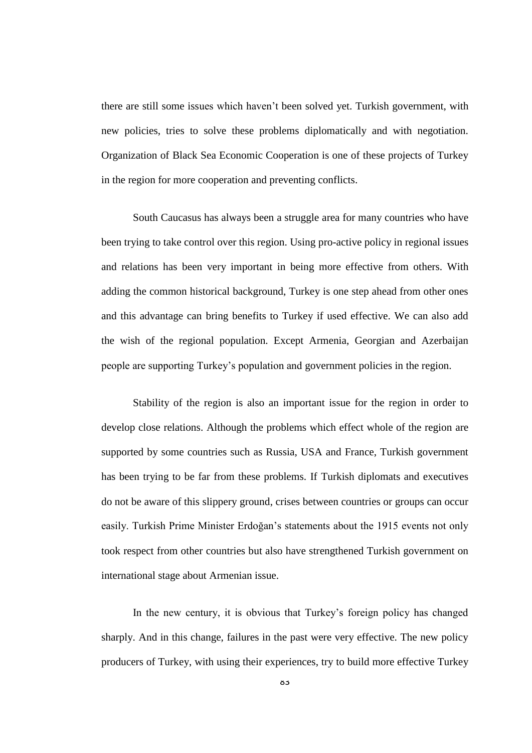there are still some issues which haven't been solved yet. Turkish government, with new policies, tries to solve these problems diplomatically and with negotiation. Organization of Black Sea Economic Cooperation is one of these projects of Turkey in the region for more cooperation and preventing conflicts.

South Caucasus has always been a struggle area for many countries who have been trying to take control over this region. Using pro-active policy in regional issues and relations has been very important in being more effective from others. With adding the common historical background, Turkey is one step ahead from other ones and this advantage can bring benefits to Turkey if used effective. We can also add the wish of the regional population. Except Armenia, Georgian and Azerbaijan people are supporting Turkey's population and government policies in the region.

Stability of the region is also an important issue for the region in order to develop close relations. Although the problems which effect whole of the region are supported by some countries such as Russia, USA and France, Turkish government has been trying to be far from these problems. If Turkish diplomats and executives do not be aware of this slippery ground, crises between countries or groups can occur easily. Turkish Prime Minister Erdoğan's statements about the 1915 events not only took respect from other countries but also have strengthened Turkish government on international stage about Armenian issue.

In the new century, it is obvious that Turkey's foreign policy has changed sharply. And in this change, failures in the past were very effective. The new policy producers of Turkey, with using their experiences, try to build more effective Turkey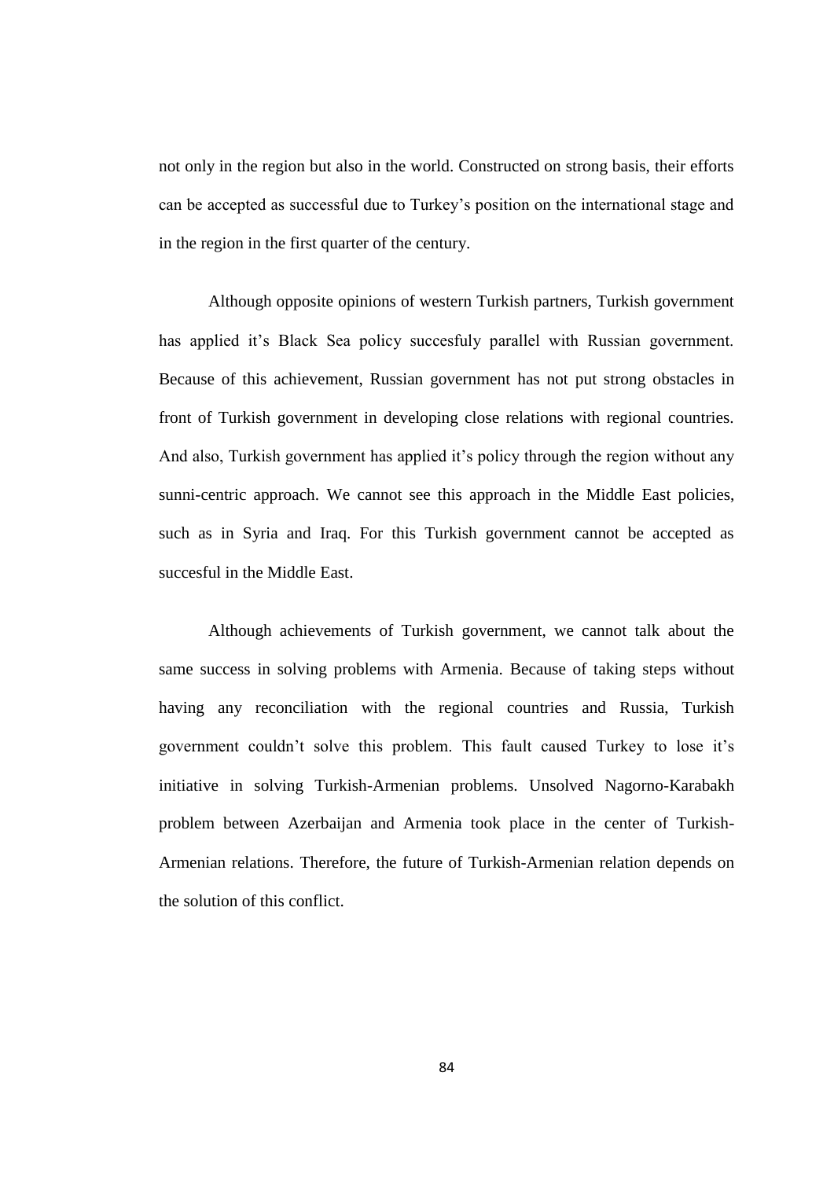not only in the region but also in the world. Constructed on strong basis, their efforts can be accepted as successful due to Turkey's position on the international stage and in the region in the first quarter of the century.

Although opposite opinions of western Turkish partners, Turkish government has applied it's Black Sea policy succesfuly parallel with Russian government. Because of this achievement, Russian government has not put strong obstacles in front of Turkish government in developing close relations with regional countries. And also, Turkish government has applied it's policy through the region without any sunni-centric approach. We cannot see this approach in the Middle East policies, such as in Syria and Iraq. For this Turkish government cannot be accepted as succesful in the Middle East.

Although achievements of Turkish government, we cannot talk about the same success in solving problems with Armenia. Because of taking steps without having any reconciliation with the regional countries and Russia, Turkish government couldn't solve this problem. This fault caused Turkey to lose it's initiative in solving Turkish-Armenian problems. Unsolved Nagorno-Karabakh problem between Azerbaijan and Armenia took place in the center of Turkish-Armenian relations. Therefore, the future of Turkish-Armenian relation depends on the solution of this conflict.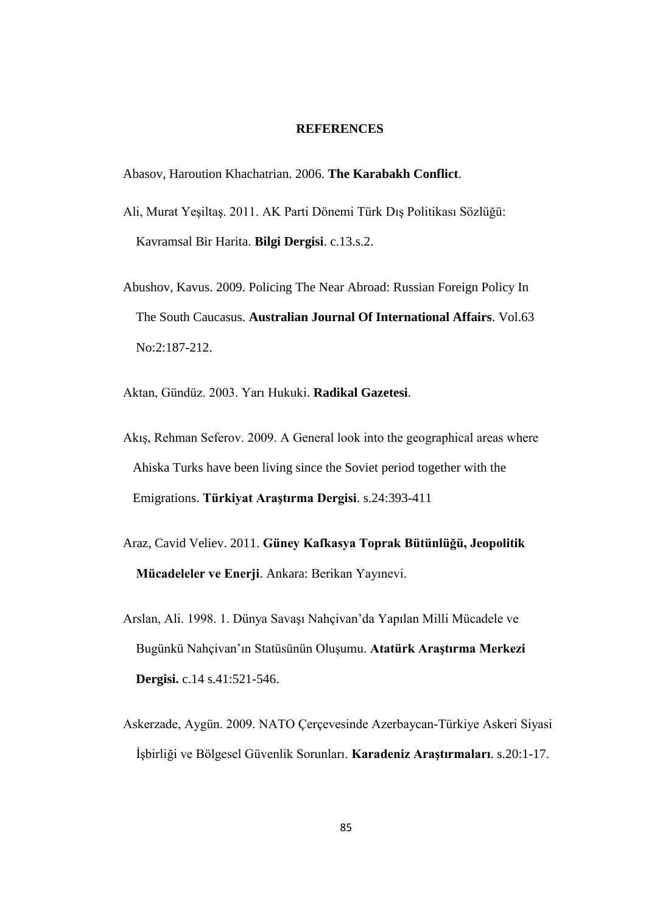# REFERENCES

Abasov, Haroution Khachatrian. 2006. **The Karabakh Conflict**.

Ali, Murat Yeşiltaş. 2011. AK Parti Dönemi Türk Dış Politikası Sözlüğü: Kavramsal Bir Harita. **Bilgi Dergisi**. c.13.s.2.

Abushov, Kavus. 2009. Policing The Near Abroad: Russian Foreign Policy In The South Caucasus. **Australian Journal Of International Affairs**. Vol.63 No:2:187-212.

Aktan, Gündüz. 2003. Yarı Hukuki. **Radikal Gazetesi**.

Akış, Rehman Seferov. 2009. A General look into the geographical areas where Ahiska Turks have been living since the Soviet period together with the Emigrations. **Türkiyat Araştırma Dergisi**. s.24:393-411

Araz, Cavid Veliev. 2011. **Güney Kafkasya Toprak Bütünlüğü, Jeopolitik Mücadeleler ve Enerji**. Ankara: Berikan Yayınevi.

Arslan, Ali. 1998. 1. Dünya Savaşı Nahçivan'da Yapılan Milli Mücadele ve Bugünkü Nahçivan'ın Statüsünün Oluşumu. **Atatürk Araştırma Merkezi Dergisi.** c.14 s.41:521-546.

Askerzade, Aygün. 2009. NATO Çerçevesinde Azerbaycan-Türkiye Askeri Siyasi İşbirliği ve Bölgesel Güvenlik Sorunları. **Karadeniz Araştırmaları**. s.20:1-17.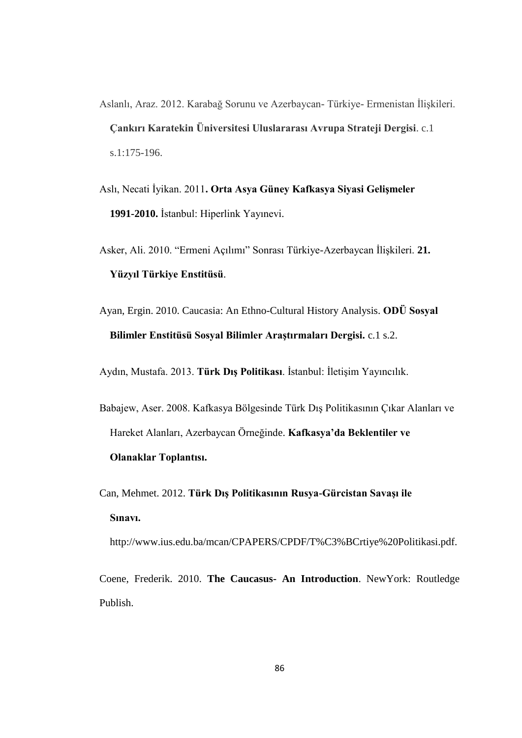Aslanlı, Araz. 2012. Karabağ Sorunu ve Azerbaycan- Türkiye- Ermenistan İlişkileri. **Çankırı Karatekin Üniversitesi Uluslararası Avrupa Strateji Dergisi**. c.1 s.1:175-196.

Aslı, Necati İyikan. 2011**. Orta Asya Güney Kafkasya Siyasi Gelişmeler 1991-2010.** İstanbul: Hiperlink Yayınevi.

Asker, Ali. 2010. "Ermeni Açılımı" Sonrası Türkiye-Azerbaycan İlişkileri. **21. Yüzyıl Türkiye Enstitüsü**.

Ayan, Ergin. 2010. Caucasia: An Ethno-Cultural History Analysis. **ODÜ Sosyal Bilimler Enstitüsü Sosyal Bilimler Araştırmaları Dergisi.** c.1 s.2.

Aydın, Mustafa. 2013. **Türk Dış Politikası**. İstanbul: İletişim Yayıncılık.

Babajew, Aser. 2008. Kafkasya Bölgesinde Türk Dış Politikasının Çıkar Alanları ve Hareket Alanları, Azerbaycan Örneğinde. **Kafkasya'da Beklentiler ve Olanaklar Toplantısı.**

Can, Mehmet. 2012. **Türk Dış Politikasının Rusya-Gürcistan Savaşı ile Sınavı.** http://www.ius.edu.ba/mcan/CPAPERS/CPDF/T%C3%BCrtiye%20Politikasi.pdf.

Coene, Frederik. 2010. **The Caucasus- An Introduction**. NewYork: Routledge Publish.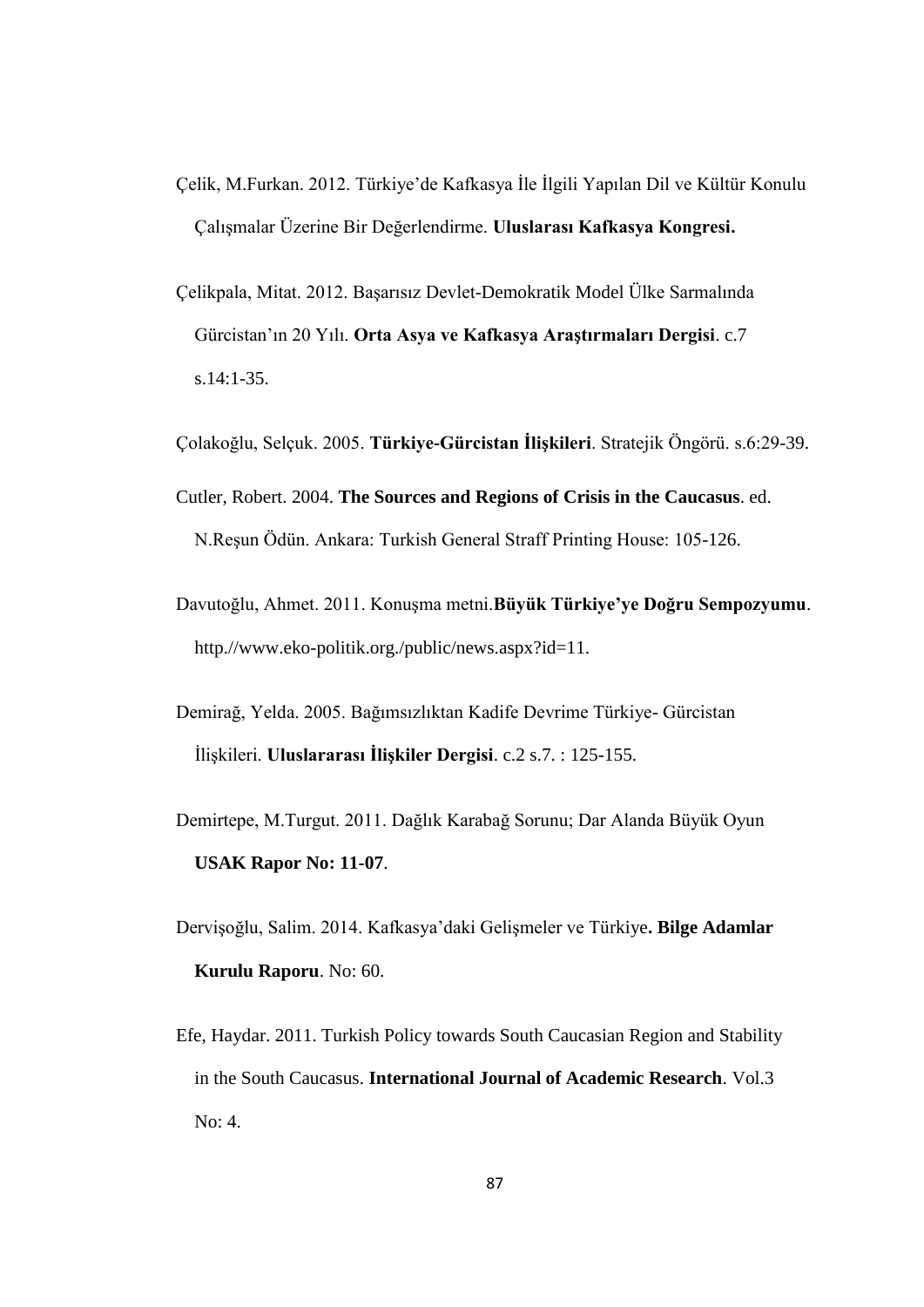Çelik, M.Furkan. 2012. Türkiye'de Kafkasya İle İlgili Yapılan Dil ve Kültür Konulu Çalışmalar Üzerine Bir Değerlendirme. **Uluslarası Kafkasya Kongresi.**

Çelikpala, Mitat. 2012. Başarısız Devlet-Demokratik Model Ülke Sarmalında Gürcistan'ın 20 Yılı. **Orta Asya ve Kafkasya Araştırmaları Dergisi**. c.7 s.14:1-35.

Çolakoğlu, Selçuk. 2005. **Türkiye-Gürcistan İlişkileri**. Stratejik Öngörü. s.6:29-39.

Cutler, Robert. 2004. **The Sources and Regions of Crisis in the Caucasus**. ed. N.Reşun Ödün. Ankara: Turkish General Straff Printing House: 105-126.

Davutoğlu, Ahmet. 2011. Konuşma metni.**Büyük Türkiye'ye Doğru Sempozyumu**. http.//www.eko-politik.org./public/news.aspx?id=11.

Demirağ, Yelda. 2005. Bağımsızlıktan Kadife Devrime Türkiye- Gürcistan İlişkileri. **Uluslararası İlişkiler Dergisi**. c.2 s.7. : 125-155.

Demirtepe, M.Turgut. 2011. Dağlık Karabağ Sorunu; Dar Alanda Büyük Oyun **USAK Rapor No: 11-07**.

Dervişoğlu, Salim. 2014. Kafkasya'daki Gelişmeler ve Türkiye**. Bilge Adamlar Kurulu Raporu**. No: 60.

Efe, Haydar. 2011. Turkish Policy towards South Caucasian Region and Stability in the South Caucasus. **International Journal of Academic Research**. Vol.3 No: 4.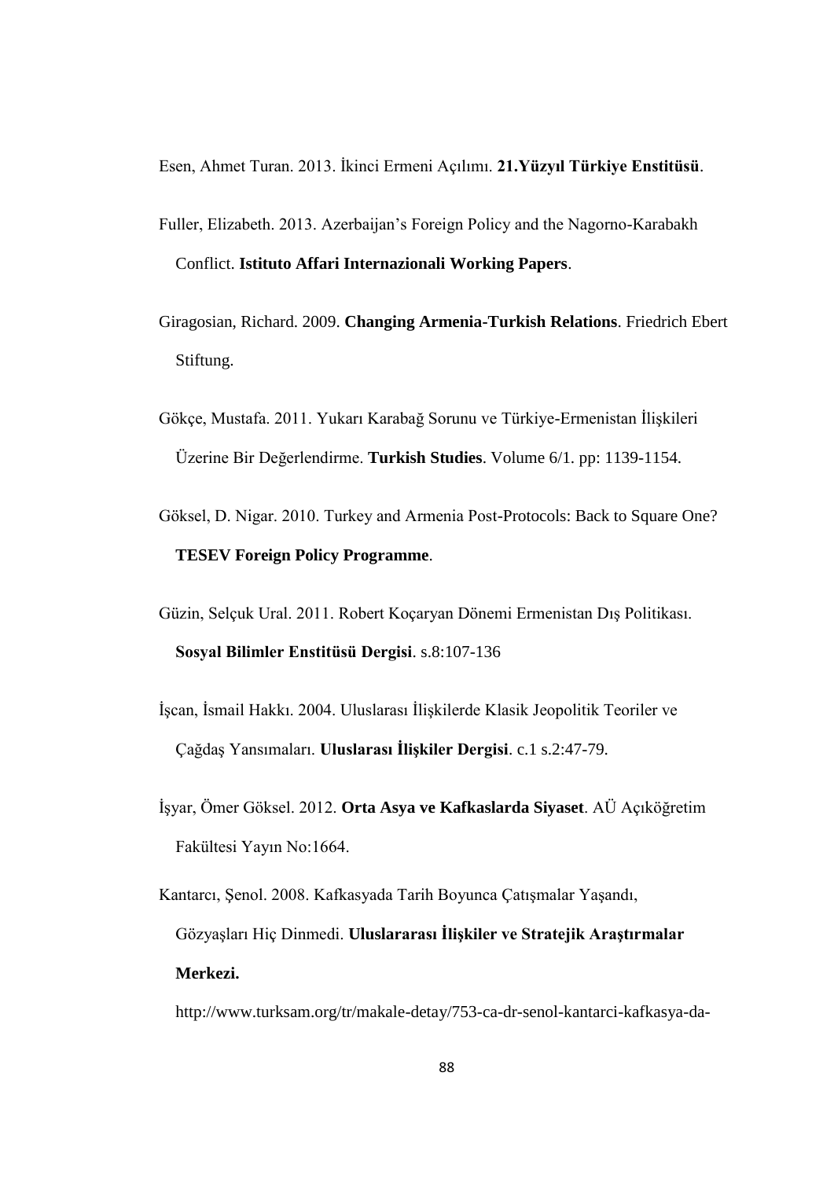Esen, Ahmet Turan. 2013. İkinci Ermeni Açılımı. **21.Yüzyıl Türkiye Enstitüsü**.

Fuller, Elizabeth. 2013. Azerbaijan's Foreign Policy and the Nagorno-Karabakh Conflict. **Istituto Affari Internazionali Working Papers**.

Giragosian, Richard. 2009. **Changing Armenia-Turkish Relations**. Friedrich Ebert Stiftung.

Gökçe, Mustafa. 2011. Yukarı Karabağ Sorunu ve Türkiye-Ermenistan İlişkileri Üzerine Bir Değerlendirme. **Turkish Studies**. Volume 6/1. pp: 1139-1154.

Göksel, D. Nigar. 2010. Turkey and Armenia Post-Protocols: Back to Square One? **TESEV Foreign Policy Programme**.

Güzin, Selçuk Ural. 2011. Robert Koçaryan Dönemi Ermenistan Dış Politikası. **Sosyal Bilimler Enstitüsü Dergisi**. s.8:107-136

İşcan, İsmail Hakkı. 2004. Uluslarası İlişkilerde Klasik Jeopolitik Teoriler ve Çağdaş Yansımaları. **Uluslarası İlişkiler Dergisi**. c.1 s.2:47-79.

İşyar, Ömer Göksel. 2012. **Orta Asya ve Kafkaslarda Siyaset**. AÜ Açıköğretim Fakültesi Yayın No:1664.

Kantarcı, Şenol. 2008. Kafkasyada Tarih Boyunca Çatışmalar Yaşandı, Gözyaşları Hiç Dinmedi. **Uluslararası İlişkiler ve Stratejik Araştırmalar Merkezi.** http://www.turksam.org/tr/makale-detay/753-ca-dr-senol-kantarci-kafkasya-da-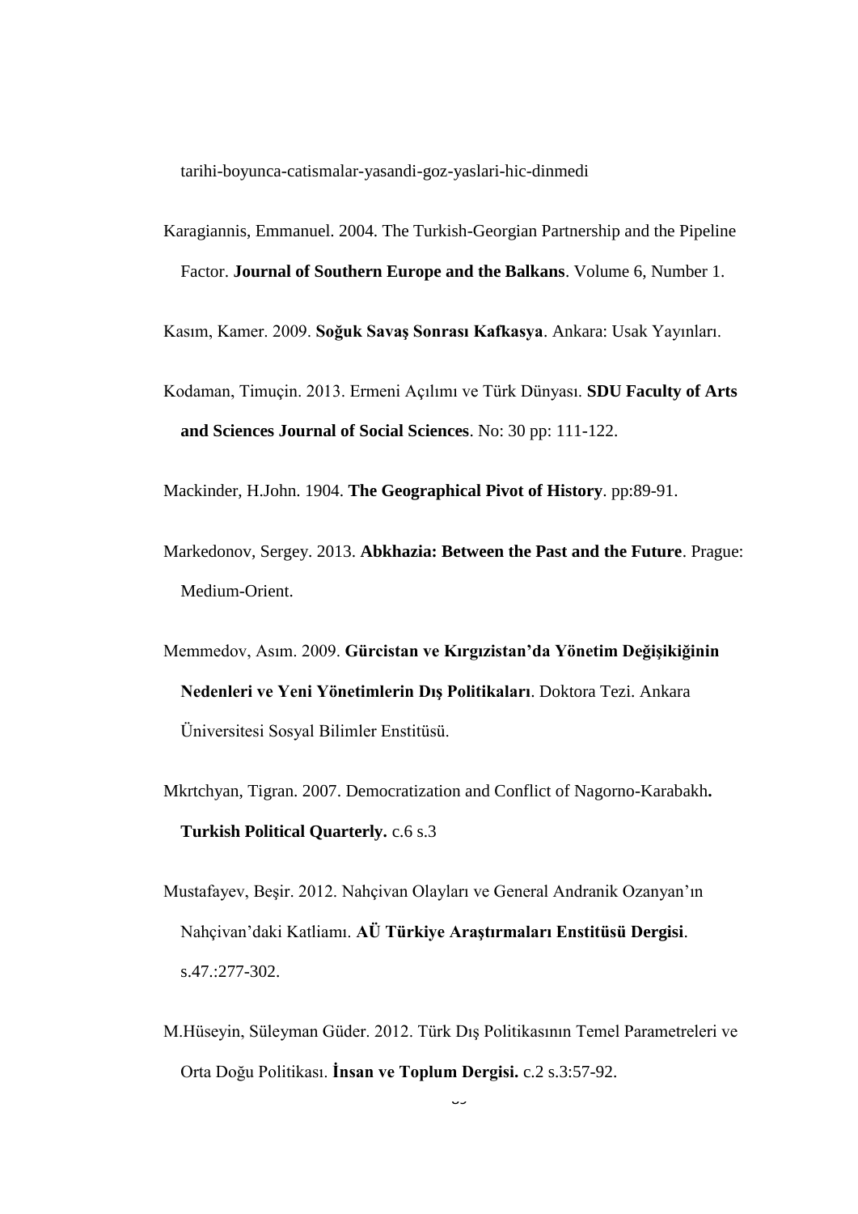tarihi-boyunca-catismalar-yasandi-goz-yaslari-hic-dinmedi

Karagiannis, Emmanuel. 2004. The Turkish-Georgian Partnership and the Pipeline Factor. **Journal of Southern Europe and the Balkans**. Volume 6, Number 1.

Kasım, Kamer. 2009. **Soğuk Savaş Sonrası Kafkasya**. Ankara: Usak Yayınları.

Kodaman, Timuçin. 2013. Ermeni Açılımı ve Türk Dünyası. **SDU Faculty of Arts and Sciences Journal of Social Sciences**. No: 30 pp: 111-122.

Mackinder, H.John. 1904. **The Geographical Pivot of History**. pp:89-91.

Markedonov, Sergey. 2013. **Abkhazia: Between the Past and the Future**. Prague: Medium-Orient.

Memmedov, Asım. 2009. **Gürcistan ve Kırgızistan'da Yönetim Değişikiğinin Nedenleri ve Yeni Yönetimlerin Dış Politikaları**. Doktora Tezi. Ankara Üniversitesi Sosyal Bilimler Enstitüsü.

Mkrtchyan, Tigran. 2007. Democratization and Conflict of Nagorno-Karabakh**. Turkish Political Quarterly.** c.6 s.3

Mustafayev, Beşir. 2012. Nahçivan Olayları ve General Andranik Ozanyan'ın Nahçivan'daki Katliamı. **AÜ Türkiye Araştırmaları Enstitüsü Dergisi**. s.47.:277-302.

M.Hüseyin, Süleyman Güder. 2012. Türk Dış Politikasının Temel Parametreleri ve Orta Doğu Politikası. **İnsan ve Toplum Dergisi.** c.2 s.3:57-92.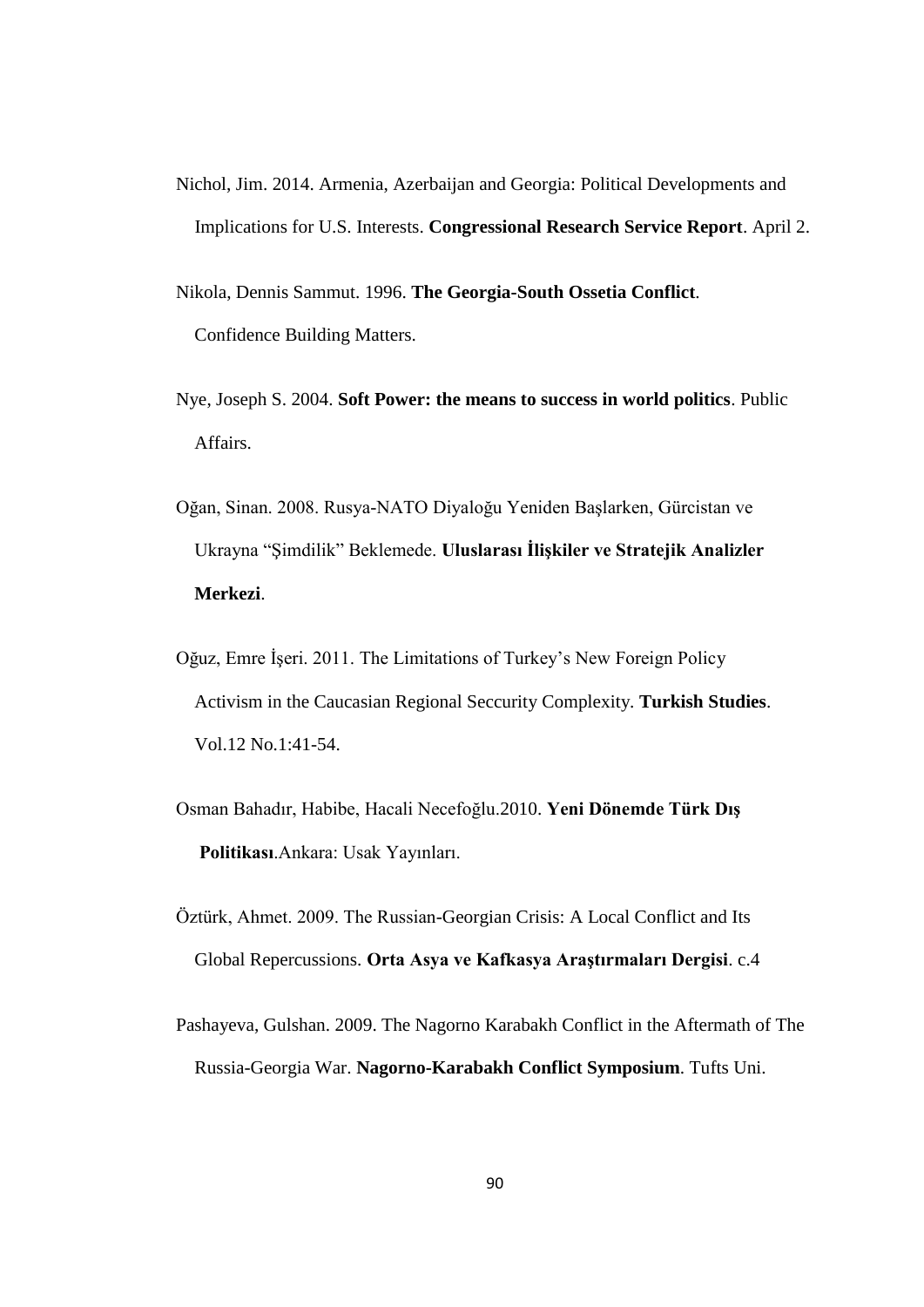Nichol, Jim. 2014. Armenia, Azerbaijan and Georgia: Political Developments and Implications for U.S. Interests. **Congressional Research Service Report**. April 2.

Nikola, Dennis Sammut. 1996. **The Georgia-South Ossetia Conflict**. Confidence Building Matters.

Nye, Joseph S. 2004. **Soft Power: the means to success in world politics**. Public Affairs.

Oğan, Sinan. 2008. Rusya-NATO Diyaloğu Yeniden Başlarken, Gürcistan ve Ukrayna "Şimdilik" Beklemede. **Uluslarası İlişkiler ve Stratejik Analizler Merkezi**.

Oğuz, Emre İşeri. 2011. The Limitations of Turkey's New Foreign Policy Activism in the Caucasian Regional Seccurity Complexity. **Turkish Studies**. Vol.12 No.1:41-54.

Osman Bahadır, Habibe, Hacali Necefoğlu.2010. **Yeni Dönemde Türk Dış Politikası**.Ankara: Usak Yayınları.

Öztürk, Ahmet. 2009. The Russian-Georgian Crisis: A Local Conflict and Its Global Repercussions. **Orta Asya ve Kafkasya Araştırmaları Dergisi**. c.4

Pashayeva, Gulshan. 2009. The Nagorno Karabakh Conflict in the Aftermath of The Russia-Georgia War. **Nagorno-Karabakh Conflict Symposium**. Tufts Uni.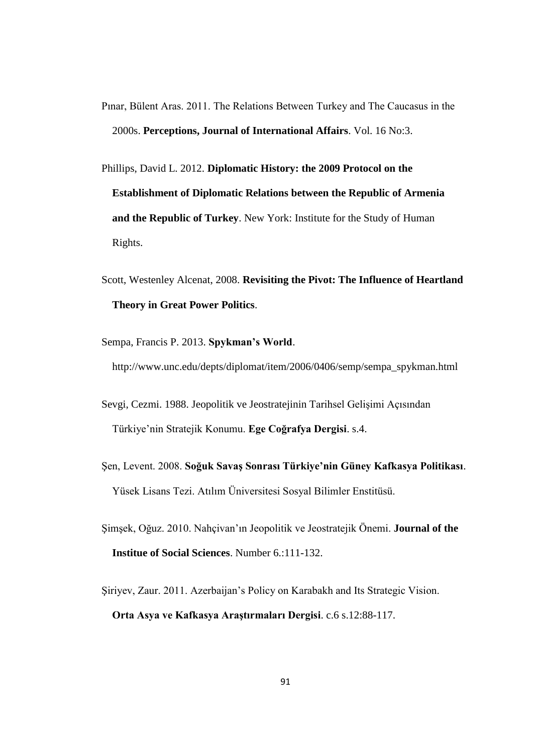Pınar, Bülent Aras. 2011. The Relations Between Turkey and The Caucasus in the 2000s. **Perceptions, Journal of International Affairs**. Vol. 16 No:3.

Phillips, David L. 2012. **Diplomatic History: the 2009 Protocol on the Establishment of Diplomatic Relations between the Republic of Armenia and the Republic of Turkey**. New York: Institute for the Study of Human Rights.

Scott, Westenley Alcenat, 2008. **Revisiting the Pivot: The Influence of Heartland Theory in Great Power Politics**.

Sempa, Francis P. 2013. **Spykman's World**. http://www.unc.edu/depts/diplomat/item/2006/0406/semp/sempa_spykman.html

Sevgi, Cezmi. 1988. Jeopolitik ve Jeostratejinin Tarihsel Gelişimi Açısından Türkiye'nin Stratejik Konumu. **Ege Coğrafya Dergisi**. s.4.

Şen, Levent. 2008. **Soğuk Savaş Sonrası Türkiye'nin Güney Kafkasya Politikası**. Yüsek Lisans Tezi. Atılım Üniversitesi Sosyal Bilimler Enstitüsü.

Şimşek, Oğuz. 2010. Nahçivan'ın Jeopolitik ve Jeostratejik Önemi. **Journal of the Institue of Social Sciences**. Number 6.:111-132.

Şiriyev, Zaur. 2011. Azerbaijan's Policy on Karabakh and Its Strategic Vision. **Orta Asya ve Kafkasya Araştırmaları Dergisi**. c.6 s.12:88-117.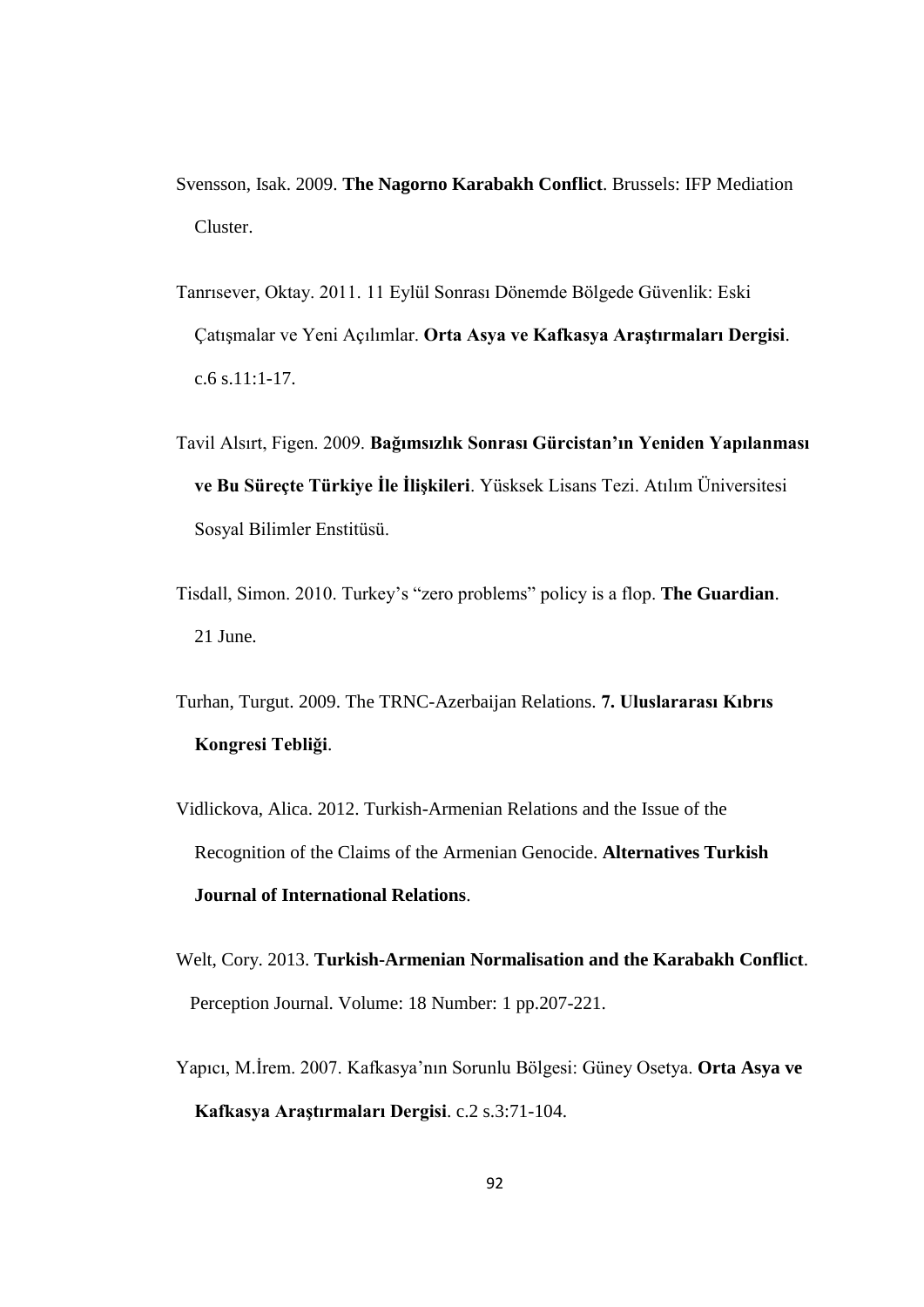Svensson, Isak. 2009. **The Nagorno Karabakh Conflict**. Brussels: IFP Mediation Cluster.

Tanrısever, Oktay. 2011. 11 Eylül Sonrası Dönemde Bölgede Güvenlik: Eski Çatışmalar ve Yeni Açılımlar. **Orta Asya ve Kafkasya Araştırmaları Dergisi**. c.6 s.11:1-17.

Tavil Alsırt, Figen. 2009. **Bağımsızlık Sonrası Gürcistan'ın Yeniden Yapılanması ve Bu Süreçte Türkiye İle İlişkileri**. Yüsksek Lisans Tezi. Atılım Üniversitesi Sosyal Bilimler Enstitüsü.

Tisdall, Simon. 2010. Turkey's "zero problems" policy is a flop. **The Guardian**. 21 June.

Turhan, Turgut. 2009. The TRNC-Azerbaijan Relations. **7. Uluslararası Kıbrıs Kongresi Tebliği**.

Vidlickova, Alica. 2012. Turkish-Armenian Relations and the Issue of the Recognition of the Claims of the Armenian Genocide. **Alternatives Turkish Journal of International Relations**.

Welt, Cory. 2013. **Turkish-Armenian Normalisation and the Karabakh Conflict**. Perception Journal. Volume: 18 Number: 1 pp.207-221.

Yapıcı, M.İrem. 2007. Kafkasya'nın Sorunlu Bölgesi: Güney Osetya. **Orta Asya ve Kafkasya Araştırmaları Dergisi**. c.2 s.3:71-104.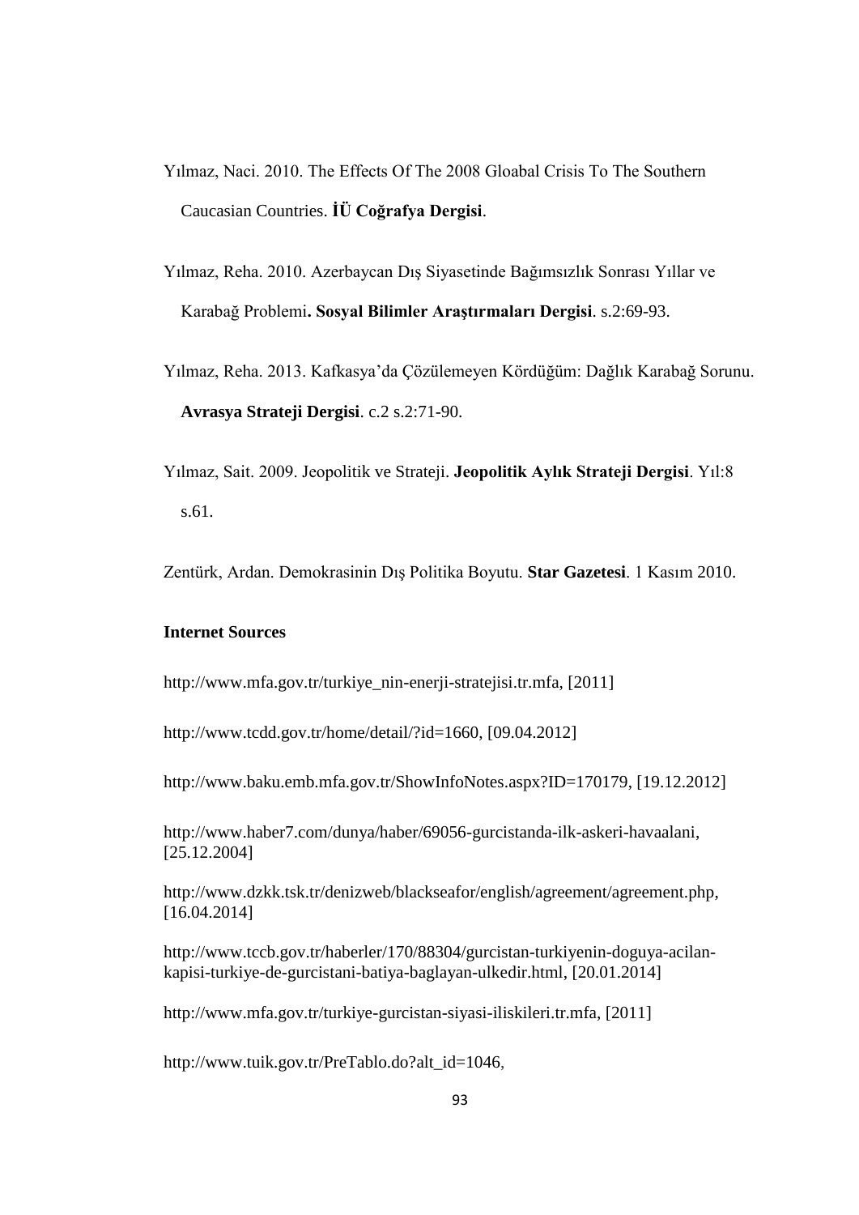Yılmaz, Naci. 2010. The Effects Of The 2008 Gloabal Crisis To The Southern Caucasian Countries. **İÜ Coğrafya Dergisi**.

Yılmaz, Reha. 2010. Azerbaycan Dış Siyasetinde Bağımsızlık Sonrası Yıllar ve Karabağ Problemi**. Sosyal Bilimler Araştırmaları Dergisi**. s.2:69-93.

Yılmaz, Reha. 2013. Kafkasya'da Çözülemeyen Kördüğüm: Dağlık Karabağ Sorunu. **Avrasya Strateji Dergisi**. c.2 s.2:71-90.

Yılmaz, Sait. 2009. Jeopolitik ve Strateji. **Jeopolitik Aylık Strateji Dergisi**. Yıl:8 s.61.

Zentürk, Ardan. Demokrasinin Dış Politika Boyutu. **Star Gazetesi**. 1 Kasım 2010.

**Internet Sources**

http://www.mfa.gov.tr/turkiye_nin-enerji-stratejisi.tr.mfa, [2011]

http://www.tcdd.gov.tr/home/detail/?id=1660, [09.04.2012]

http://www.baku.emb.mfa.gov.tr/ShowInfoNotes.aspx?ID=170179, [19.12.2012]

http://www.haber7.com/dunya/haber/69056-gurcistanda-ilk-askeri-havaalani, [25.12.2004]

http://www.dzkk.tsk.tr/denizweb/blackseafor/english/agreement/agreement.php, [16.04.2014]

http://www.tccb.gov.tr/haberler/170/88304/gurcistan-turkiyenin-doguya-acilan-kapisi-turkiye-de-gurcistani-batiya-baglayan-ulkedir.html, [20.01.2014]

http://www.mfa.gov.tr/turkiye-gurcistan-siyasi-iliskileri.tr.mfa, [2011]

http://www.tuik.gov.tr/PreTablo.do?alt_id=1046,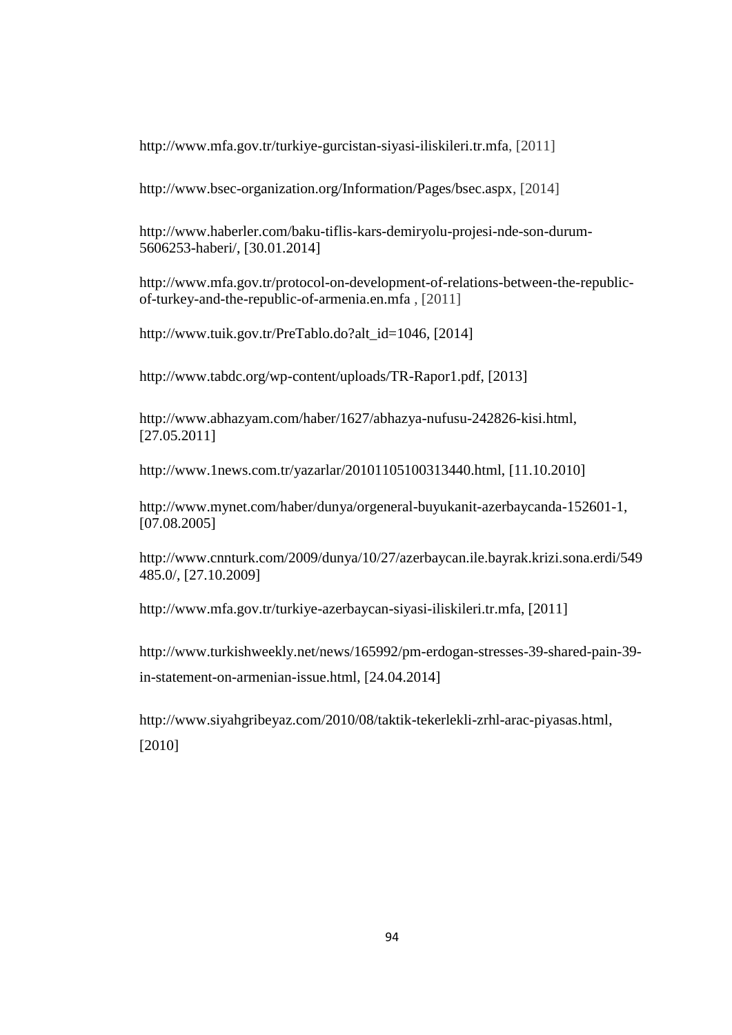http://www.mfa.gov.tr/turkiye-gurcistan-siyasi-iliskileri.tr.mfa, [2011]

http://www.bsec-organization.org/Information/Pages/bsec.aspx, [2014]

http://www.haberler.com/baku-tiflis-kars-demiryolu-projesi-nde-son-durum-5606253-haberi/, [30.01.2014]

http://www.mfa.gov.tr/protocol-on-development-of-relations-between-the-republic-of-turkey-and-the-republic-of-armenia.en.mfa , [2011]

http://www.tuik.gov.tr/PreTablo.do?alt_id=1046, [2014]

http://www.tabdc.org/wp-content/uploads/TR-Rapor1.pdf, [2013]

http://www.abhazyam.com/haber/1627/abhazya-nufusu-242826-kisi.html, [27.05.2011]

http://www.1news.com.tr/yazarlar/20101105100313440.html, [11.10.2010]

http://www.mynet.com/haber/dunya/orgeneral-buyukanit-azerbaycanda-152601-1, [07.08.2005]

http://www.cnnturk.com/2009/dunya/10/27/azerbaycan.ile.bayrak.krizi.sona.erdi/549485.0/, [27.10.2009]

http://www.mfa.gov.tr/turkiye-azerbaycan-siyasi-iliskileri.tr.mfa, [2011]

http://www.turkishweekly.net/news/165992/pm-erdogan-stresses-39-shared-pain-39-in-statement-on-armenian-issue.html, [24.04.2014]

http://www.siyahgribeyaz.com/2010/08/taktik-tekerlekli-zrhl-arac-piyasas.html, [2010]